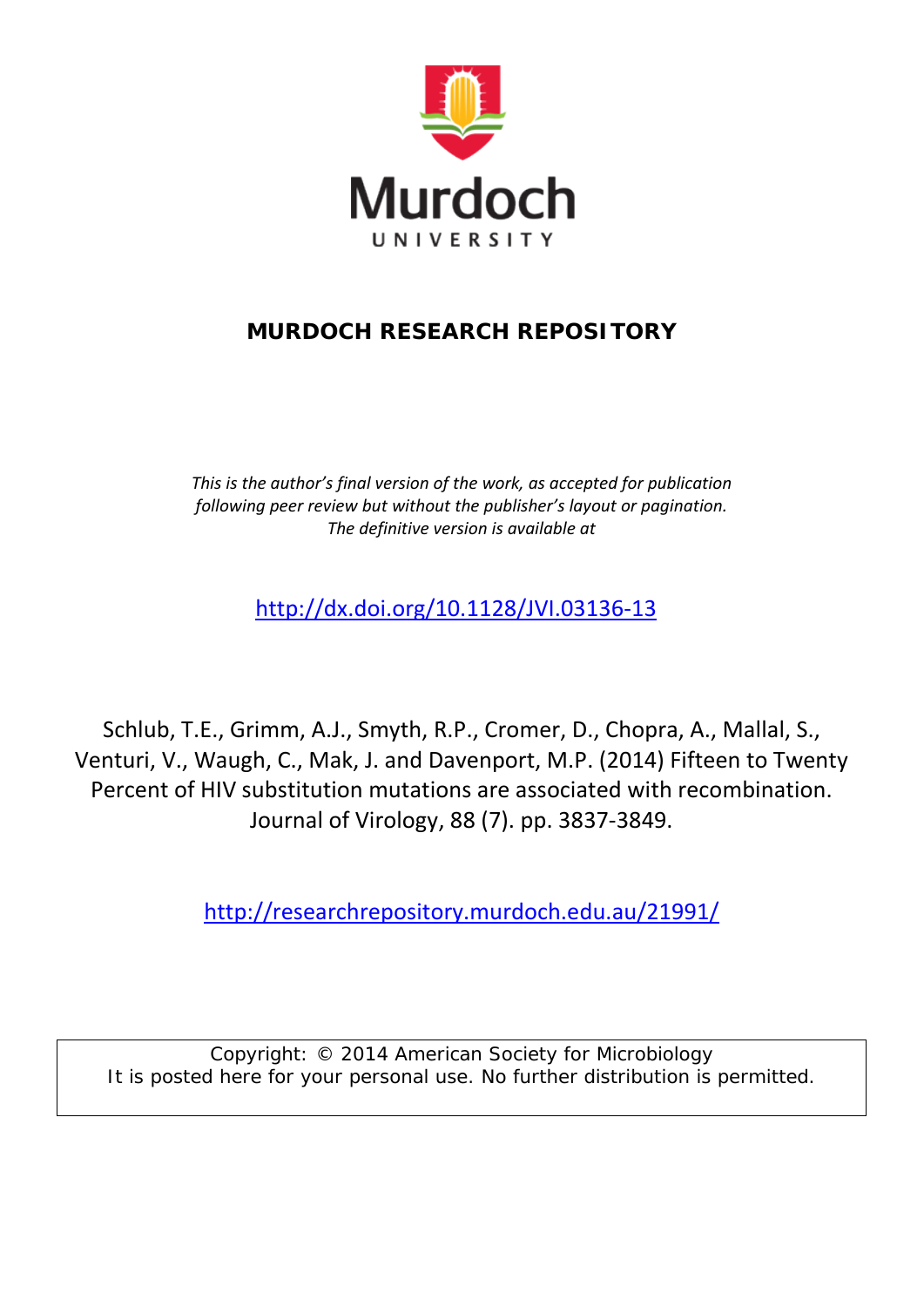Murdoch

UNIVERSITY

**MURDOCH RESEARCH REPOSITORY**

*This is the author's final version of the work, as accepted for publication following peer review but without the publisher's layout or pagination. The definitive version is available at*

http://dx.doi.org/10.1128/JVI.03136-13

Schlub, T.E., Grimm, A.J., Smyth, R.P., Cromer, D., Chopra, A., Mallal, S., Venturi, V., Waugh, C., Mak, J. and Davenport, M.P. (2014) Fifteen to Twenty Percent of HIV substitution mutations are associated with recombination. Journal of Virology, 88 (7). pp. 3837-3849.

http://researchrepository.murdoch.edu.au/21991/

Copyright: © 2014 American Society for Microbiology
It is posted here for your personal use. No further distribution is permitted.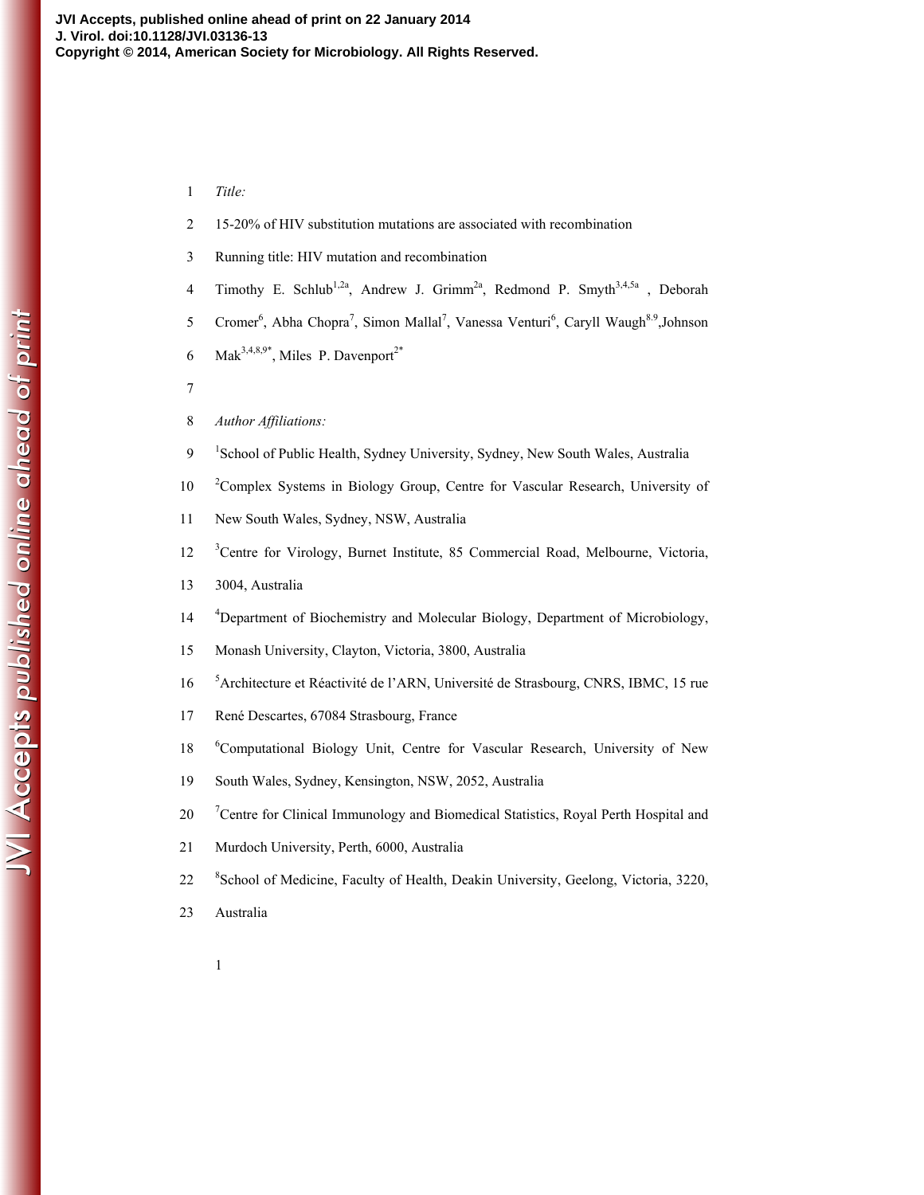*Title:*

15-20% of HIV substitution mutations are associated with recombination

Running title: HIV mutation and recombination

Timothy E. Schlub[1,2a], Andrew J. Grimm[2a], Redmond P. Smyth[3,4,5a], Deborah Cromer[6], Abha Chopra[7], Simon Mallal[7], Vanessa Venturi[6], Caryll Waugh[8,9], Johnson Mak[3,4,8,9*], Miles P. Davenport[2*]

*Author Affiliations:*

[1]School of Public Health, Sydney University, Sydney, New South Wales, Australia

[2]Complex Systems in Biology Group, Centre for Vascular Research, University of New South Wales, Sydney, NSW, Australia

[3]Centre for Virology, Burnet Institute, 85 Commercial Road, Melbourne, Victoria, 3004, Australia

[4]Department of Biochemistry and Molecular Biology, Department of Microbiology, Monash University, Clayton, Victoria, 3800, Australia

[5]Architecture et Réactivité de l'ARN, Université de Strasbourg, CNRS, IBMC, 15 rue René Descartes, 67084 Strasbourg, France

[6]Computational Biology Unit, Centre for Vascular Research, University of New South Wales, Sydney, Kensington, NSW, 2052, Australia

[7]Centre for Clinical Immunology and Biomedical Statistics, Royal Perth Hospital and Murdoch University, Perth, 6000, Australia

[8]School of Medicine, Faculty of Health, Deakin University, Geelong, Victoria, 3220, Australia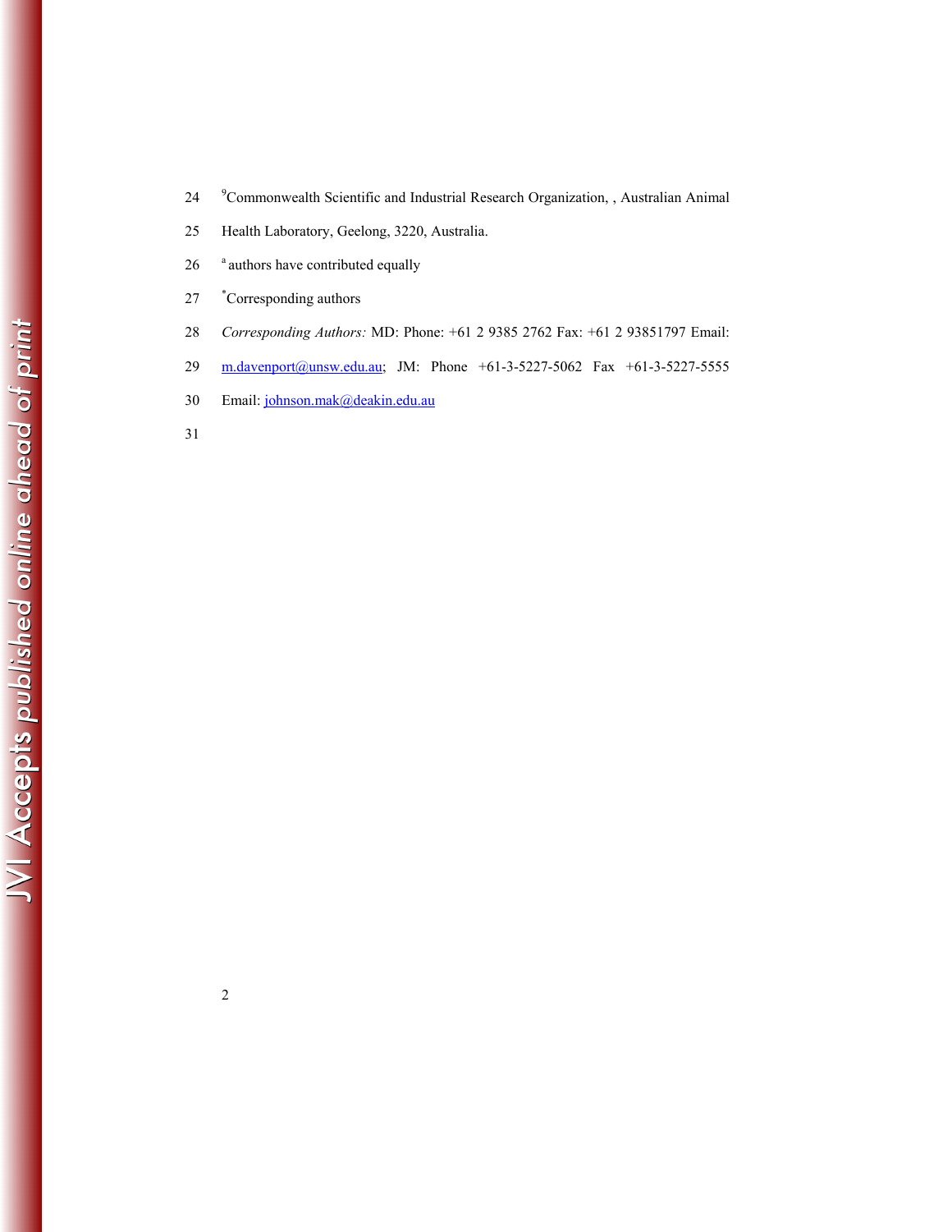[9]Commonwealth Scientific and Industrial Research Organization, , Australian Animal Health Laboratory, Geelong, 3220, Australia.

[a] authors have contributed equally

[*]Corresponding authors

*Corresponding Authors:* MD: Phone: +61 2 9385 2762 Fax: +61 2 93851797 Email: m.davenport@unsw.edu.au; JM: Phone +61-3-5227-5062 Fax +61-3-5227-5555 Email: johnson.mak@deakin.edu.au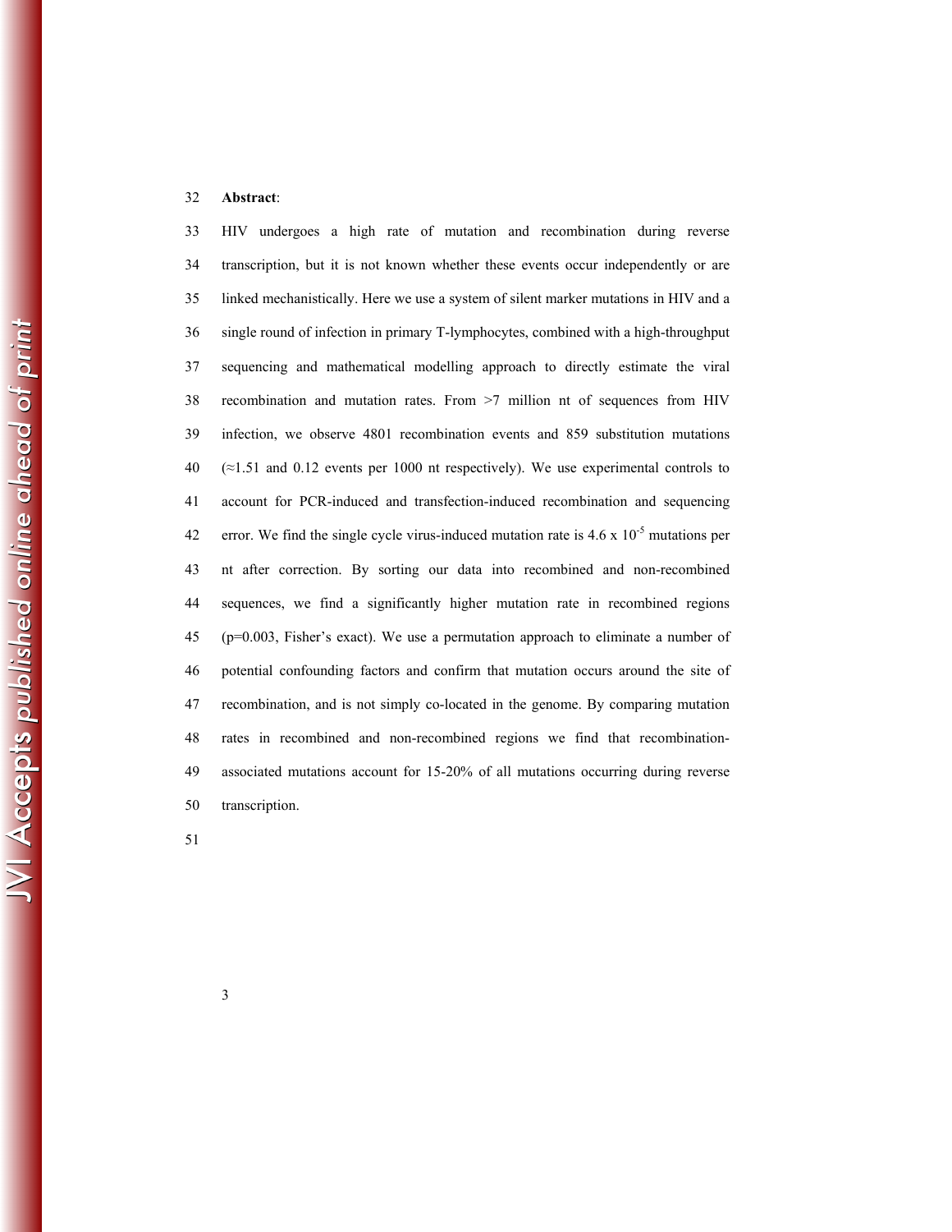**Abstract**:

HIV undergoes a high rate of mutation and recombination during reverse transcription, but it is not known whether these events occur independently or are linked mechanistically. Here we use a system of silent marker mutations in HIV and a single round of infection in primary T-lymphocytes, combined with a high-throughput sequencing and mathematical modelling approach to directly estimate the viral recombination and mutation rates. From >7 million nt of sequences from HIV infection, we observe 4801 recombination events and 859 substitution mutations (≈1.51 and 0.12 events per 1000 nt respectively). We use experimental controls to account for PCR-induced and transfection-induced recombination and sequencing error. We find the single cycle virus-induced mutation rate is $4.6 \times 10^{-5}$ mutations per nt after correction. By sorting our data into recombined and non-recombined sequences, we find a significantly higher mutation rate in recombined regions ($p=0.003$, Fisher's exact). We use a permutation approach to eliminate a number of potential confounding factors and confirm that mutation occurs around the site of recombination, and is not simply co-located in the genome. By comparing mutation rates in recombined and non-recombined regions we find that recombination-associated mutations account for 15-20% of all mutations occurring during reverse transcription.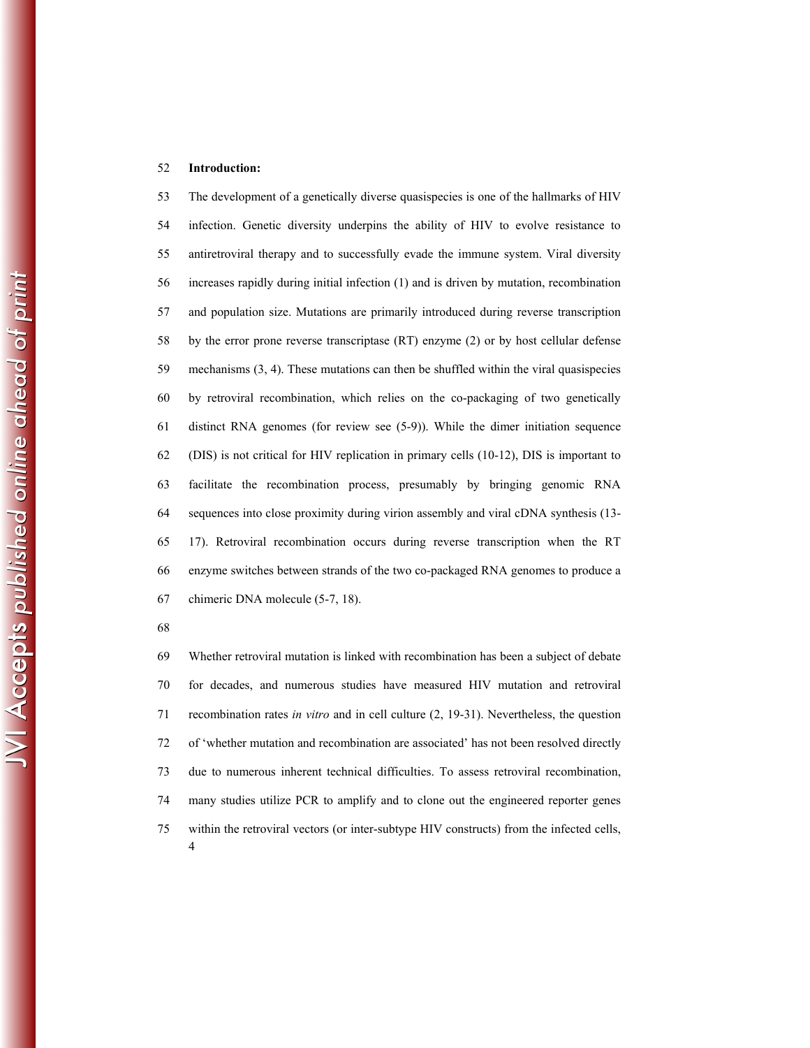## Introduction:

The development of a genetically diverse quasispecies is one of the hallmarks of HIV infection. Genetic diversity underpins the ability of HIV to evolve resistance to antiretroviral therapy and to successfully evade the immune system. Viral diversity increases rapidly during initial infection (1) and is driven by mutation, recombination and population size. Mutations are primarily introduced during reverse transcription by the error prone reverse transcriptase (RT) enzyme (2) or by host cellular defense mechanisms (3, 4). These mutations can then be shuffled within the viral quasispecies by retroviral recombination, which relies on the co-packaging of two genetically distinct RNA genomes (for review see (5-9)). While the dimer initiation sequence (DIS) is not critical for HIV replication in primary cells (10-12), DIS is important to facilitate the recombination process, presumably by bringing genomic RNA sequences into close proximity during virion assembly and viral cDNA synthesis (13-17). Retroviral recombination occurs during reverse transcription when the RT enzyme switches between strands of the two co-packaged RNA genomes to produce a chimeric DNA molecule (5-7, 18).

Whether retroviral mutation is linked with recombination has been a subject of debate for decades, and numerous studies have measured HIV mutation and retroviral recombination rates *in vitro* and in cell culture (2, 19-31). Nevertheless, the question of 'whether mutation and recombination are associated' has not been resolved directly due to numerous inherent technical difficulties. To assess retroviral recombination, many studies utilize PCR to amplify and to clone out the engineered reporter genes within the retroviral vectors (or inter-subtype HIV constructs) from the infected cells,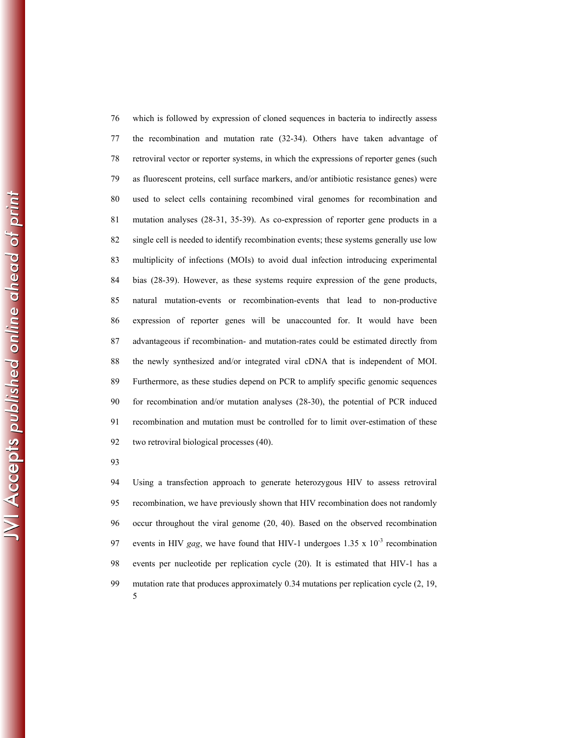which is followed by expression of cloned sequences in bacteria to indirectly assess the recombination and mutation rate (32-34). Others have taken advantage of retroviral vector or reporter systems, in which the expressions of reporter genes (such as fluorescent proteins, cell surface markers, and/or antibiotic resistance genes) were used to select cells containing recombined viral genomes for recombination and mutation analyses (28-31, 35-39). As co-expression of reporter gene products in a single cell is needed to identify recombination events; these systems generally use low multiplicity of infections (MOIs) to avoid dual infection introducing experimental bias (28-39). However, as these systems require expression of the gene products, natural mutation-events or recombination-events that lead to non-productive expression of reporter genes will be unaccounted for. It would have been advantageous if recombination- and mutation-rates could be estimated directly from the newly synthesized and/or integrated viral cDNA that is independent of MOI. Furthermore, as these studies depend on PCR to amplify specific genomic sequences for recombination and/or mutation analyses (28-30), the potential of PCR induced recombination and mutation must be controlled for to limit over-estimation of these two retroviral biological processes (40).

Using a transfection approach to generate heterozygous HIV to assess retroviral recombination, we have previously shown that HIV recombination does not randomly occur throughout the viral genome (20, 40). Based on the observed recombination events in HIV *gag*, we have found that HIV-1 undergoes $1.35 \times 10^{-3}$ recombination events per nucleotide per replication cycle (20). It is estimated that HIV-1 has a mutation rate that produces approximately 0.34 mutations per replication cycle (2, 19,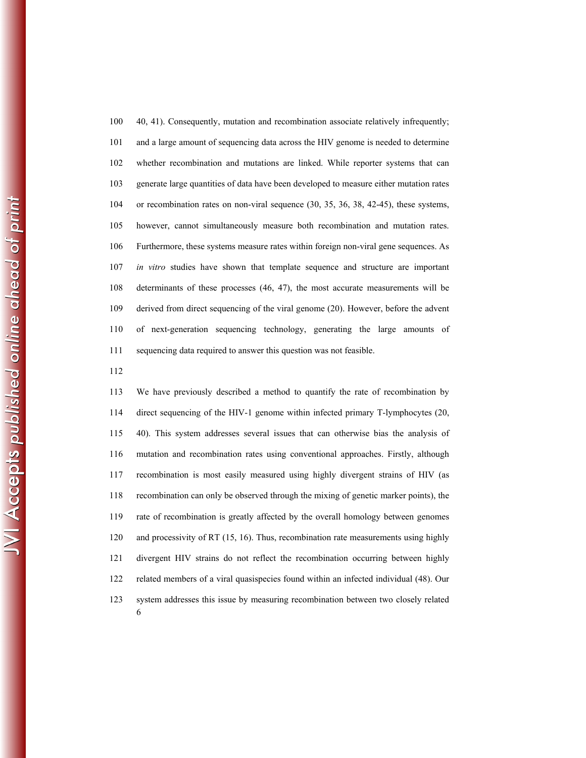40, 41). Consequently, mutation and recombination associate relatively infrequently; and a large amount of sequencing data across the HIV genome is needed to determine whether recombination and mutations are linked. While reporter systems that can generate large quantities of data have been developed to measure either mutation rates or recombination rates on non-viral sequence (30, 35, 36, 38, 42-45), these systems, however, cannot simultaneously measure both recombination and mutation rates. Furthermore, these systems measure rates within foreign non-viral gene sequences. As *in vitro* studies have shown that template sequence and structure are important determinants of these processes (46, 47), the most accurate measurements will be derived from direct sequencing of the viral genome (20). However, before the advent of next-generation sequencing technology, generating the large amounts of sequencing data required to answer this question was not feasible.

We have previously described a method to quantify the rate of recombination by direct sequencing of the HIV-1 genome within infected primary T-lymphocytes (20, 40). This system addresses several issues that can otherwise bias the analysis of mutation and recombination rates using conventional approaches. Firstly, although recombination is most easily measured using highly divergent strains of HIV (as recombination can only be observed through the mixing of genetic marker points), the rate of recombination is greatly affected by the overall homology between genomes and processivity of RT (15, 16). Thus, recombination rate measurements using highly divergent HIV strains do not reflect the recombination occurring between highly related members of a viral quasispecies found within an infected individual (48). Our system addresses this issue by measuring recombination between two closely related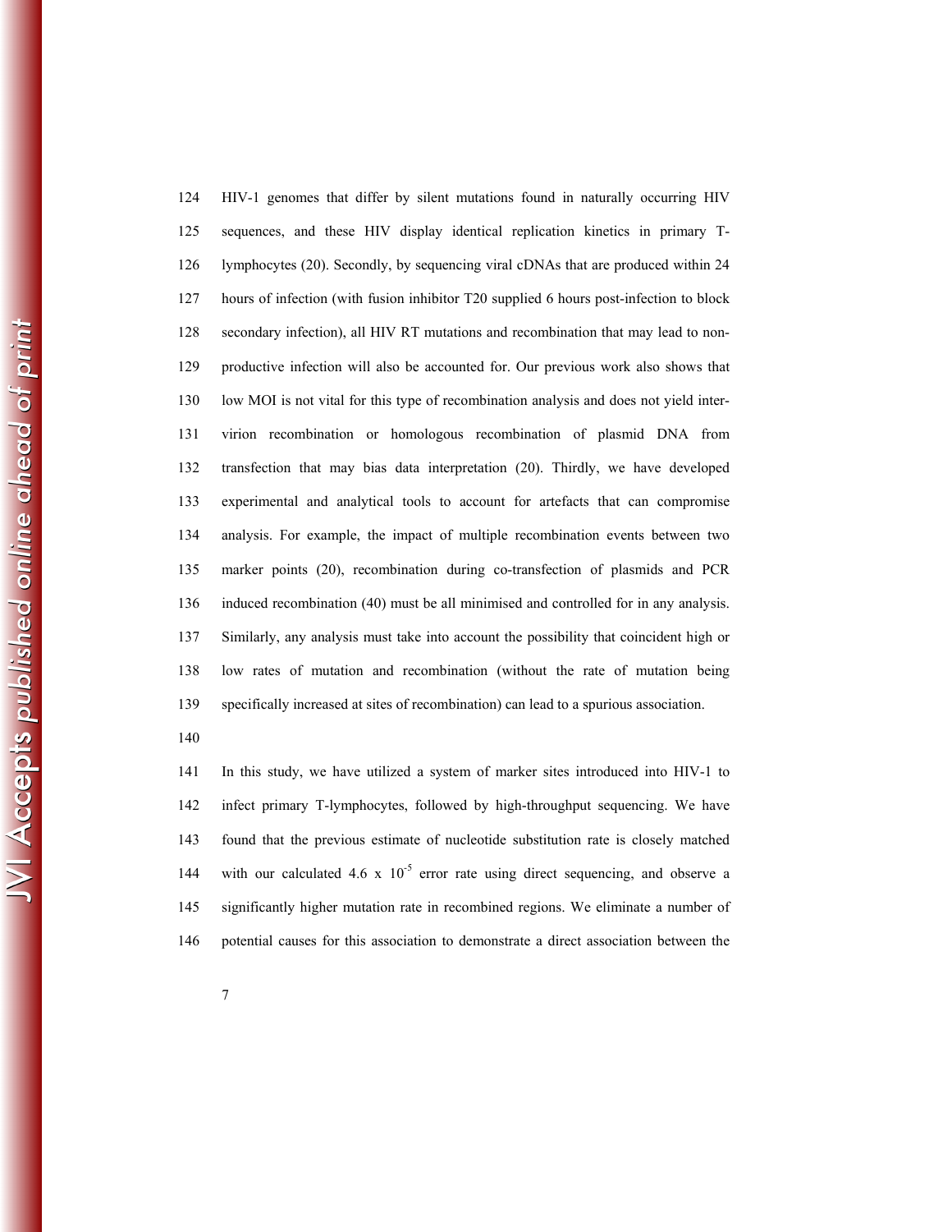HIV-1 genomes that differ by silent mutations found in naturally occurring HIV sequences, and these HIV display identical replication kinetics in primary T-lymphocytes (20). Secondly, by sequencing viral cDNAs that are produced within 24 hours of infection (with fusion inhibitor T20 supplied 6 hours post-infection to block secondary infection), all HIV RT mutations and recombination that may lead to non-productive infection will also be accounted for. Our previous work also shows that low MOI is not vital for this type of recombination analysis and does not yield inter-virion recombination or homologous recombination of plasmid DNA from transfection that may bias data interpretation (20). Thirdly, we have developed experimental and analytical tools to account for artefacts that can compromise analysis. For example, the impact of multiple recombination events between two marker points (20), recombination during co-transfection of plasmids and PCR induced recombination (40) must be all minimised and controlled for in any analysis. Similarly, any analysis must take into account the possibility that coincident high or low rates of mutation and recombination (without the rate of mutation being specifically increased at sites of recombination) can lead to a spurious association.

In this study, we have utilized a system of marker sites introduced into HIV-1 to infect primary T-lymphocytes, followed by high-throughput sequencing. We have found that the previous estimate of nucleotide substitution rate is closely matched with our calculated $4.6 \times 10^{-5}$ error rate using direct sequencing, and observe a significantly higher mutation rate in recombined regions. We eliminate a number of potential causes for this association to demonstrate a direct association between the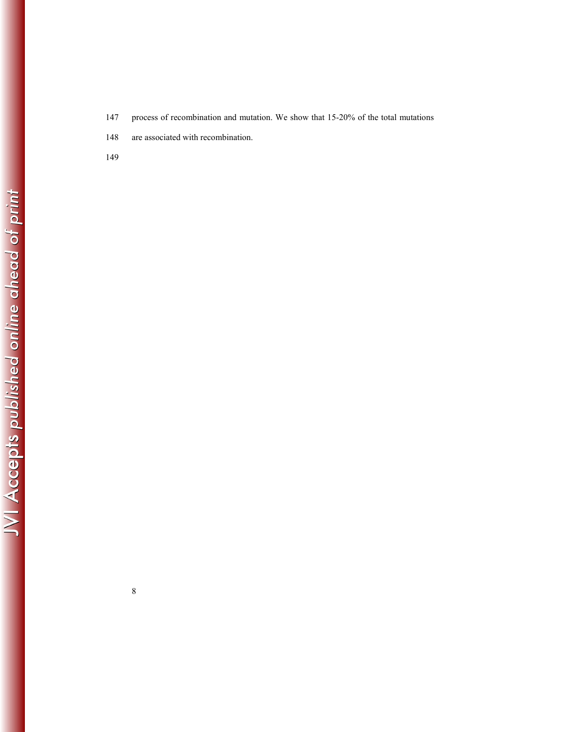process of recombination and mutation. We show that 15-20% of the total mutations are associated with recombination.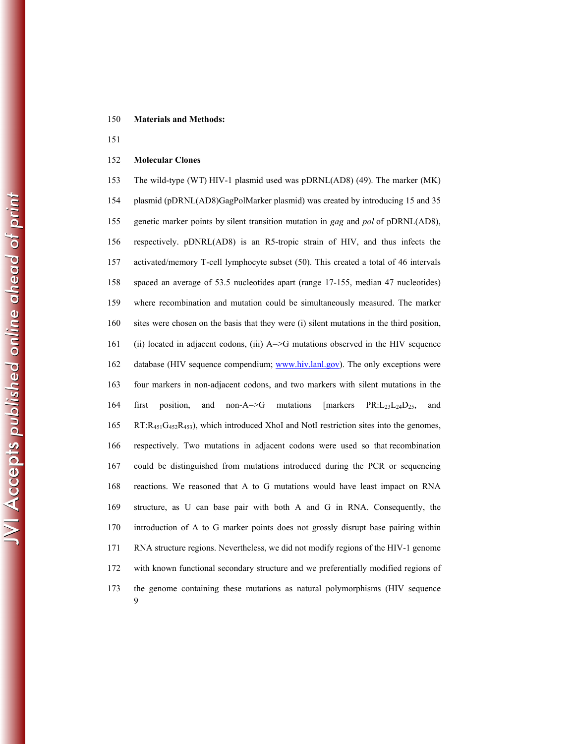## Materials and Methods:

### Molecular Clones

The wild-type (WT) HIV-1 plasmid used was pDRNL(AD8) (49). The marker (MK) plasmid (pDRNL(AD8)GagPolMarker plasmid) was created by introducing 15 and 35 genetic marker points by silent transition mutation in *gag* and *pol* of pDRNL(AD8), respectively. pDNRL(AD8) is an R5-tropic strain of HIV, and thus infects the activated/memory T-cell lymphocyte subset (50). This created a total of 46 intervals spaced an average of 53.5 nucleotides apart (range 17-155, median 47 nucleotides) where recombination and mutation could be simultaneously measured. The marker sites were chosen on the basis that they were (i) silent mutations in the third position, (ii) located in adjacent codons, (iii) A=>G mutations observed in the HIV sequence database (HIV sequence compendium; www.hiv.lanl.gov). The only exceptions were four markers in non-adjacent codons, and two markers with silent mutations in the first position, and non-A=>G mutations [markers PR:$L_{23}L_{24}D_{25}$, and RT:$R_{451}G_{452}R_{453}$), which introduced XhoI and NotI restriction sites into the genomes, respectively. Two mutations in adjacent codons were used so that recombination could be distinguished from mutations introduced during the PCR or sequencing reactions. We reasoned that A to G mutations would have least impact on RNA structure, as U can base pair with both A and G in RNA. Consequently, the introduction of A to G marker points does not grossly disrupt base pairing within RNA structure regions. Nevertheless, we did not modify regions of the HIV-1 genome with known functional secondary structure and we preferentially modified regions of the genome containing these mutations as natural polymorphisms (HIV sequence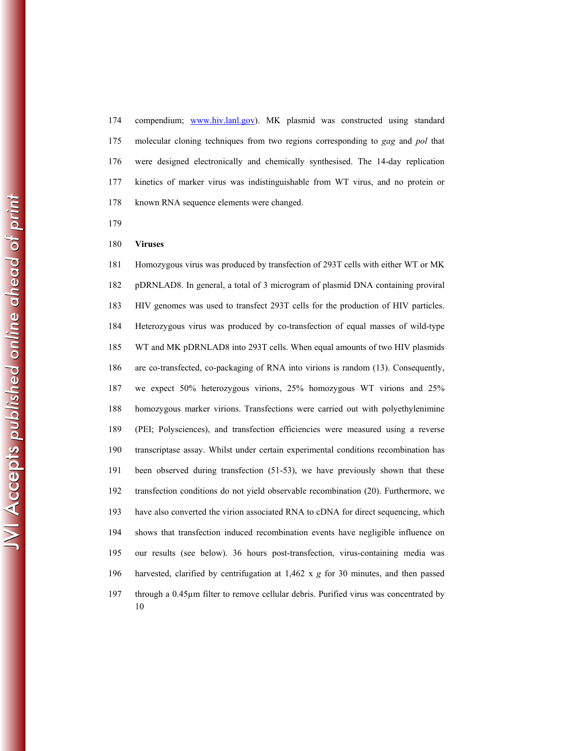compendium; www.hiv.lanl.gov). MK plasmid was constructed using standard molecular cloning techniques from two regions corresponding to *gag* and *pol* that were designed electronically and chemically synthesised. The 14-day replication kinetics of marker virus was indistinguishable from WT virus, and no protein or known RNA sequence elements were changed.

**Viruses**

Homozygous virus was produced by transfection of 293T cells with either WT or MK pDRNLAD8. In general, a total of 3 microgram of plasmid DNA containing proviral HIV genomes was used to transfect 293T cells for the production of HIV particles. Heterozygous virus was produced by co-transfection of equal masses of wild-type WT and MK pDRNLAD8 into 293T cells. When equal amounts of two HIV plasmids are co-transfected, co-packaging of RNA into virions is random (13). Consequently, we expect 50% heterozygous virions, 25% homozygous WT virions and 25% homozygous marker virions. Transfections were carried out with polyethylenimine (PEI; Polysciences), and transfection efficiencies were measured using a reverse transcriptase assay. Whilst under certain experimental conditions recombination has been observed during transfection (51-53), we have previously shown that these transfection conditions do not yield observable recombination (20). Furthermore, we have also converted the virion associated RNA to cDNA for direct sequencing, which shows that transfection induced recombination events have negligible influence on our results (see below). 36 hours post-transfection, virus-containing media was harvested, clarified by centrifugation at 1,462 x *g* for 30 minutes, and then passed through a 0.45µm filter to remove cellular debris. Purified virus was concentrated by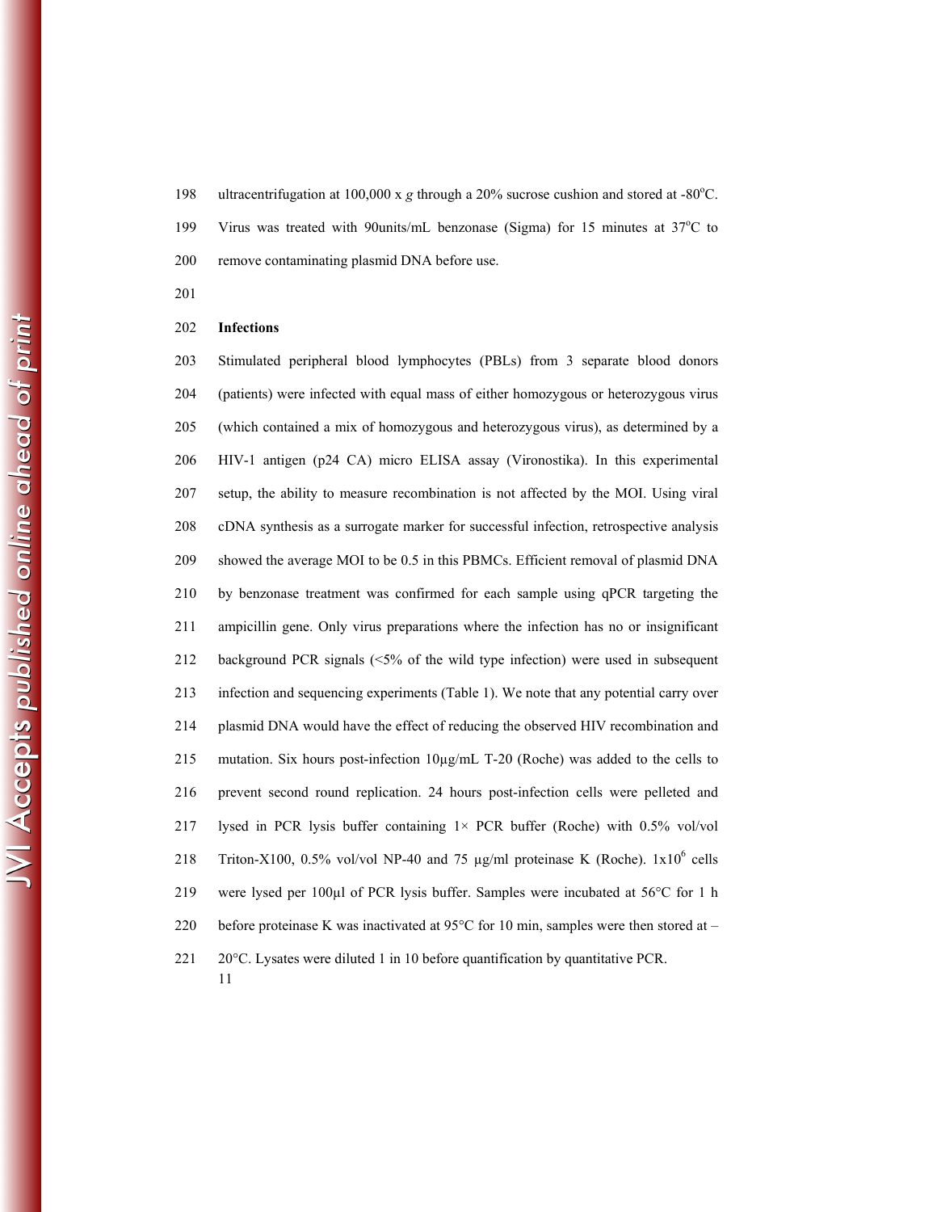ultracentrifugation at 100,000 x *g* through a 20% sucrose cushion and stored at -80$^{o}$C. Virus was treated with 90units/mL benzonase (Sigma) for 15 minutes at 37$^{o}$C to remove contaminating plasmid DNA before use.

**Infections**

Stimulated peripheral blood lymphocytes (PBLs) from 3 separate blood donors (patients) were infected with equal mass of either homozygous or heterozygous virus (which contained a mix of homozygous and heterozygous virus), as determined by a HIV-1 antigen (p24 CA) micro ELISA assay (Vironostika). In this experimental setup, the ability to measure recombination is not affected by the MOI. Using viral cDNA synthesis as a surrogate marker for successful infection, retrospective analysis showed the average MOI to be 0.5 in this PBMCs. Efficient removal of plasmid DNA by benzonase treatment was confirmed for each sample using qPCR targeting the ampicillin gene. Only virus preparations where the infection has no or insignificant background PCR signals (<5% of the wild type infection) were used in subsequent infection and sequencing experiments (Table 1). We note that any potential carry over plasmid DNA would have the effect of reducing the observed HIV recombination and mutation. Six hours post-infection 10µg/mL T-20 (Roche) was added to the cells to prevent second round replication. 24 hours post-infection cells were pelleted and lysed in PCR lysis buffer containing 1× PCR buffer (Roche) with 0.5% vol/vol Triton-X100, 0.5% vol/vol NP-40 and 75 µg/ml proteinase K (Roche). $1x10^6$ cells were lysed per 100µl of PCR lysis buffer. Samples were incubated at 56°C for 1 h before proteinase K was inactivated at 95°C for 10 min, samples were then stored at –20°C. Lysates were diluted 1 in 10 before quantification by quantitative PCR.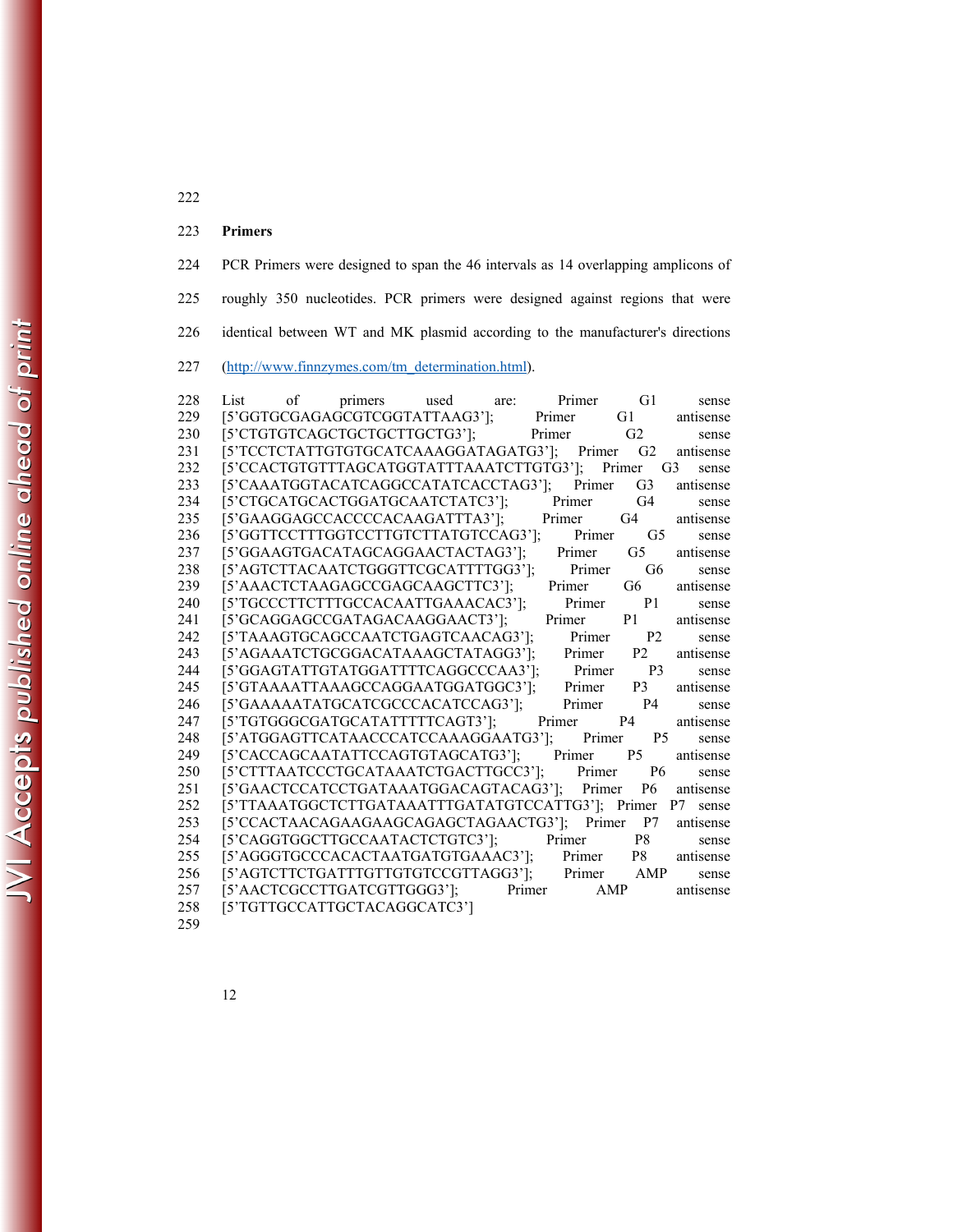## Primers

PCR Primers were designed to span the 46 intervals as 14 overlapping amplicons of roughly 350 nucleotides. PCR primers were designed against regions that were identical between WT and MK plasmid according to the manufacturer's directions (http://www.finnzymes.com/tm_determination.html).

List of primers used are: Primer G1 sense [5'GGTGCGAGAGCGTCGGTATTAAG3']; Primer G1 antisense [5'CTGTGTCAGCTGCTGCTTGCTG3']; Primer G2 sense [5'TCCTCTATTGTGTGCATCAAAGGATAGATG3']; Primer G2 antisense [5'CCACTGTGTTAGCATGGTATTTAAATCTTGTG3']; Primer G3 sense [5'CAAATGGTACATCAGGCCATATCACCTAG3']; Primer G3 antisense [5'CTGCATGCACTGGATGCAATCTATC3']; Primer G4 sense [5'GAAGGAGCCACCCCACAAGATTTA3']; Primer G4 antisense [5'GGTTCCTTTGGTCCTTGTCTTATGTCCAG3']; Primer G5 sense [5'GGAAGTGACATAGCAGGAACTACTAG3']; Primer G5 antisense [5'AGTCTTACAATCTGGGTTCGCATTTTGG3']; Primer G6 sense [5'AAACTCTAAGAGCCGAGCAAGCTTC3']; Primer G6 antisense [5'TGCCCTTCTTTGCCACAATTGAAACAC3']; Primer P1 sense [5'GCAGGAGCCGATAGACAAGGAACT3']; Primer P1 antisense [5'TAAAGTGCAGCCAATCTGAGTCAACAG3']; Primer P2 sense [5'AGAAATCTGCGGACATAAAGCTATAGG3']; Primer P2 antisense [5'GGAGTATTGTATGGATTTTCAGGCCCAA3']; Primer P3 sense [5'GTAAAATTAAAGCCAGGAATGGATGGC3']; Primer P3 antisense [5'GAAAAATATGCATCGCCCACATCCAG3']; Primer P4 sense [5'TGTGGGCGATGCATATTTTTCAGT3']; Primer P4 antisense [5'ATGGAGTTCATAACCCATCCAAAGGAATG3']; Primer P5 sense [5'CACCAGCAATATTCCAGTGTAGCATG3']; Primer P5 antisense [5'CTTTAATCCCTGCATAAATCTGACTTGCC3']; Primer P6 sense [5'GAACTCCATCCTGATAAATGGACAGTACAG3']; Primer P6 antisense [5'TTAAATGGCTCTTGATAAATTTGATATGTCCATTG3']; Primer P7 sense [5'CCACTAACAGAAGAAGCAGAGCTAGAACTG3']; Primer P7 antisense [5'CAGGTGGCTTGCCAATACTCTGTC3']; Primer P8 sense [5'AGGGTGCCCACACTAATGATGTGAAAC3']; Primer P8 antisense [5'AGTCTTCTGATTTGTTGTGTCCGTTAGG3']; Primer AMP sense [5'AACTCGCCTTGATCGTTGGG3']; Primer AMP antisense [5'TGTTGCCATTGCTACAGGCATC3']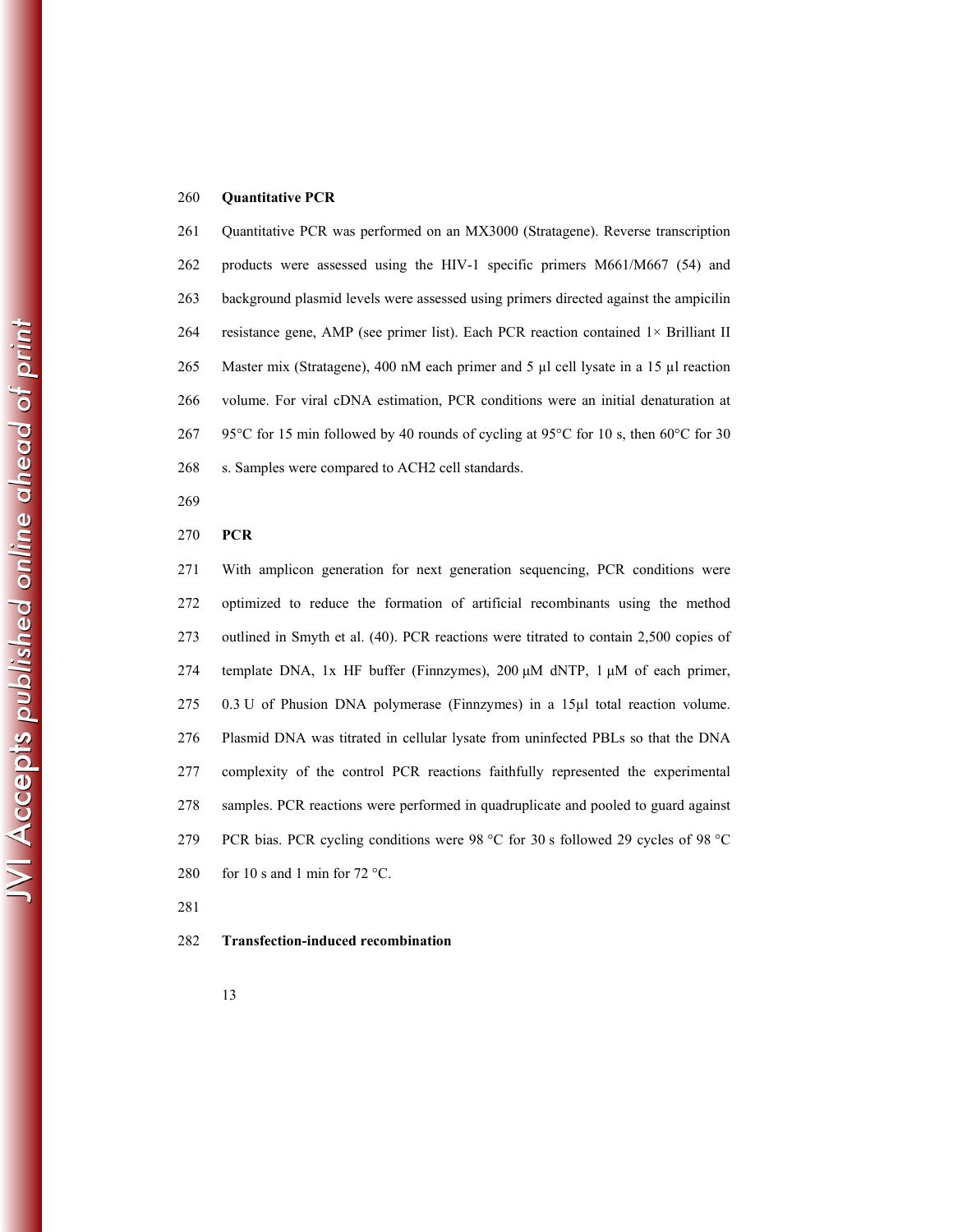## Quantitative PCR

Quantitative PCR was performed on an MX3000 (Stratagene). Reverse transcription products were assessed using the HIV-1 specific primers M661/M667 (54) and background plasmid levels were assessed using primers directed against the ampicilin resistance gene, AMP (see primer list). Each PCR reaction contained 1× Brilliant II Master mix (Stratagene), 400 nM each primer and 5 µl cell lysate in a 15 µl reaction volume. For viral cDNA estimation, PCR conditions were an initial denaturation at 95°C for 15 min followed by 40 rounds of cycling at 95°C for 10 s, then 60°C for 30 s. Samples were compared to ACH2 cell standards.

## PCR

With amplicon generation for next generation sequencing, PCR conditions were optimized to reduce the formation of artificial recombinants using the method outlined in Smyth et al. (40). PCR reactions were titrated to contain 2,500 copies of template DNA, 1x HF buffer (Finnzymes), 200 µM dNTP, 1 µM of each primer, 0.3 U of Phusion DNA polymerase (Finnzymes) in a 15µl total reaction volume. Plasmid DNA was titrated in cellular lysate from uninfected PBLs so that the DNA complexity of the control PCR reactions faithfully represented the experimental samples. PCR reactions were performed in quadruplicate and pooled to guard against PCR bias. PCR cycling conditions were 98 °C for 30 s followed 29 cycles of 98 °C for 10 s and 1 min for 72 °C.

## Transfection-induced recombination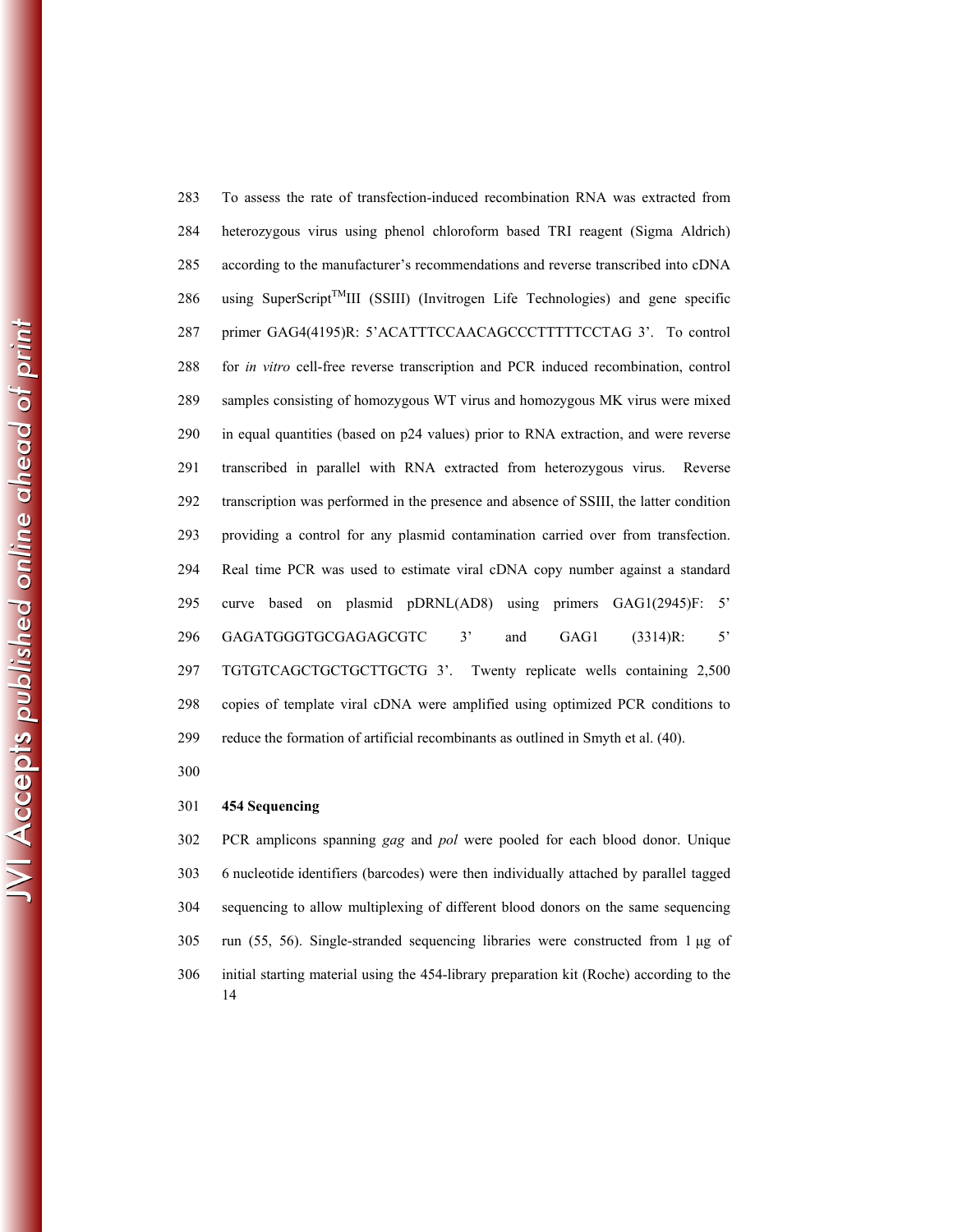To assess the rate of transfection-induced recombination RNA was extracted from heterozygous virus using phenol chloroform based TRI reagent (Sigma Aldrich) according to the manufacturer's recommendations and reverse transcribed into cDNA using SuperScript$^{TM}$III (SSIII) (Invitrogen Life Technologies) and gene specific primer GAG4(4195)R: 5'ACATTTCCAACAGCCCTTTTTCCTAG 3'. To control for *in vitro* cell-free reverse transcription and PCR induced recombination, control samples consisting of homozygous WT virus and homozygous MK virus were mixed in equal quantities (based on p24 values) prior to RNA extraction, and were reverse transcribed in parallel with RNA extracted from heterozygous virus. Reverse transcription was performed in the presence and absence of SSIII, the latter condition providing a control for any plasmid contamination carried over from transfection. Real time PCR was used to estimate viral cDNA copy number against a standard curve based on plasmid pDRNL(AD8) using primers GAG1(2945)F: 5' GAGATGGGTGCGAGAGCGTC 3' and GAG1 (3314)R: 5' TGTGTCAGCTGCTGCTTGCTG 3'. Twenty replicate wells containing 2,500 copies of template viral cDNA were amplified using optimized PCR conditions to reduce the formation of artificial recombinants as outlined in Smyth et al. (40).

**454 Sequencing**

PCR amplicons spanning *gag* and *pol* were pooled for each blood donor. Unique 6 nucleotide identifiers (barcodes) were then individually attached by parallel tagged sequencing to allow multiplexing of different blood donors on the same sequencing run (55, 56). Single-stranded sequencing libraries were constructed from 1 μg of initial starting material using the 454-library preparation kit (Roche) according to the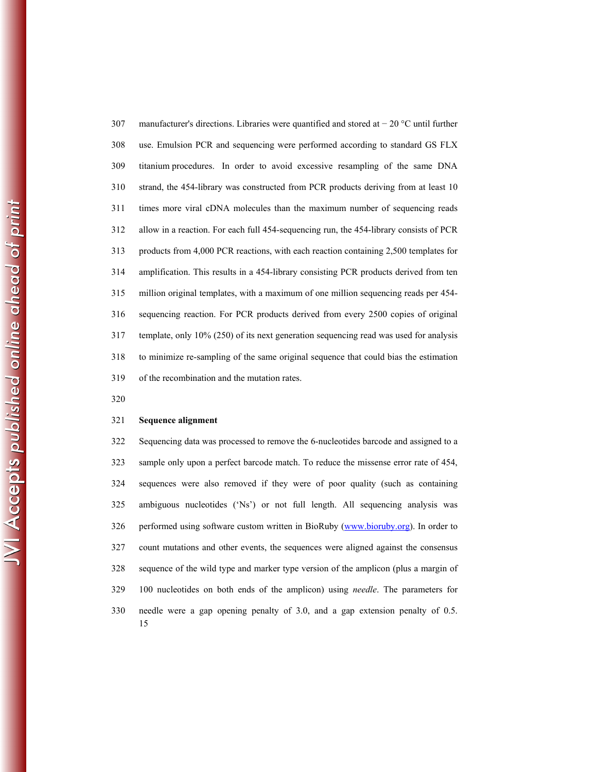manufacturer's directions. Libraries were quantified and stored at − 20 °C until further use. Emulsion PCR and sequencing were performed according to standard GS FLX titanium procedures. In order to avoid excessive resampling of the same DNA strand, the 454-library was constructed from PCR products deriving from at least 10 times more viral cDNA molecules than the maximum number of sequencing reads allow in a reaction. For each full 454-sequencing run, the 454-library consists of PCR products from 4,000 PCR reactions, with each reaction containing 2,500 templates for amplification. This results in a 454-library consisting PCR products derived from ten million original templates, with a maximum of one million sequencing reads per 454-sequencing reaction. For PCR products derived from every 2500 copies of original template, only 10% (250) of its next generation sequencing read was used for analysis to minimize re-sampling of the same original sequence that could bias the estimation of the recombination and the mutation rates.

**Sequence alignment**

Sequencing data was processed to remove the 6-nucleotides barcode and assigned to a sample only upon a perfect barcode match. To reduce the missense error rate of 454, sequences were also removed if they were of poor quality (such as containing ambiguous nucleotides ('Ns') or not full length. All sequencing analysis was performed using software custom written in BioRuby (www.bioruby.org). In order to count mutations and other events, the sequences were aligned against the consensus sequence of the wild type and marker type version of the amplicon (plus a margin of 100 nucleotides on both ends of the amplicon) using *needle*. The parameters for needle were a gap opening penalty of 3.0, and a gap extension penalty of 0.5.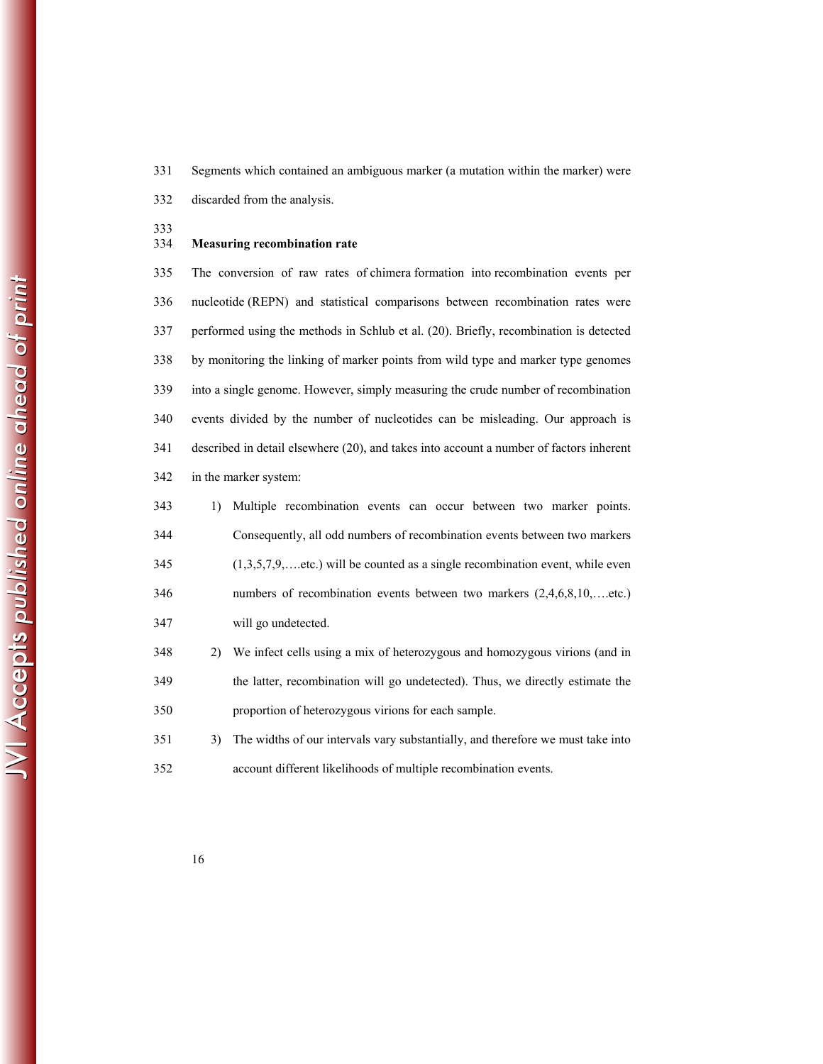Segments which contained an ambiguous marker (a mutation within the marker) were discarded from the analysis.

### Measuring recombination rate

The conversion of raw rates of chimera formation into recombination events per nucleotide (REPN) and statistical comparisons between recombination rates were performed using the methods in Schlub et al. (20). Briefly, recombination is detected by monitoring the linking of marker points from wild type and marker type genomes into a single genome. However, simply measuring the crude number of recombination events divided by the number of nucleotides can be misleading. Our approach is described in detail elsewhere (20), and takes into account a number of factors inherent in the marker system:

1) Multiple recombination events can occur between two marker points. Consequently, all odd numbers of recombination events between two markers (1,3,5,7,9,….etc.) will be counted as a single recombination event, while even numbers of recombination events between two markers (2,4,6,8,10,….etc.) will go undetected.
2) We infect cells using a mix of heterozygous and homozygous virions (and in the latter, recombination will go undetected). Thus, we directly estimate the proportion of heterozygous virions for each sample.
3) The widths of our intervals vary substantially, and therefore we must take into account different likelihoods of multiple recombination events.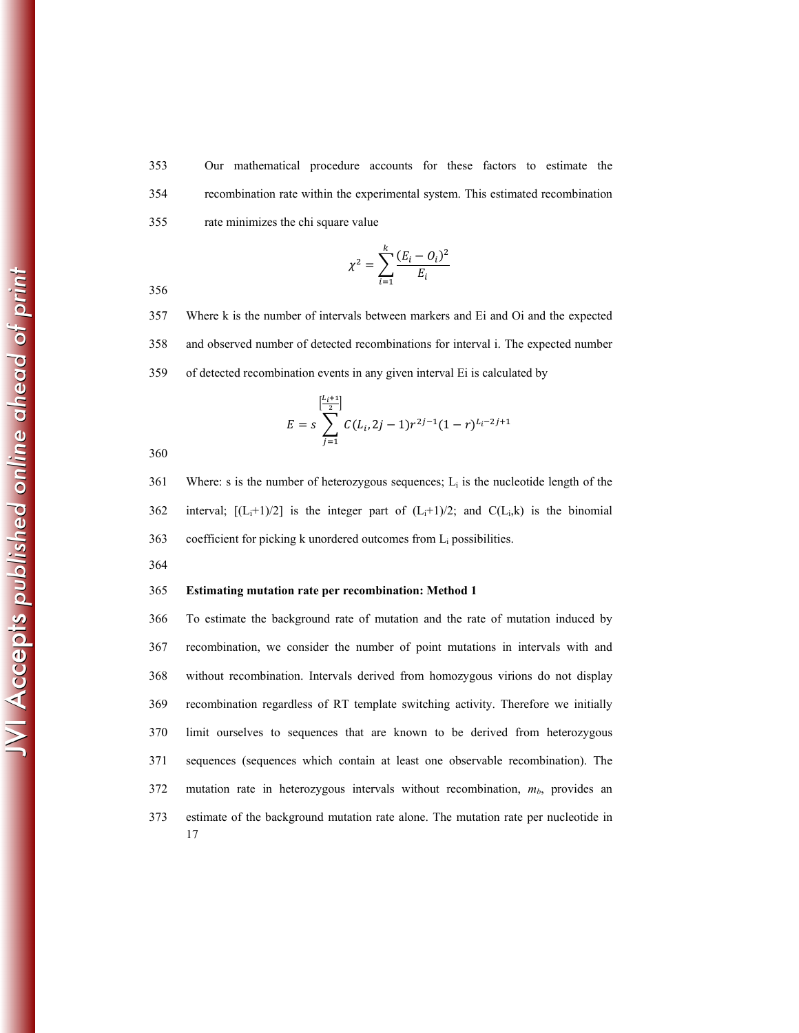Our mathematical procedure accounts for these factors to estimate the recombination rate within the experimental system. This estimated recombination rate minimizes the chi square value

$$\chi^2 = \sum_{i=1}^{k} \frac{(E_i - O_i)^2}{E_i}$$

Where k is the number of intervals between markers and Ei and Oi and the expected and observed number of detected recombinations for interval i. The expected number of detected recombination events in any given interval Ei is calculated by

$$E = s \sum_{j=1}^{\left[\frac{L_i+1}{2}\right]} C(L_i, 2j-1) r^{2j-1} (1-r)^{L_i-2j+1}$$

Where: s is the number of heterozygous sequences; $L_i$ is the nucleotide length of the interval; $[(L_i+1)/2]$ is the integer part of $(L_i+1)/2$; and $C(L_i,k)$ is the binomial coefficient for picking k unordered outcomes from $L_i$ possibilities.

**Estimating mutation rate per recombination: Method 1**

To estimate the background rate of mutation and the rate of mutation induced by recombination, we consider the number of point mutations in intervals with and without recombination. Intervals derived from homozygous virions do not display recombination regardless of RT template switching activity. Therefore we initially limit ourselves to sequences that are known to be derived from heterozygous sequences (sequences which contain at least one observable recombination). The mutation rate in heterozygous intervals without recombination, $m_b$, provides an estimate of the background mutation rate alone. The mutation rate per nucleotide in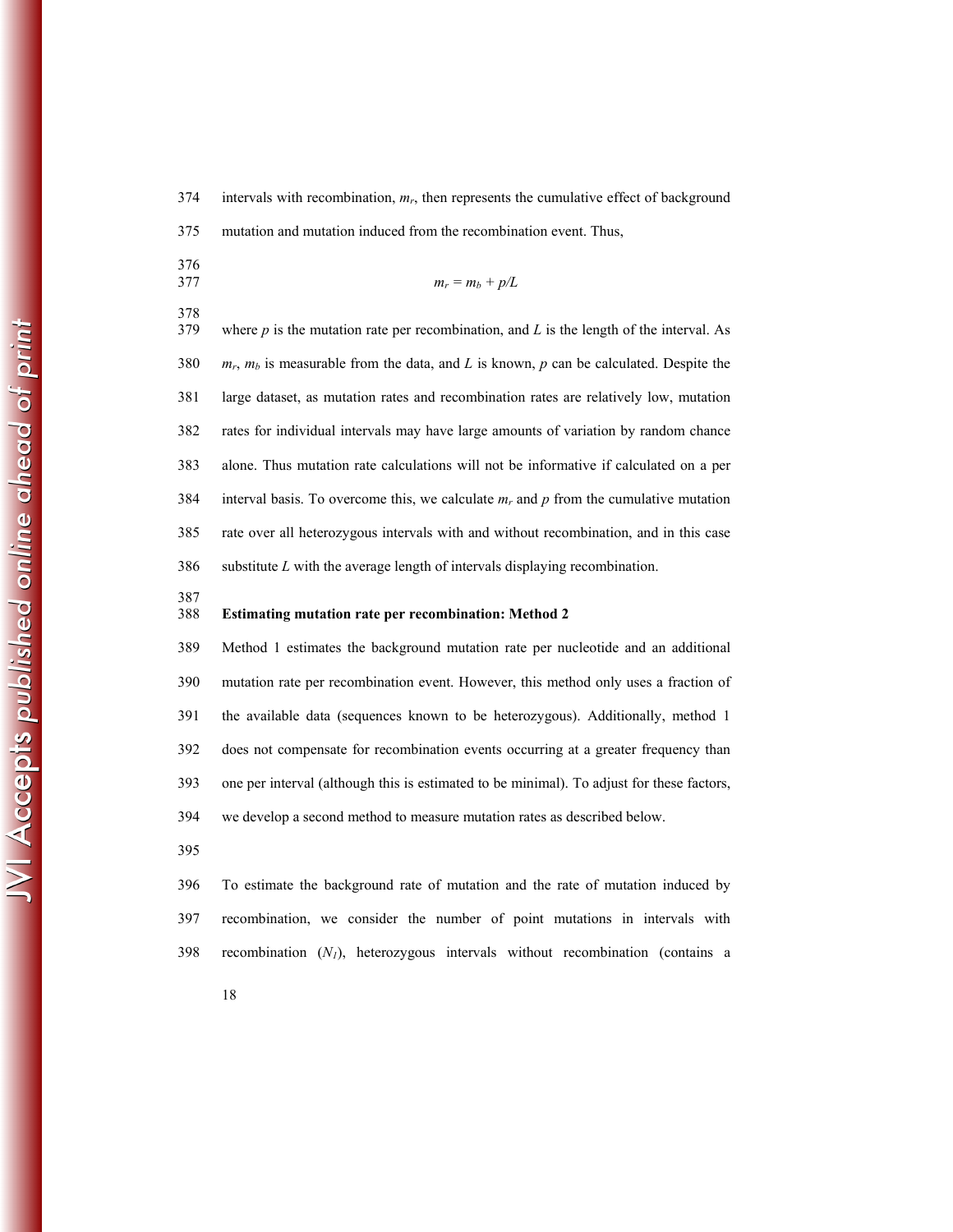intervals with recombination, $m_r$, then represents the cumulative effect of background mutation and mutation induced from the recombination event. Thus,

$$m_r = m_b + p/L$$

where $p$ is the mutation rate per recombination, and $L$ is the length of the interval. As $m_r$, $m_b$ is measurable from the data, and $L$ is known, $p$ can be calculated. Despite the large dataset, as mutation rates and recombination rates are relatively low, mutation rates for individual intervals may have large amounts of variation by random chance alone. Thus mutation rate calculations will not be informative if calculated on a per interval basis. To overcome this, we calculate $m_r$ and $p$ from the cumulative mutation rate over all heterozygous intervals with and without recombination, and in this case substitute $L$ with the average length of intervals displaying recombination.

**Estimating mutation rate per recombination: Method 2**

Method 1 estimates the background mutation rate per nucleotide and an additional mutation rate per recombination event. However, this method only uses a fraction of the available data (sequences known to be heterozygous). Additionally, method 1 does not compensate for recombination events occurring at a greater frequency than one per interval (although this is estimated to be minimal). To adjust for these factors, we develop a second method to measure mutation rates as described below.

To estimate the background rate of mutation and the rate of mutation induced by recombination, we consider the number of point mutations in intervals with recombination ($N_1$), heterozygous intervals without recombination (contains a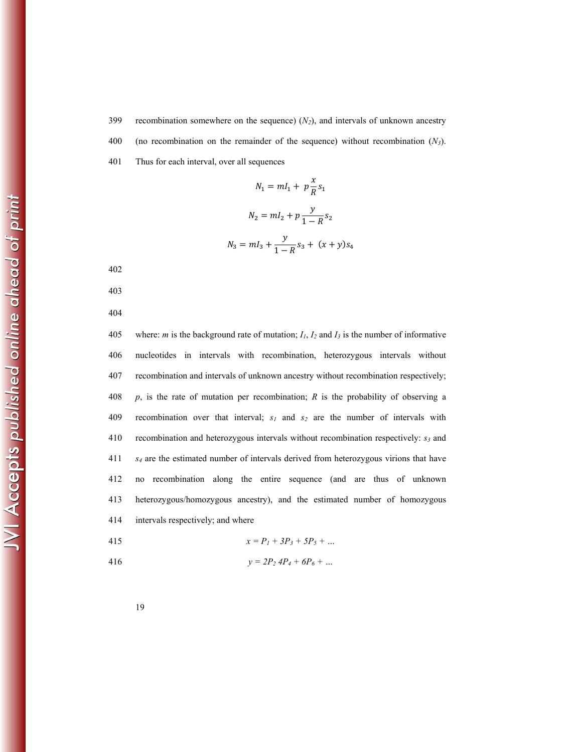recombination somewhere on the sequence) ($N_2$), and intervals of unknown ancestry (no recombination on the remainder of the sequence) without recombination ($N_3$). Thus for each interval, over all sequences

$$N_1 = mI_1 + p\frac{x}{R}s_1$$

$$N_2 = mI_2 + p\frac{y}{1-R}s_2$$

$$N_3 = mI_3 + \frac{y}{1-R}s_3 + (x+y)s_4$$

where: $m$ is the background rate of mutation; $I_1$, $I_2$ and $I_3$ is the number of informative nucleotides in intervals with recombination, heterozygous intervals without recombination and intervals of unknown ancestry without recombination respectively; $p$, is the rate of mutation per recombination; $R$ is the probability of observing a recombination over that interval; $s_1$ and $s_2$ are the number of intervals with recombination and heterozygous intervals without recombination respectively: $s_3$ and $s_4$ are the estimated number of intervals derived from heterozygous virions that have no recombination along the entire sequence (and are thus of unknown heterozygous/homozygous ancestry), and the estimated number of homozygous intervals respectively; and where

$$x = P_1 + 3P_3 + 5P_5 + \ldots$$

$$y = 2P_2\ 4P_4 + 6P_6 + \ldots$$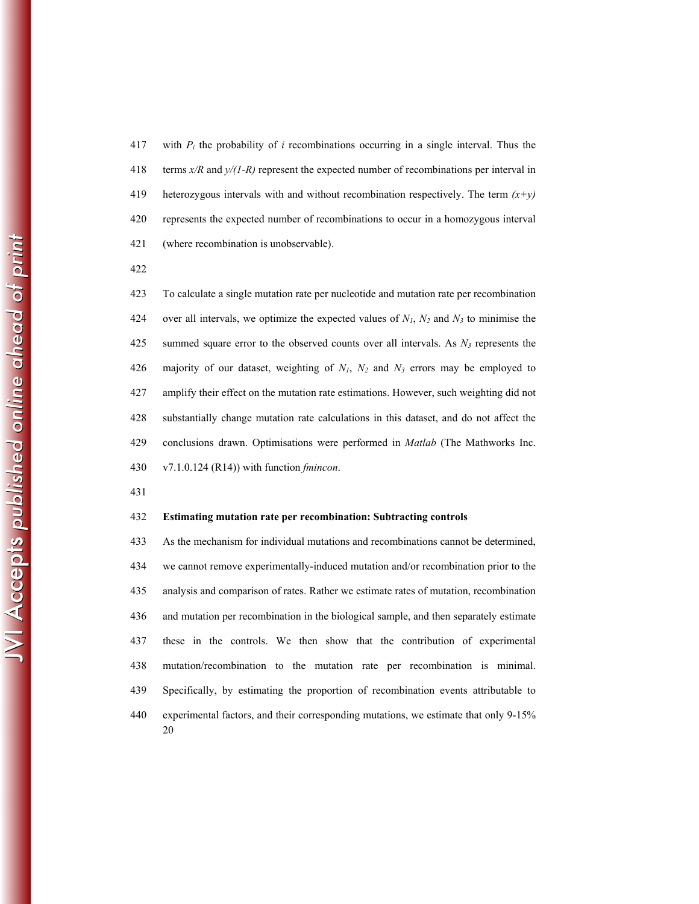with $P_i$ the probability of $i$ recombinations occurring in a single interval. Thus the terms $x/R$ and $y/(1-R)$ represent the expected number of recombinations per interval in heterozygous intervals with and without recombination respectively. The term $(x+y)$ represents the expected number of recombinations to occur in a homozygous interval (where recombination is unobservable).

To calculate a single mutation rate per nucleotide and mutation rate per recombination over all intervals, we optimize the expected values of $N_1$, $N_2$ and $N_3$ to minimise the summed square error to the observed counts over all intervals. As $N_3$ represents the majority of our dataset, weighting of $N_1$, $N_2$ and $N_3$ errors may be employed to amplify their effect on the mutation rate estimations. However, such weighting did not substantially change mutation rate calculations in this dataset, and do not affect the conclusions drawn. Optimisations were performed in *Matlab* (The Mathworks Inc. v7.1.0.124 (R14)) with function *fmincon*.

**Estimating mutation rate per recombination: Subtracting controls**

As the mechanism for individual mutations and recombinations cannot be determined, we cannot remove experimentally-induced mutation and/or recombination prior to the analysis and comparison of rates. Rather we estimate rates of mutation, recombination and mutation per recombination in the biological sample, and then separately estimate these in the controls. We then show that the contribution of experimental mutation/recombination to the mutation rate per recombination is minimal. Specifically, by estimating the proportion of recombination events attributable to experimental factors, and their corresponding mutations, we estimate that only 9-15%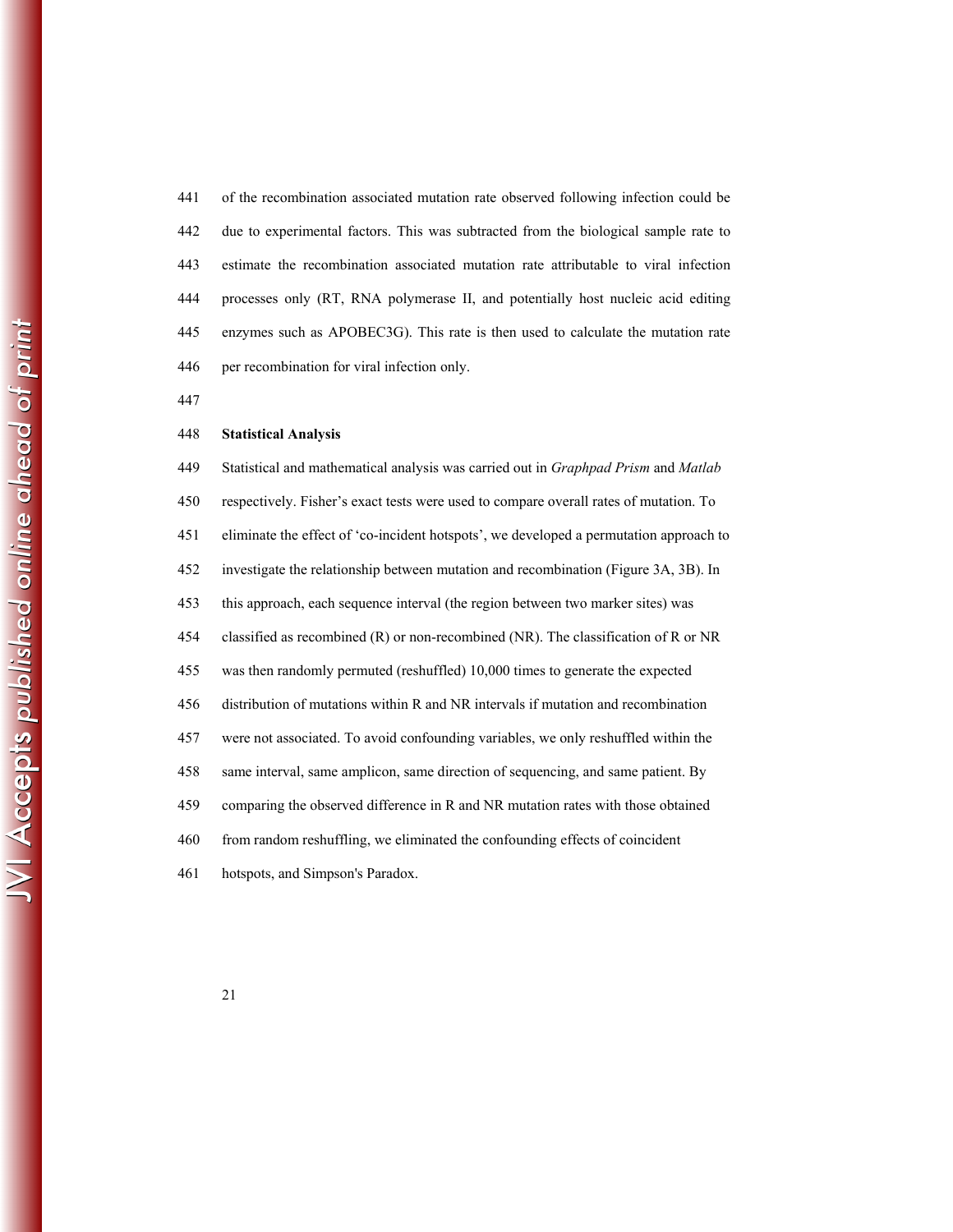of the recombination associated mutation rate observed following infection could be due to experimental factors. This was subtracted from the biological sample rate to estimate the recombination associated mutation rate attributable to viral infection processes only (RT, RNA polymerase II, and potentially host nucleic acid editing enzymes such as APOBEC3G). This rate is then used to calculate the mutation rate per recombination for viral infection only.

## Statistical Analysis

Statistical and mathematical analysis was carried out in *Graphpad Prism* and *Matlab* respectively. Fisher's exact tests were used to compare overall rates of mutation. To eliminate the effect of 'co-incident hotspots', we developed a permutation approach to investigate the relationship between mutation and recombination (Figure 3A, 3B). In this approach, each sequence interval (the region between two marker sites) was classified as recombined (R) or non-recombined (NR). The classification of R or NR was then randomly permuted (reshuffled) 10,000 times to generate the expected distribution of mutations within R and NR intervals if mutation and recombination were not associated. To avoid confounding variables, we only reshuffled within the same interval, same amplicon, same direction of sequencing, and same patient. By comparing the observed difference in R and NR mutation rates with those obtained from random reshuffling, we eliminated the confounding effects of coincident hotspots, and Simpson's Paradox.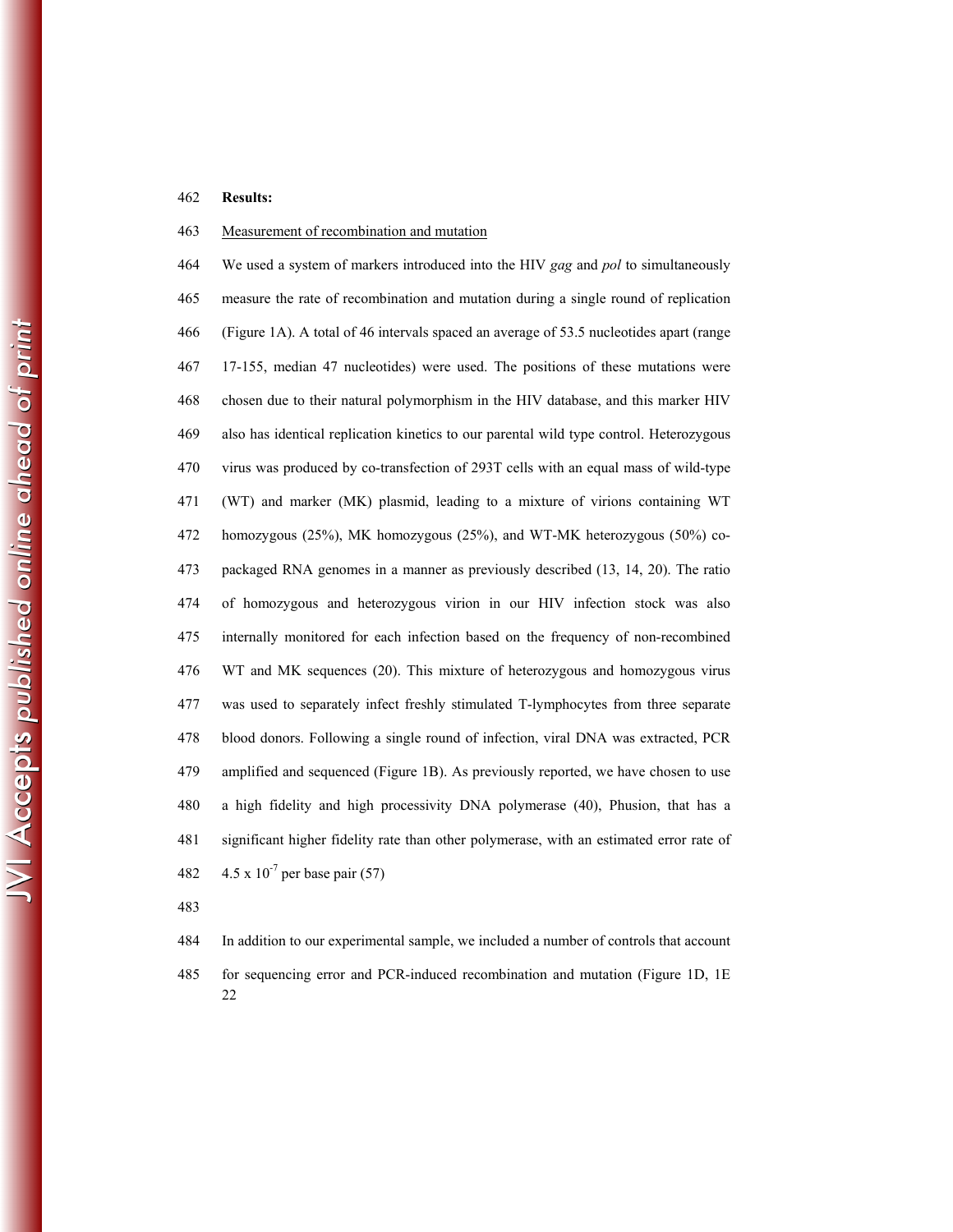**Results:**

Measurement of recombination and mutation

We used a system of markers introduced into the HIV *gag* and *pol* to simultaneously measure the rate of recombination and mutation during a single round of replication (Figure 1A). A total of 46 intervals spaced an average of 53.5 nucleotides apart (range 17-155, median 47 nucleotides) were used. The positions of these mutations were chosen due to their natural polymorphism in the HIV database, and this marker HIV also has identical replication kinetics to our parental wild type control. Heterozygous virus was produced by co-transfection of 293T cells with an equal mass of wild-type (WT) and marker (MK) plasmid, leading to a mixture of virions containing WT homozygous (25%), MK homozygous (25%), and WT-MK heterozygous (50%) co-packaged RNA genomes in a manner as previously described (13, 14, 20). The ratio of homozygous and heterozygous virion in our HIV infection stock was also internally monitored for each infection based on the frequency of non-recombined WT and MK sequences (20). This mixture of heterozygous and homozygous virus was used to separately infect freshly stimulated T-lymphocytes from three separate blood donors. Following a single round of infection, viral DNA was extracted, PCR amplified and sequenced (Figure 1B). As previously reported, we have chosen to use a high fidelity and high processivity DNA polymerase (40), Phusion, that has a significant higher fidelity rate than other polymerase, with an estimated error rate of $4.5 \times 10^{-7}$ per base pair (57)

In addition to our experimental sample, we included a number of controls that account for sequencing error and PCR-induced recombination and mutation (Figure 1D, 1E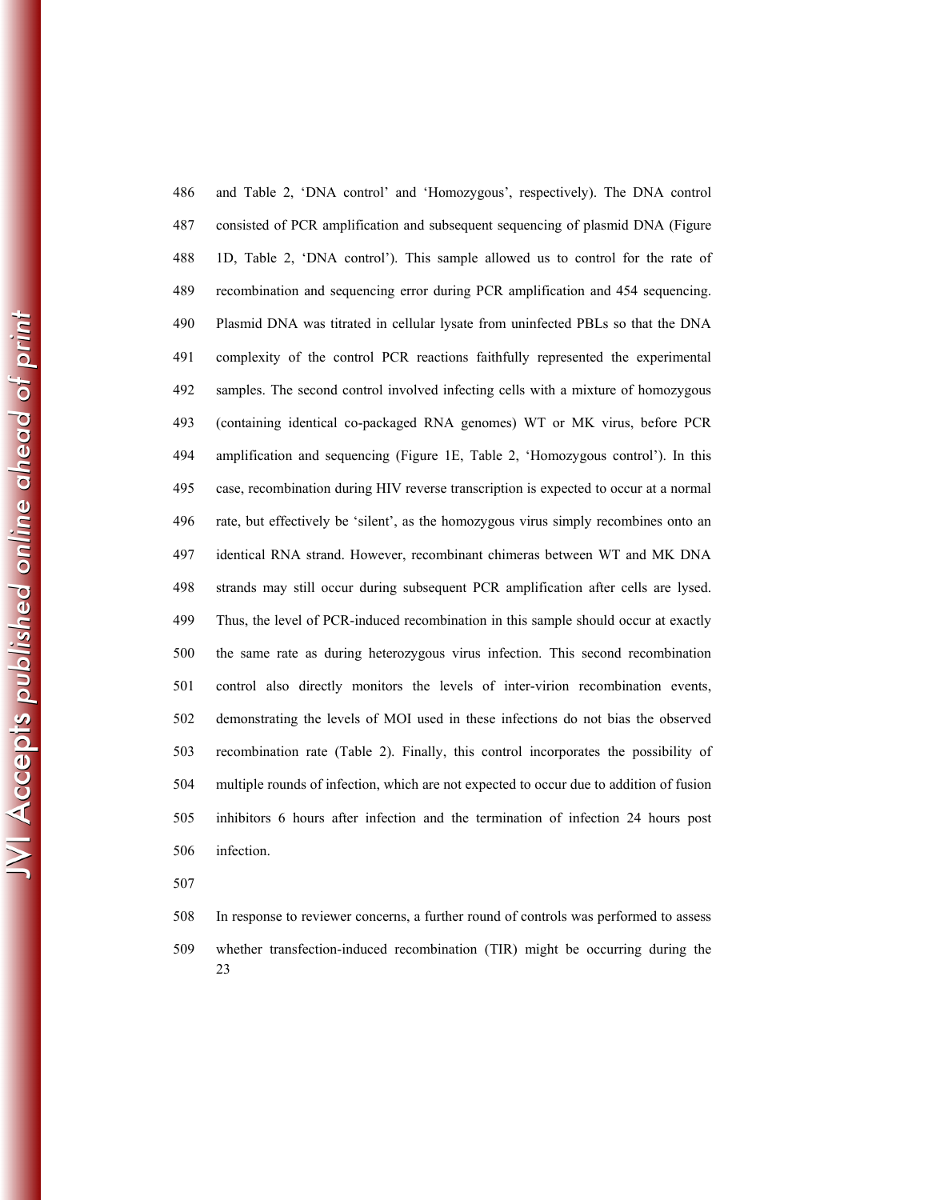and Table 2, 'DNA control' and 'Homozygous', respectively). The DNA control consisted of PCR amplification and subsequent sequencing of plasmid DNA (Figure 1D, Table 2, 'DNA control'). This sample allowed us to control for the rate of recombination and sequencing error during PCR amplification and 454 sequencing. Plasmid DNA was titrated in cellular lysate from uninfected PBLs so that the DNA complexity of the control PCR reactions faithfully represented the experimental samples. The second control involved infecting cells with a mixture of homozygous (containing identical co-packaged RNA genomes) WT or MK virus, before PCR amplification and sequencing (Figure 1E, Table 2, 'Homozygous control'). In this case, recombination during HIV reverse transcription is expected to occur at a normal rate, but effectively be 'silent', as the homozygous virus simply recombines onto an identical RNA strand. However, recombinant chimeras between WT and MK DNA strands may still occur during subsequent PCR amplification after cells are lysed. Thus, the level of PCR-induced recombination in this sample should occur at exactly the same rate as during heterozygous virus infection. This second recombination control also directly monitors the levels of inter-virion recombination events, demonstrating the levels of MOI used in these infections do not bias the observed recombination rate (Table 2). Finally, this control incorporates the possibility of multiple rounds of infection, which are not expected to occur due to addition of fusion inhibitors 6 hours after infection and the termination of infection 24 hours post infection.

In response to reviewer concerns, a further round of controls was performed to assess whether transfection-induced recombination (TIR) might be occurring during the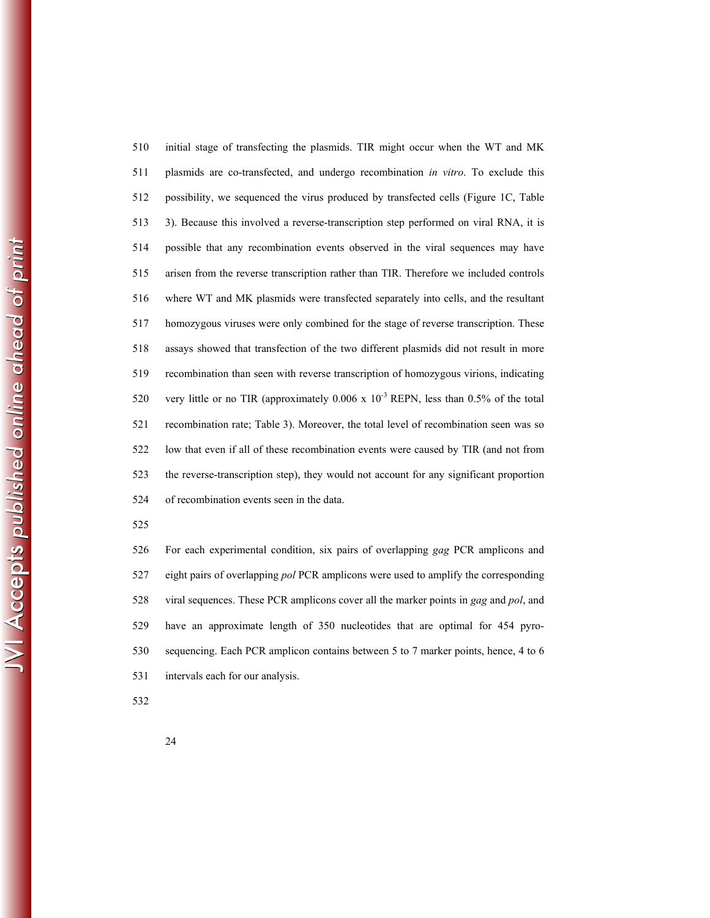initial stage of transfecting the plasmids. TIR might occur when the WT and MK plasmids are co-transfected, and undergo recombination *in vitro*. To exclude this possibility, we sequenced the virus produced by transfected cells (Figure 1C, Table 3). Because this involved a reverse-transcription step performed on viral RNA, it is possible that any recombination events observed in the viral sequences may have arisen from the reverse transcription rather than TIR. Therefore we included controls where WT and MK plasmids were transfected separately into cells, and the resultant homozygous viruses were only combined for the stage of reverse transcription. These assays showed that transfection of the two different plasmids did not result in more recombination than seen with reverse transcription of homozygous virions, indicating very little or no TIR (approximately $0.006 \times 10^{-3}$ REPN, less than 0.5% of the total recombination rate; Table 3). Moreover, the total level of recombination seen was so low that even if all of these recombination events were caused by TIR (and not from the reverse-transcription step), they would not account for any significant proportion of recombination events seen in the data.

For each experimental condition, six pairs of overlapping *gag* PCR amplicons and eight pairs of overlapping *pol* PCR amplicons were used to amplify the corresponding viral sequences. These PCR amplicons cover all the marker points in *gag* and *pol*, and have an approximate length of 350 nucleotides that are optimal for 454 pyro-sequencing. Each PCR amplicon contains between 5 to 7 marker points, hence, 4 to 6 intervals each for our analysis.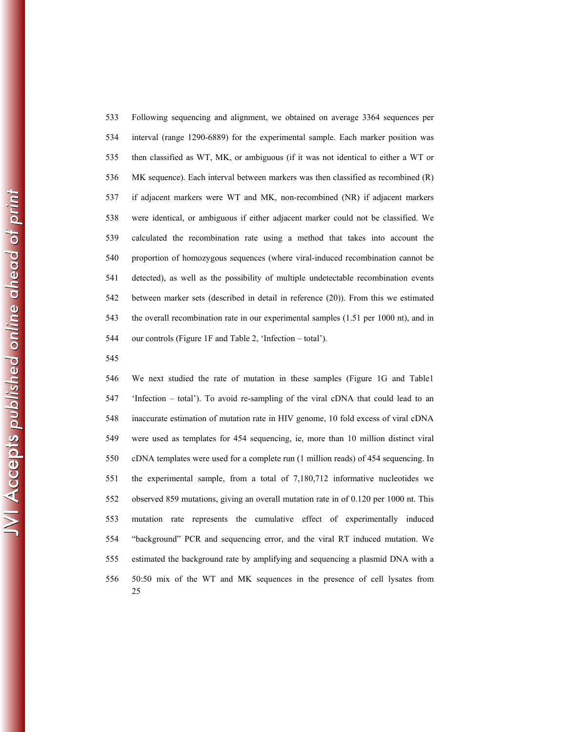Following sequencing and alignment, we obtained on average 3364 sequences per interval (range 1290-6889) for the experimental sample. Each marker position was then classified as WT, MK, or ambiguous (if it was not identical to either a WT or MK sequence). Each interval between markers was then classified as recombined (R) if adjacent markers were WT and MK, non-recombined (NR) if adjacent markers were identical, or ambiguous if either adjacent marker could not be classified. We calculated the recombination rate using a method that takes into account the proportion of homozygous sequences (where viral-induced recombination cannot be detected), as well as the possibility of multiple undetectable recombination events between marker sets (described in detail in reference (20)). From this we estimated the overall recombination rate in our experimental samples (1.51 per 1000 nt), and in our controls (Figure 1F and Table 2, 'Infection – total').

We next studied the rate of mutation in these samples (Figure 1G and Table1 'Infection – total'). To avoid re-sampling of the viral cDNA that could lead to an inaccurate estimation of mutation rate in HIV genome, 10 fold excess of viral cDNA were used as templates for 454 sequencing, ie, more than 10 million distinct viral cDNA templates were used for a complete run (1 million reads) of 454 sequencing. In the experimental sample, from a total of 7,180,712 informative nucleotides we observed 859 mutations, giving an overall mutation rate in of 0.120 per 1000 nt. This mutation rate represents the cumulative effect of experimentally induced "background" PCR and sequencing error, and the viral RT induced mutation. We estimated the background rate by amplifying and sequencing a plasmid DNA with a 50:50 mix of the WT and MK sequences in the presence of cell lysates from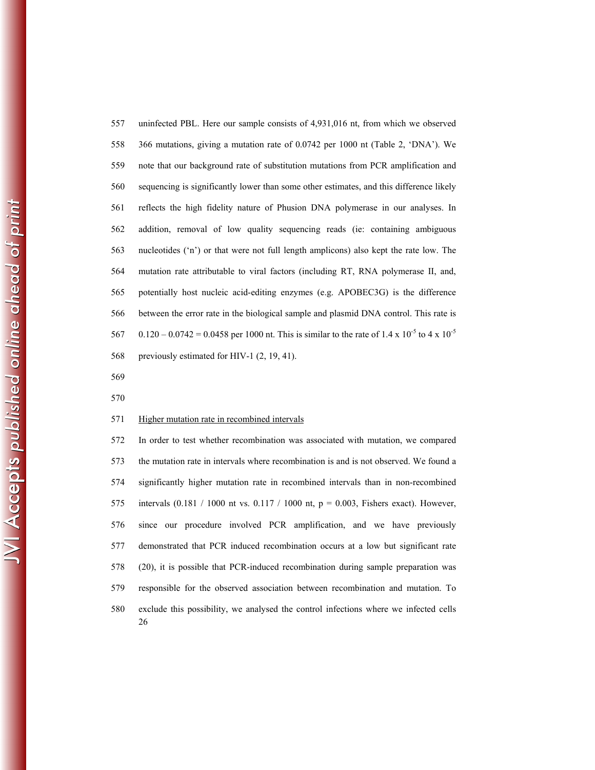uninfected PBL. Here our sample consists of 4,931,016 nt, from which we observed 366 mutations, giving a mutation rate of 0.0742 per 1000 nt (Table 2, 'DNA'). We note that our background rate of substitution mutations from PCR amplification and sequencing is significantly lower than some other estimates, and this difference likely reflects the high fidelity nature of Phusion DNA polymerase in our analyses. In addition, removal of low quality sequencing reads (ie: containing ambiguous nucleotides ('n') or that were not full length amplicons) also kept the rate low. The mutation rate attributable to viral factors (including RT, RNA polymerase II, and, potentially host nucleic acid-editing enzymes (e.g. APOBEC3G) is the difference between the error rate in the biological sample and plasmid DNA control. This rate is $0.120 - 0.0742 = 0.0458$ per 1000 nt. This is similar to the rate of $1.4 \times 10^{-5}$ to $4 \times 10^{-5}$ previously estimated for HIV-1 (2, 19, 41).

## Higher mutation rate in recombined intervals

In order to test whether recombination was associated with mutation, we compared the mutation rate in intervals where recombination is and is not observed. We found a significantly higher mutation rate in recombined intervals than in non-recombined intervals (0.181 / 1000 nt vs. 0.117 / 1000 nt, $p = 0.003$, Fishers exact). However, since our procedure involved PCR amplification, and we have previously demonstrated that PCR induced recombination occurs at a low but significant rate (20), it is possible that PCR-induced recombination during sample preparation was responsible for the observed association between recombination and mutation. To exclude this possibility, we analysed the control infections where we infected cells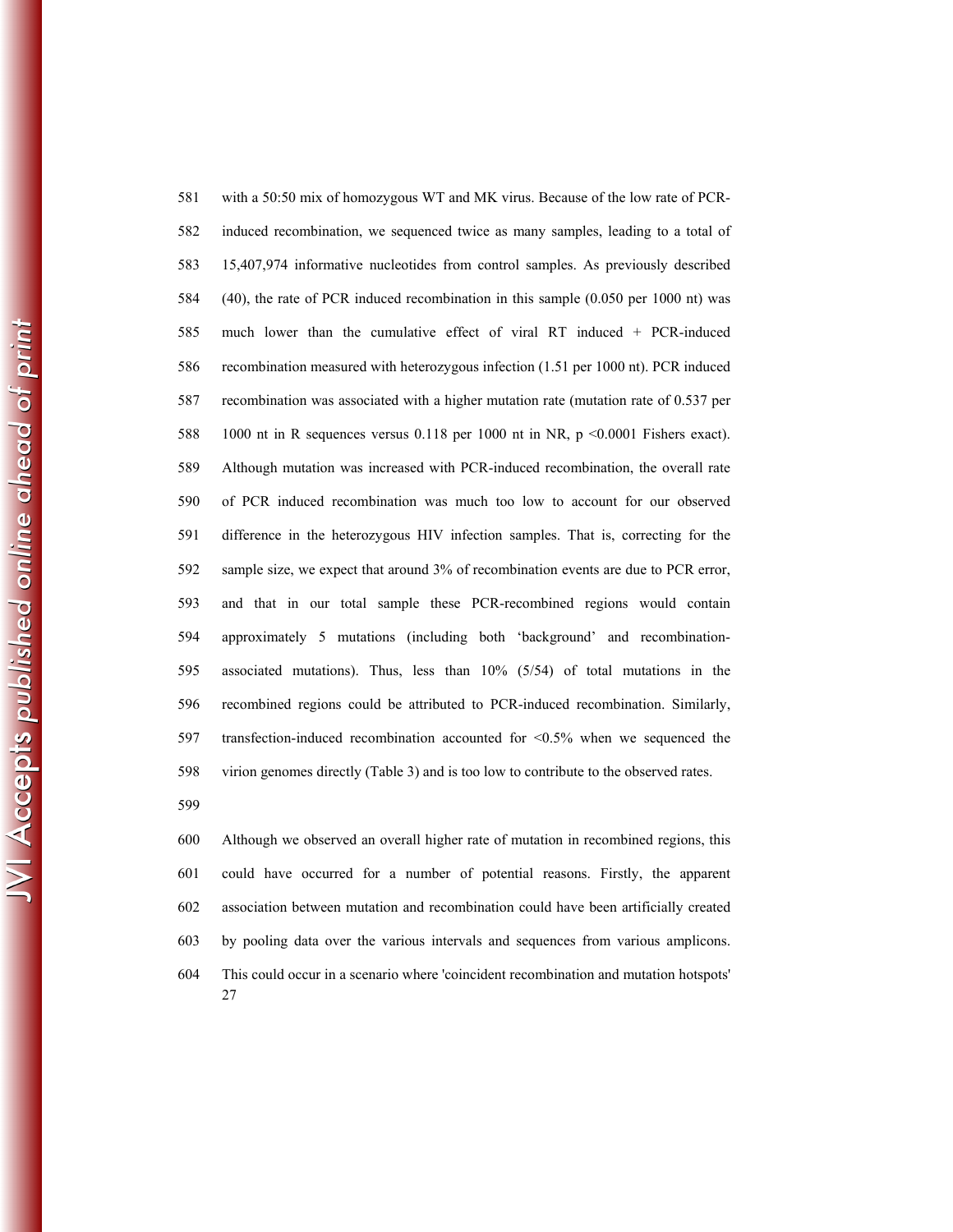with a 50:50 mix of homozygous WT and MK virus. Because of the low rate of PCR-induced recombination, we sequenced twice as many samples, leading to a total of 15,407,974 informative nucleotides from control samples. As previously described (40), the rate of PCR induced recombination in this sample (0.050 per 1000 nt) was much lower than the cumulative effect of viral RT induced + PCR-induced recombination measured with heterozygous infection (1.51 per 1000 nt). PCR induced recombination was associated with a higher mutation rate (mutation rate of 0.537 per 1000 nt in R sequences versus 0.118 per 1000 nt in NR, $p < 0.0001$ Fishers exact). Although mutation was increased with PCR-induced recombination, the overall rate of PCR induced recombination was much too low to account for our observed difference in the heterozygous HIV infection samples. That is, correcting for the sample size, we expect that around 3% of recombination events are due to PCR error, and that in our total sample these PCR-recombined regions would contain approximately 5 mutations (including both 'background' and recombination-associated mutations). Thus, less than 10% (5/54) of total mutations in the recombined regions could be attributed to PCR-induced recombination. Similarly, transfection-induced recombination accounted for <0.5% when we sequenced the virion genomes directly (Table 3) and is too low to contribute to the observed rates.

Although we observed an overall higher rate of mutation in recombined regions, this could have occurred for a number of potential reasons. Firstly, the apparent association between mutation and recombination could have been artificially created by pooling data over the various intervals and sequences from various amplicons. This could occur in a scenario where 'coincident recombination and mutation hotspots'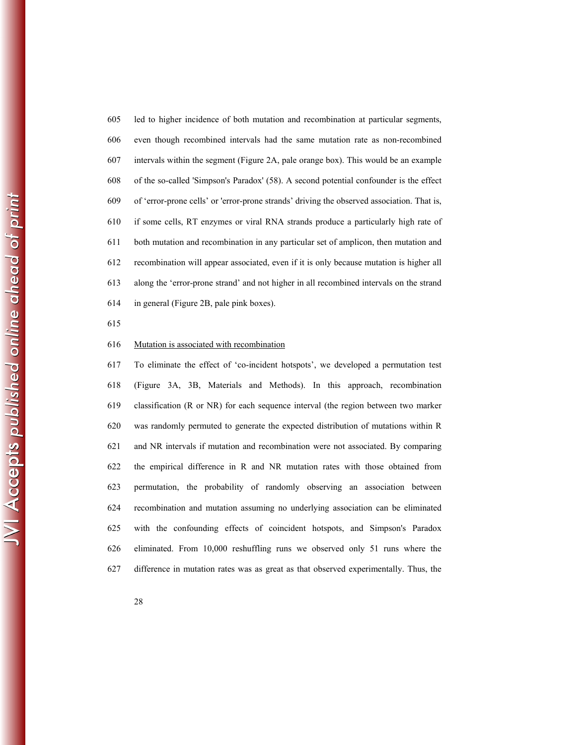led to higher incidence of both mutation and recombination at particular segments, even though recombined intervals had the same mutation rate as non-recombined intervals within the segment (Figure 2A, pale orange box). This would be an example of the so-called 'Simpson's Paradox' (58). A second potential confounder is the effect of 'error-prone cells' or 'error-prone strands' driving the observed association. That is, if some cells, RT enzymes or viral RNA strands produce a particularly high rate of both mutation and recombination in any particular set of amplicon, then mutation and recombination will appear associated, even if it is only because mutation is higher all along the 'error-prone strand' and not higher in all recombined intervals on the strand in general (Figure 2B, pale pink boxes).

<u>Mutation is associated with recombination</u>

To eliminate the effect of 'co-incident hotspots', we developed a permutation test (Figure 3A, 3B, Materials and Methods). In this approach, recombination classification (R or NR) for each sequence interval (the region between two marker was randomly permuted to generate the expected distribution of mutations within R and NR intervals if mutation and recombination were not associated. By comparing the empirical difference in R and NR mutation rates with those obtained from permutation, the probability of randomly observing an association between recombination and mutation assuming no underlying association can be eliminated with the confounding effects of coincident hotspots, and Simpson's Paradox eliminated. From 10,000 reshuffling runs we observed only 51 runs where the difference in mutation rates was as great as that observed experimentally. Thus, the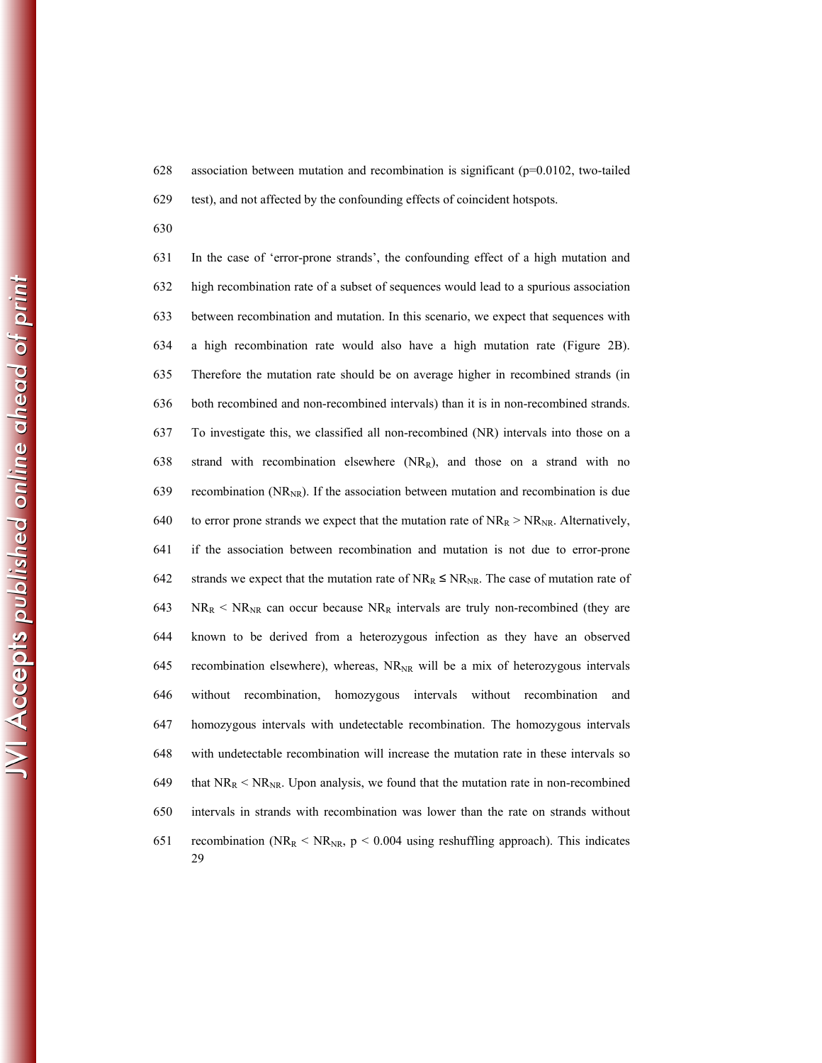association between mutation and recombination is significant ($p=0.0102$, two-tailed test), and not affected by the confounding effects of coincident hotspots.

In the case of 'error-prone strands', the confounding effect of a high mutation and high recombination rate of a subset of sequences would lead to a spurious association between recombination and mutation. In this scenario, we expect that sequences with a high recombination rate would also have a high mutation rate (Figure 2B). Therefore the mutation rate should be on average higher in recombined strands (in both recombined and non-recombined intervals) than it is in non-recombined strands. To investigate this, we classified all non-recombined (NR) intervals into those on a strand with recombination elsewhere ($NR_R$), and those on a strand with no recombination ($NR_{NR}$). If the association between mutation and recombination is due to error prone strands we expect that the mutation rate of $NR_R > NR_{NR}$. Alternatively, if the association between recombination and mutation is not due to error-prone strands we expect that the mutation rate of $NR_R \leq NR_{NR}$. The case of mutation rate of $NR_R < NR_{NR}$ can occur because $NR_R$ intervals are truly non-recombined (they are known to be derived from a heterozygous infection as they have an observed recombination elsewhere), whereas, $NR_{NR}$ will be a mix of heterozygous intervals without recombination, homozygous intervals without recombination and homozygous intervals with undetectable recombination. The homozygous intervals with undetectable recombination will increase the mutation rate in these intervals so that $NR_R < NR_{NR}$. Upon analysis, we found that the mutation rate in non-recombined intervals in strands with recombination was lower than the rate on strands without recombination ($NR_R < NR_{NR}$, $p < 0.004$ using reshuffling approach). This indicates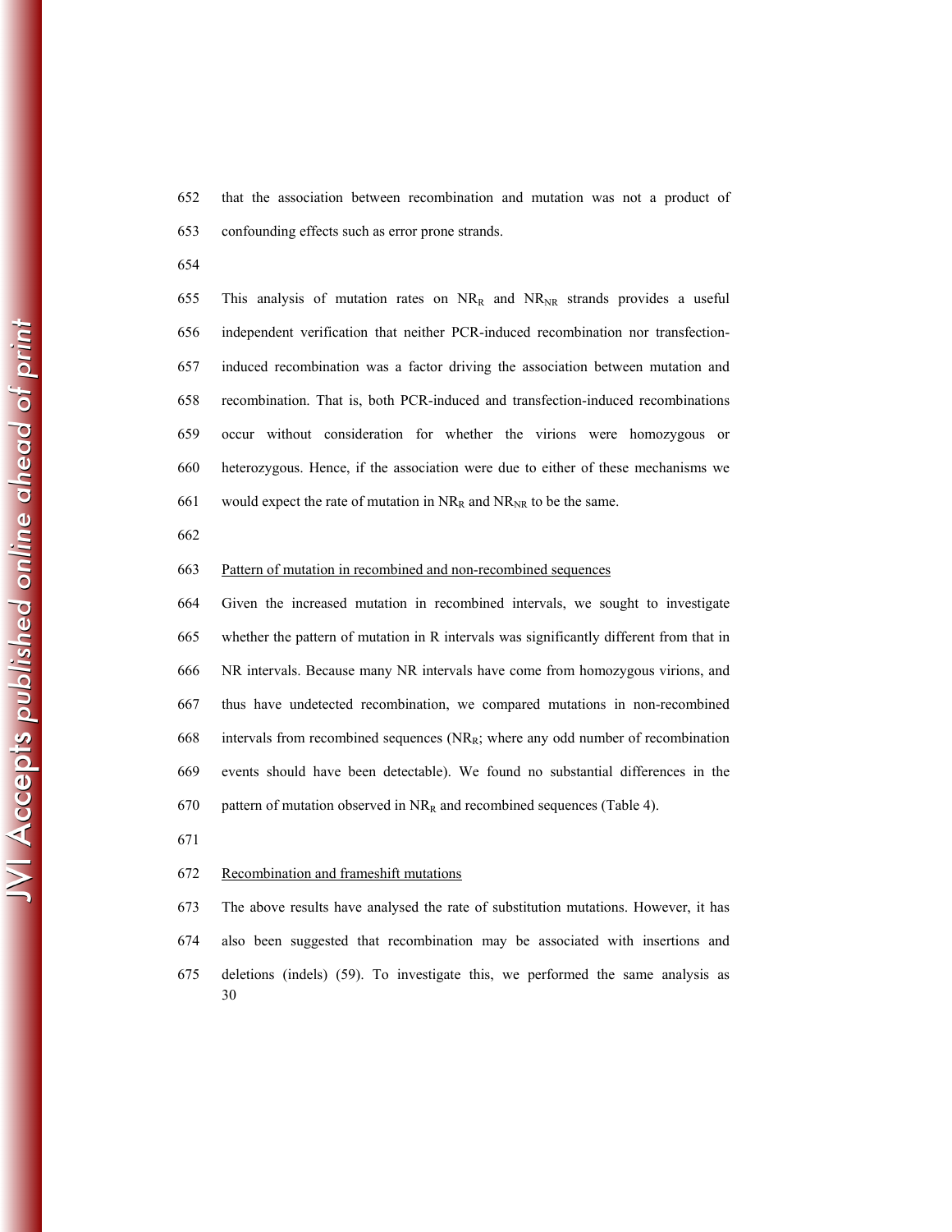that the association between recombination and mutation was not a product of confounding effects such as error prone strands.

This analysis of mutation rates on $NR_R$ and $NR_{NR}$ strands provides a useful independent verification that neither PCR-induced recombination nor transfection-induced recombination was a factor driving the association between mutation and recombination. That is, both PCR-induced and transfection-induced recombinations occur without consideration for whether the virions were homozygous or heterozygous. Hence, if the association were due to either of these mechanisms we would expect the rate of mutation in $NR_R$ and $NR_{NR}$ to be the same.

Pattern of mutation in recombined and non-recombined sequences

Given the increased mutation in recombined intervals, we sought to investigate whether the pattern of mutation in R intervals was significantly different from that in NR intervals. Because many NR intervals have come from homozygous virions, and thus have undetected recombination, we compared mutations in non-recombined intervals from recombined sequences ($NR_R$; where any odd number of recombination events should have been detectable). We found no substantial differences in the pattern of mutation observed in $NR_R$ and recombined sequences (Table 4).

Recombination and frameshift mutations

The above results have analysed the rate of substitution mutations. However, it has also been suggested that recombination may be associated with insertions and deletions (indels) (59). To investigate this, we performed the same analysis as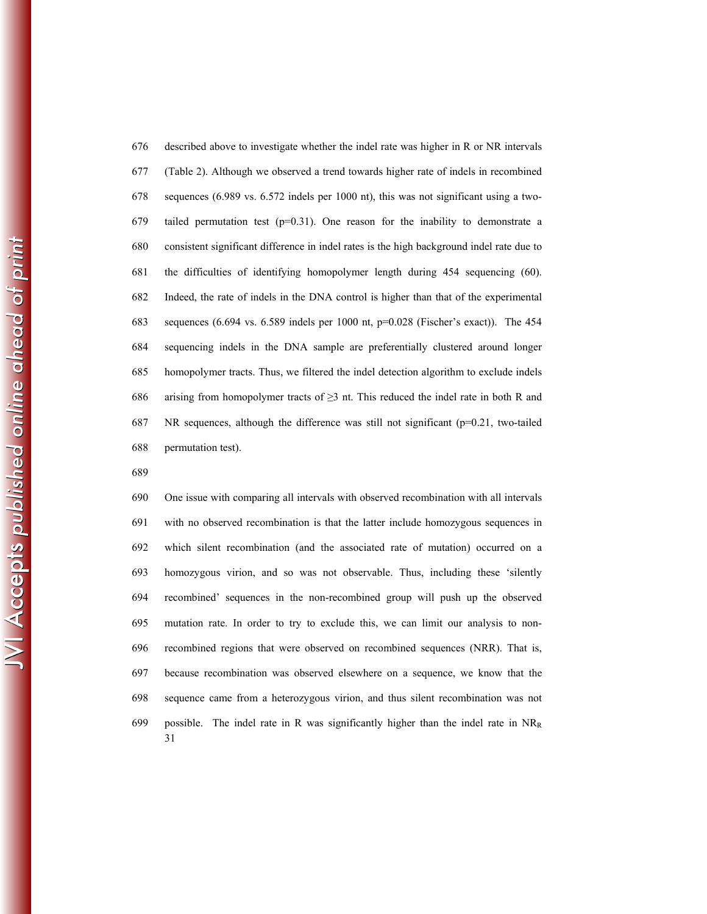described above to investigate whether the indel rate was higher in R or NR intervals (Table 2). Although we observed a trend towards higher rate of indels in recombined sequences (6.989 vs. 6.572 indels per 1000 nt), this was not significant using a two-tailed permutation test ($p=0.31$). One reason for the inability to demonstrate a consistent significant difference in indel rates is the high background indel rate due to the difficulties of identifying homopolymer length during 454 sequencing (60). Indeed, the rate of indels in the DNA control is higher than that of the experimental sequences (6.694 vs. 6.589 indels per 1000 nt, $p=0.028$ (Fischer's exact)). The 454 sequencing indels in the DNA sample are preferentially clustered around longer homopolymer tracts. Thus, we filtered the indel detection algorithm to exclude indels arising from homopolymer tracts of $\geq$3 nt. This reduced the indel rate in both R and NR sequences, although the difference was still not significant ($p=0.21$, two-tailed permutation test).

One issue with comparing all intervals with observed recombination with all intervals with no observed recombination is that the latter include homozygous sequences in which silent recombination (and the associated rate of mutation) occurred on a homozygous virion, and so was not observable. Thus, including these 'silently recombined' sequences in the non-recombined group will push up the observed mutation rate. In order to try to exclude this, we can limit our analysis to non-recombined regions that were observed on recombined sequences (NRR). That is, because recombination was observed elsewhere on a sequence, we know that the sequence came from a heterozygous virion, and thus silent recombination was not possible. The indel rate in R was significantly higher than the indel rate in $NR_R$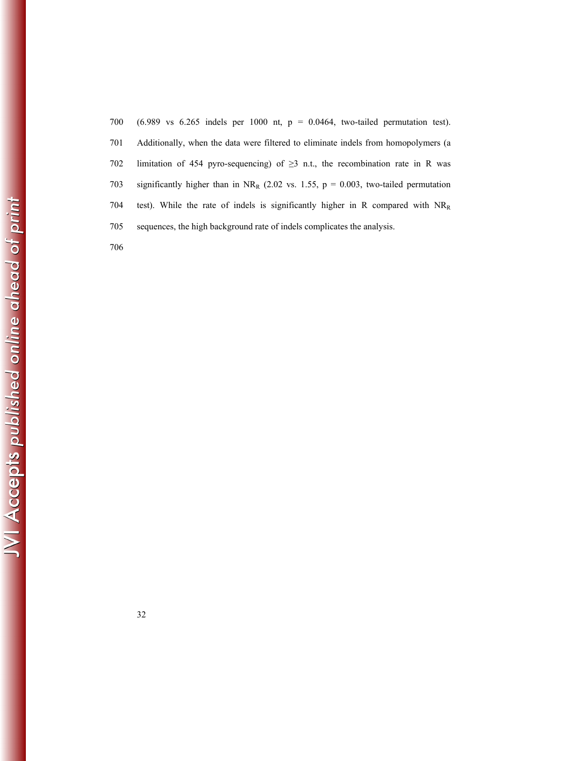(6.989 vs 6.265 indels per 1000 nt, $p = 0.0464$, two-tailed permutation test). Additionally, when the data were filtered to eliminate indels from homopolymers (a limitation of 454 pyro-sequencing) of ≥3 n.t., the recombination rate in R was significantly higher than in $NR_R$ (2.02 vs. 1.55, $p = 0.003$, two-tailed permutation test). While the rate of indels is significantly higher in R compared with $NR_R$ sequences, the high background rate of indels complicates the analysis.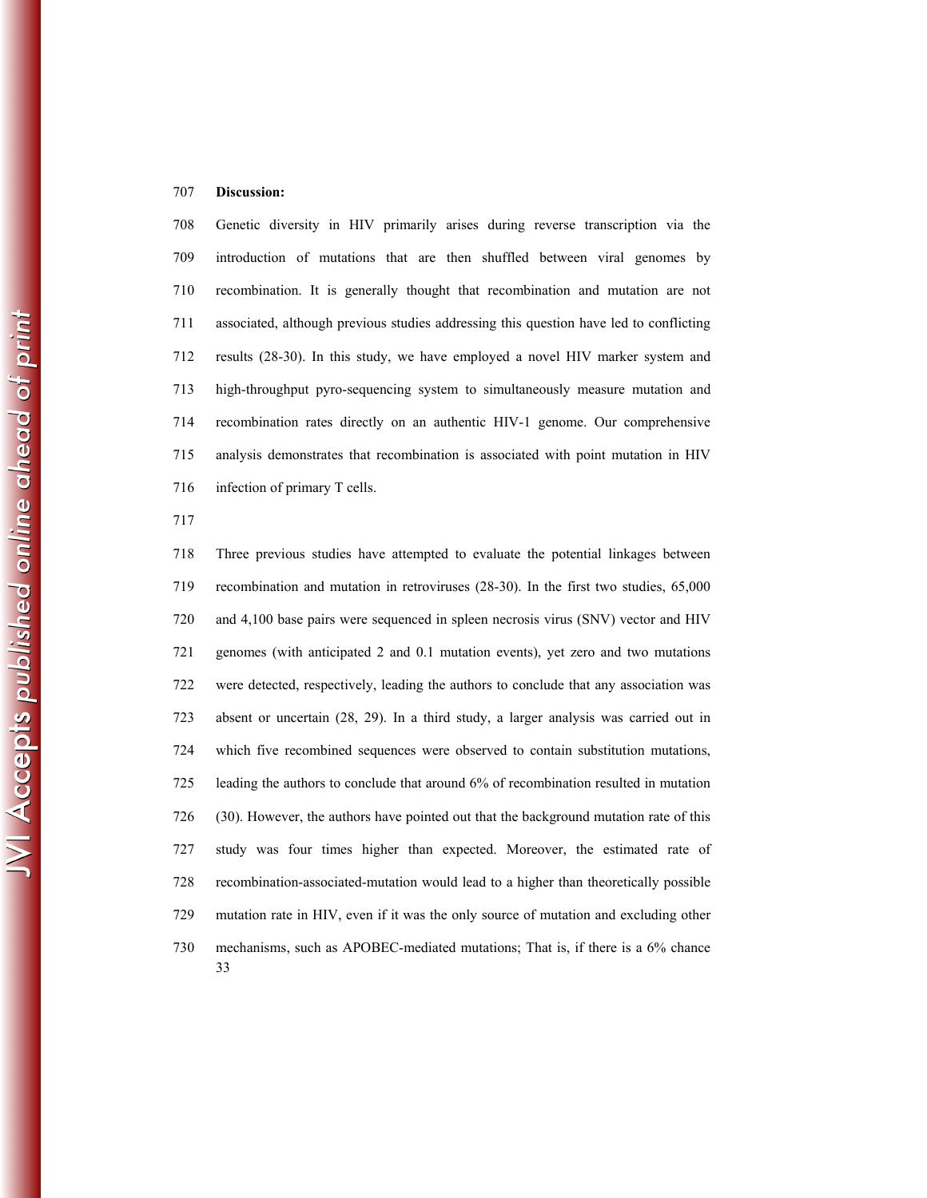## Discussion:

Genetic diversity in HIV primarily arises during reverse transcription via the introduction of mutations that are then shuffled between viral genomes by recombination. It is generally thought that recombination and mutation are not associated, although previous studies addressing this question have led to conflicting results (28-30). In this study, we have employed a novel HIV marker system and high-throughput pyro-sequencing system to simultaneously measure mutation and recombination rates directly on an authentic HIV-1 genome. Our comprehensive analysis demonstrates that recombination is associated with point mutation in HIV infection of primary T cells.

Three previous studies have attempted to evaluate the potential linkages between recombination and mutation in retroviruses (28-30). In the first two studies, 65,000 and 4,100 base pairs were sequenced in spleen necrosis virus (SNV) vector and HIV genomes (with anticipated 2 and 0.1 mutation events), yet zero and two mutations were detected, respectively, leading the authors to conclude that any association was absent or uncertain (28, 29). In a third study, a larger analysis was carried out in which five recombined sequences were observed to contain substitution mutations, leading the authors to conclude that around 6% of recombination resulted in mutation (30). However, the authors have pointed out that the background mutation rate of this study was four times higher than expected. Moreover, the estimated rate of recombination-associated-mutation would lead to a higher than theoretically possible mutation rate in HIV, even if it was the only source of mutation and excluding other mechanisms, such as APOBEC-mediated mutations; That is, if there is a 6% chance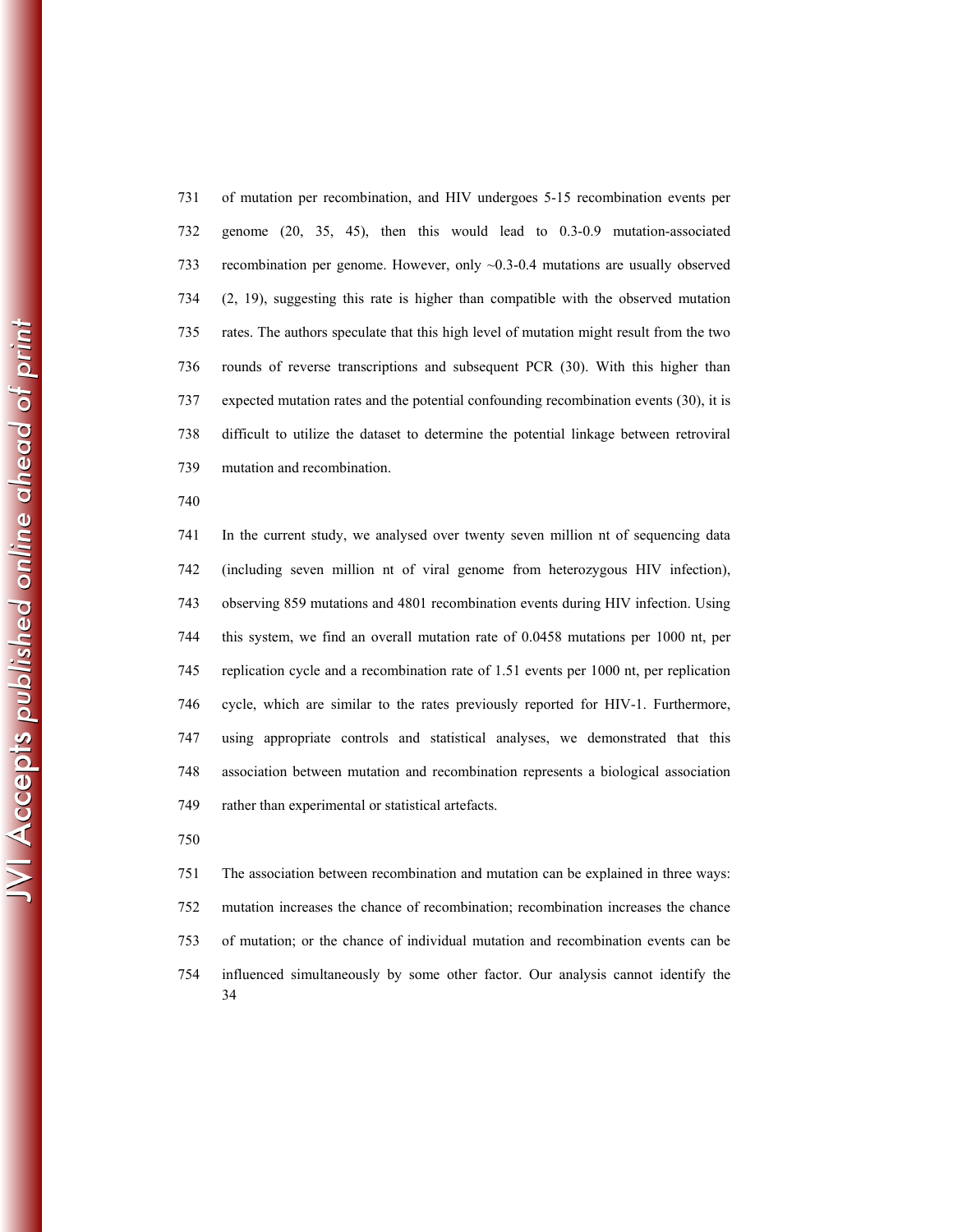of mutation per recombination, and HIV undergoes 5-15 recombination events per genome (20, 35, 45), then this would lead to 0.3-0.9 mutation-associated recombination per genome. However, only ~0.3-0.4 mutations are usually observed (2, 19), suggesting this rate is higher than compatible with the observed mutation rates. The authors speculate that this high level of mutation might result from the two rounds of reverse transcriptions and subsequent PCR (30). With this higher than expected mutation rates and the potential confounding recombination events (30), it is difficult to utilize the dataset to determine the potential linkage between retroviral mutation and recombination.

In the current study, we analysed over twenty seven million nt of sequencing data (including seven million nt of viral genome from heterozygous HIV infection), observing 859 mutations and 4801 recombination events during HIV infection. Using this system, we find an overall mutation rate of 0.0458 mutations per 1000 nt, per replication cycle and a recombination rate of 1.51 events per 1000 nt, per replication cycle, which are similar to the rates previously reported for HIV-1. Furthermore, using appropriate controls and statistical analyses, we demonstrated that this association between mutation and recombination represents a biological association rather than experimental or statistical artefacts.

The association between recombination and mutation can be explained in three ways: mutation increases the chance of recombination; recombination increases the chance of mutation; or the chance of individual mutation and recombination events can be influenced simultaneously by some other factor. Our analysis cannot identify the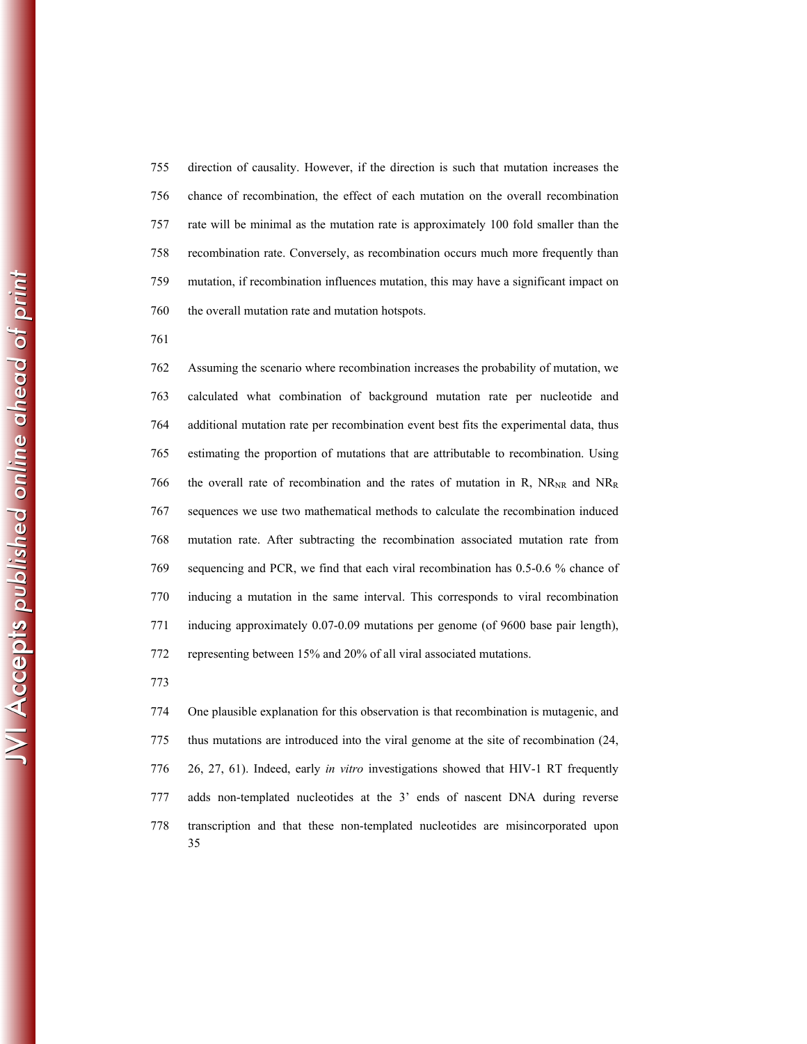direction of causality. However, if the direction is such that mutation increases the chance of recombination, the effect of each mutation on the overall recombination rate will be minimal as the mutation rate is approximately 100 fold smaller than the recombination rate. Conversely, as recombination occurs much more frequently than mutation, if recombination influences mutation, this may have a significant impact on the overall mutation rate and mutation hotspots.

Assuming the scenario where recombination increases the probability of mutation, we calculated what combination of background mutation rate per nucleotide and additional mutation rate per recombination event best fits the experimental data, thus estimating the proportion of mutations that are attributable to recombination. Using the overall rate of recombination and the rates of mutation in R, $NR_{NR}$ and $NR_{R}$ sequences we use two mathematical methods to calculate the recombination induced mutation rate. After subtracting the recombination associated mutation rate from sequencing and PCR, we find that each viral recombination has 0.5-0.6 % chance of inducing a mutation in the same interval. This corresponds to viral recombination inducing approximately 0.07-0.09 mutations per genome (of 9600 base pair length), representing between 15% and 20% of all viral associated mutations.

One plausible explanation for this observation is that recombination is mutagenic, and thus mutations are introduced into the viral genome at the site of recombination (24, 26, 27, 61). Indeed, early *in vitro* investigations showed that HIV-1 RT frequently adds non-templated nucleotides at the 3' ends of nascent DNA during reverse transcription and that these non-templated nucleotides are misincorporated upon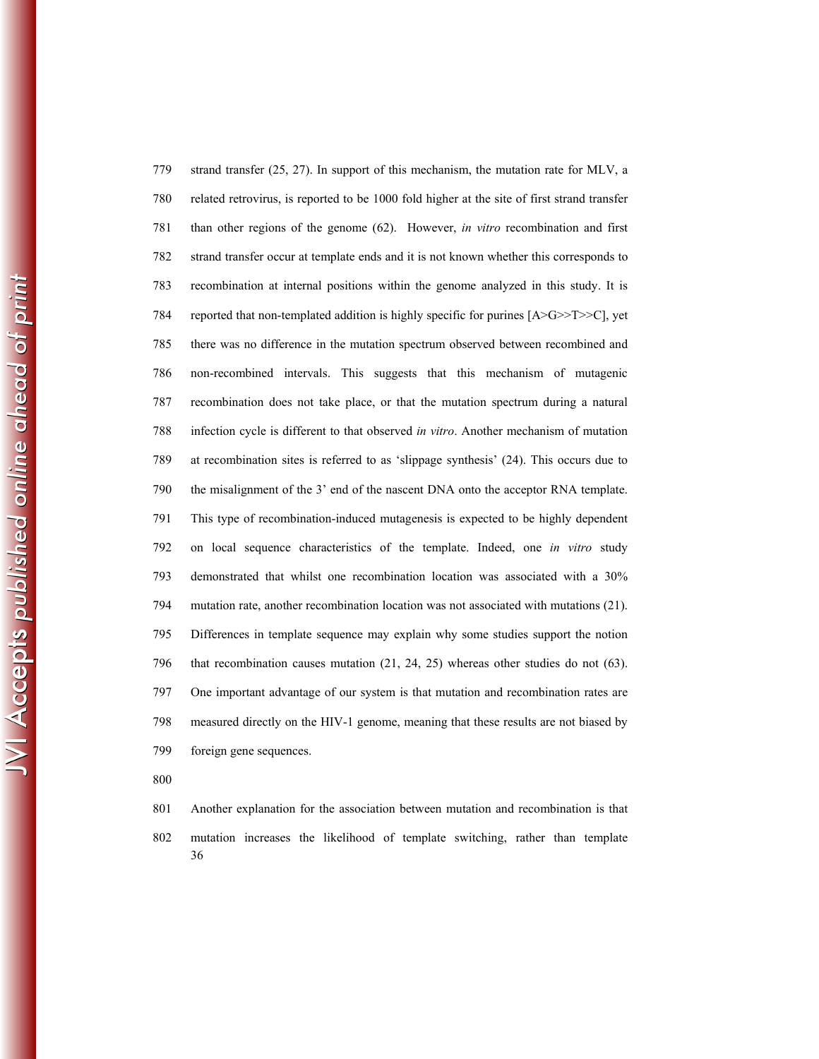strand transfer (25, 27). In support of this mechanism, the mutation rate for MLV, a related retrovirus, is reported to be 1000 fold higher at the site of first strand transfer than other regions of the genome (62). However, *in vitro* recombination and first strand transfer occur at template ends and it is not known whether this corresponds to recombination at internal positions within the genome analyzed in this study. It is reported that non-templated addition is highly specific for purines [A>G>>T>>C], yet there was no difference in the mutation spectrum observed between recombined and non-recombined intervals. This suggests that this mechanism of mutagenic recombination does not take place, or that the mutation spectrum during a natural infection cycle is different to that observed *in vitro*. Another mechanism of mutation at recombination sites is referred to as 'slippage synthesis' (24). This occurs due to the misalignment of the 3' end of the nascent DNA onto the acceptor RNA template. This type of recombination-induced mutagenesis is expected to be highly dependent on local sequence characteristics of the template. Indeed, one *in vitro* study demonstrated that whilst one recombination location was associated with a 30% mutation rate, another recombination location was not associated with mutations (21). Differences in template sequence may explain why some studies support the notion that recombination causes mutation (21, 24, 25) whereas other studies do not (63). One important advantage of our system is that mutation and recombination rates are measured directly on the HIV-1 genome, meaning that these results are not biased by foreign gene sequences.

Another explanation for the association between mutation and recombination is that mutation increases the likelihood of template switching, rather than template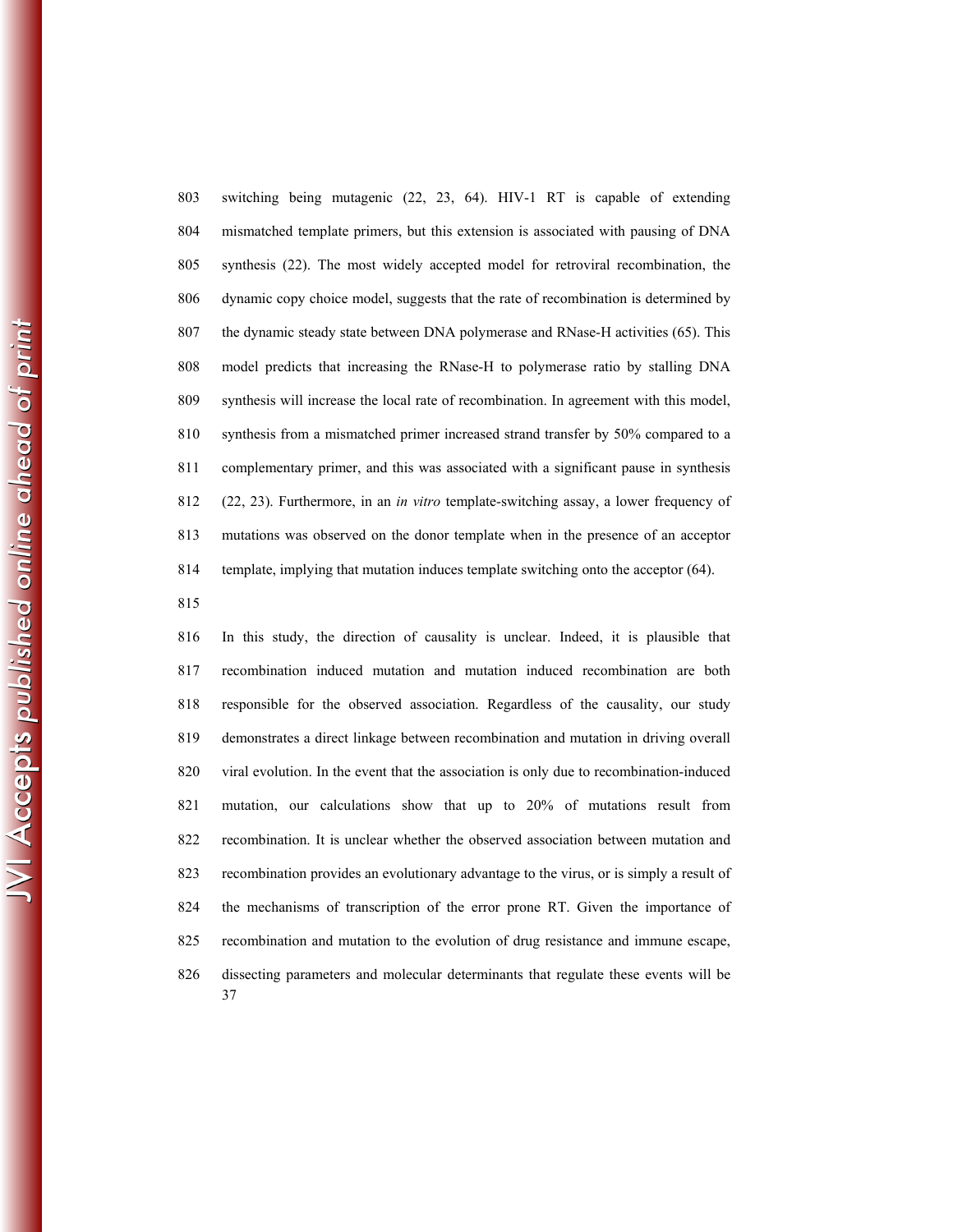switching being mutagenic (22, 23, 64). HIV-1 RT is capable of extending mismatched template primers, but this extension is associated with pausing of DNA synthesis (22). The most widely accepted model for retroviral recombination, the dynamic copy choice model, suggests that the rate of recombination is determined by the dynamic steady state between DNA polymerase and RNase-H activities (65). This model predicts that increasing the RNase-H to polymerase ratio by stalling DNA synthesis will increase the local rate of recombination. In agreement with this model, synthesis from a mismatched primer increased strand transfer by 50% compared to a complementary primer, and this was associated with a significant pause in synthesis (22, 23). Furthermore, in an *in vitro* template-switching assay, a lower frequency of mutations was observed on the donor template when in the presence of an acceptor template, implying that mutation induces template switching onto the acceptor (64).

In this study, the direction of causality is unclear. Indeed, it is plausible that recombination induced mutation and mutation induced recombination are both responsible for the observed association. Regardless of the causality, our study demonstrates a direct linkage between recombination and mutation in driving overall viral evolution. In the event that the association is only due to recombination-induced mutation, our calculations show that up to 20% of mutations result from recombination. It is unclear whether the observed association between mutation and recombination provides an evolutionary advantage to the virus, or is simply a result of the mechanisms of transcription of the error prone RT. Given the importance of recombination and mutation to the evolution of drug resistance and immune escape, dissecting parameters and molecular determinants that regulate these events will be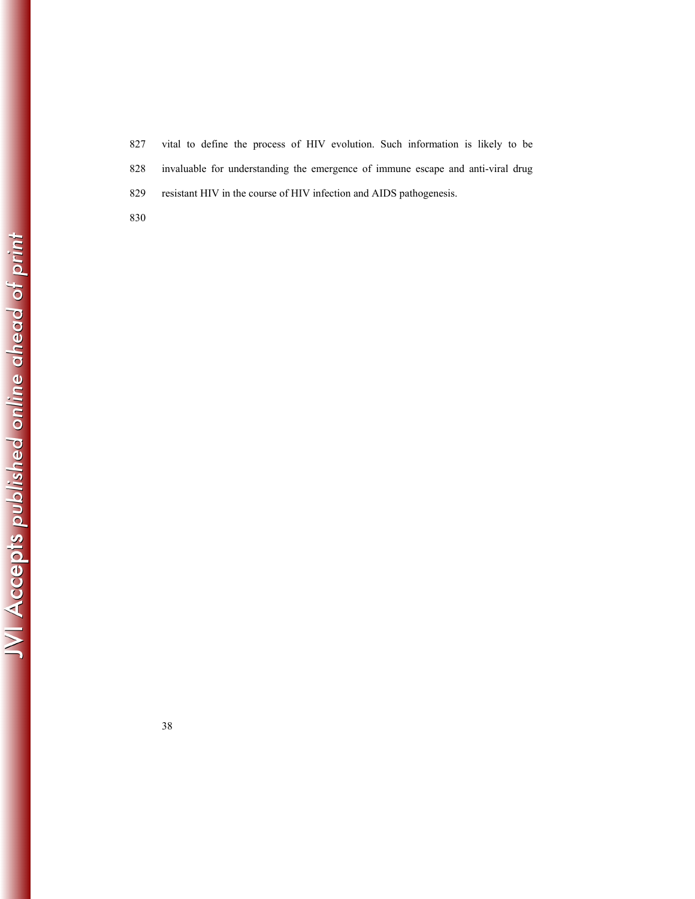vital to define the process of HIV evolution. Such information is likely to be invaluable for understanding the emergence of immune escape and anti-viral drug resistant HIV in the course of HIV infection and AIDS pathogenesis.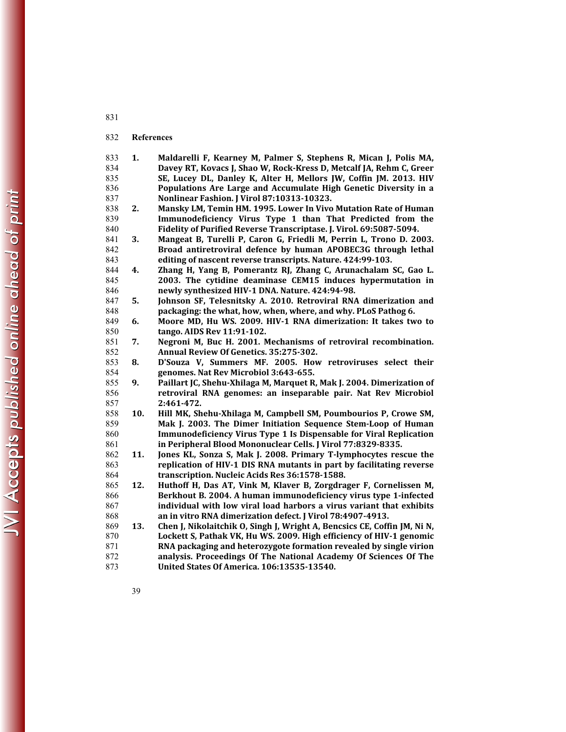## References

1. **Maldarelli F, Kearney M, Palmer S, Stephens R, Mican J, Polis MA, Davey RT, Kovacs J, Shao W, Rock-Kress D, Metcalf JA, Rehm C, Greer SE, Lucey DL, Danley K, Alter H, Mellors JW, Coffin JM. 2013. HIV Populations Are Large and Accumulate High Genetic Diversity in a Nonlinear Fashion. J Virol 87:10313-10323.**
2. **Mansky LM, Temin HM. 1995. Lower In Vivo Mutation Rate of Human Immunodeficiency Virus Type 1 than That Predicted from the Fidelity of Purified Reverse Transcriptase. J. Virol. 69:5087-5094.**
3. **Mangeat B, Turelli P, Caron G, Friedli M, Perrin L, Trono D. 2003. Broad antiretroviral defence by human APOBEC3G through lethal editing of nascent reverse transcripts. Nature. 424:99-103.**
4. **Zhang H, Yang B, Pomerantz RJ, Zhang C, Arunachalam SC, Gao L. 2003. The cytidine deaminase CEM15 induces hypermutation in newly synthesized HIV-1 DNA. Nature. 424:94-98.**
5. **Johnson SF, Telesnitsky A. 2010. Retroviral RNA dimerization and packaging: the what, how, when, where, and why. PLoS Pathog 6.**
6. **Moore MD, Hu WS. 2009. HIV-1 RNA dimerization: It takes two to tango. AIDS Rev 11:91-102.**
7. **Negroni M, Buc H. 2001. Mechanisms of retroviral recombination. Annual Review Of Genetics. 35:275-302.**
8. **D'Souza V, Summers MF. 2005. How retroviruses select their genomes. Nat Rev Microbiol 3:643-655.**
9. **Paillart JC, Shehu-Xhilaga M, Marquet R, Mak J. 2004. Dimerization of retroviral RNA genomes: an inseparable pair. Nat Rev Microbiol 2:461-472.**
10. **Hill MK, Shehu-Xhilaga M, Campbell SM, Poumbourios P, Crowe SM, Mak J. 2003. The Dimer Initiation Sequence Stem-Loop of Human Immunodeficiency Virus Type 1 Is Dispensable for Viral Replication in Peripheral Blood Mononuclear Cells. J Virol 77:8329-8335.**
11. **Jones KL, Sonza S, Mak J. 2008. Primary T-lymphocytes rescue the replication of HIV-1 DIS RNA mutants in part by facilitating reverse transcription. Nucleic Acids Res 36:1578-1588.**
12. **Huthoff H, Das AT, Vink M, Klaver B, Zorgdrager F, Cornelissen M, Berkhout B. 2004. A human immunodeficiency virus type 1-infected individual with low viral load harbors a virus variant that exhibits an in vitro RNA dimerization defect. J Virol 78:4907-4913.**
13. **Chen J, Nikolaitchik O, Singh J, Wright A, Bencsics CE, Coffin JM, Ni N, Lockett S, Pathak VK, Hu WS. 2009. High efficiency of HIV-1 genomic RNA packaging and heterozygote formation revealed by single virion analysis. Proceedings Of The National Academy Of Sciences Of The United States Of America. 106:13535-13540.**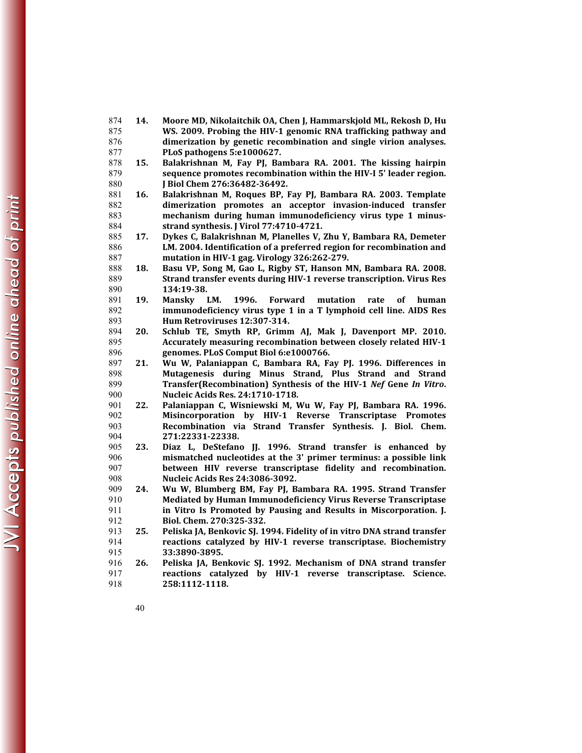14. Moore MD, Nikolaitchik OA, Chen J, Hammarskjold ML, Rekosh D, Hu WS. 2009. Probing the HIV-1 genomic RNA trafficking pathway and dimerization by genetic recombination and single virion analyses. PLoS pathogens 5:e1000627.
15. Balakrishnan M, Fay PJ, Bambara RA. 2001. The kissing hairpin sequence promotes recombination within the HIV-I 5' leader region. J Biol Chem 276:36482-36492.
16. Balakrishnan M, Roques BP, Fay PJ, Bambara RA. 2003. Template dimerization promotes an acceptor invasion-induced transfer mechanism during human immunodeficiency virus type 1 minus-strand synthesis. J Virol 77:4710-4721.
17. Dykes C, Balakrishnan M, Planelles V, Zhu Y, Bambara RA, Demeter LM. 2004. Identification of a preferred region for recombination and mutation in HIV-1 gag. Virology 326:262-279.
18. Basu VP, Song M, Gao L, Rigby ST, Hanson MN, Bambara RA. 2008. Strand transfer events during HIV-1 reverse transcription. Virus Res 134:19-38.
19. Mansky LM. 1996. Forward mutation rate of human immunodeficiency virus type 1 in a T lymphoid cell line. AIDS Res Hum Retroviruses 12:307-314.
20. Schlub TE, Smyth RP, Grimm AJ, Mak J, Davenport MP. 2010. Accurately measuring recombination between closely related HIV-1 genomes. PLoS Comput Biol 6:e1000766.
21. Wu W, Palaniappan C, Bambara RA, Fay PJ. 1996. Differences in Mutagenesis during Minus Strand, Plus Strand and Strand Transfer(Recombination) Synthesis of the HIV-1 *Nef* Gene *In Vitro*. Nucleic Acids Res. 24:1710-1718.
22. Palaniappan C, Wisniewski M, Wu W, Fay PJ, Bambara RA. 1996. Misincorporation by HIV-1 Reverse Transcriptase Promotes Recombination via Strand Transfer Synthesis. J. Biol. Chem. 271:22331-22338.
23. Diaz L, DeStefano JJ. 1996. Strand transfer is enhanced by mismatched nucleotides at the 3' primer terminus: a possible link between HIV reverse transcriptase fidelity and recombination. Nucleic Acids Res 24:3086-3092.
24. Wu W, Blumberg BM, Fay PJ, Bambara RA. 1995. Strand Transfer Mediated by Human Immunodeficiency Virus Reverse Transcriptase in Vitro Is Promoted by Pausing and Results in Miscorporation. J. Biol. Chem. 270:325-332.
25. Peliska JA, Benkovic SJ. 1994. Fidelity of in vitro DNA strand transfer reactions catalyzed by HIV-1 reverse transcriptase. Biochemistry 33:3890-3895.
26. Peliska JA, Benkovic SJ. 1992. Mechanism of DNA strand transfer reactions catalyzed by HIV-1 reverse transcriptase. Science. 258:1112-1118.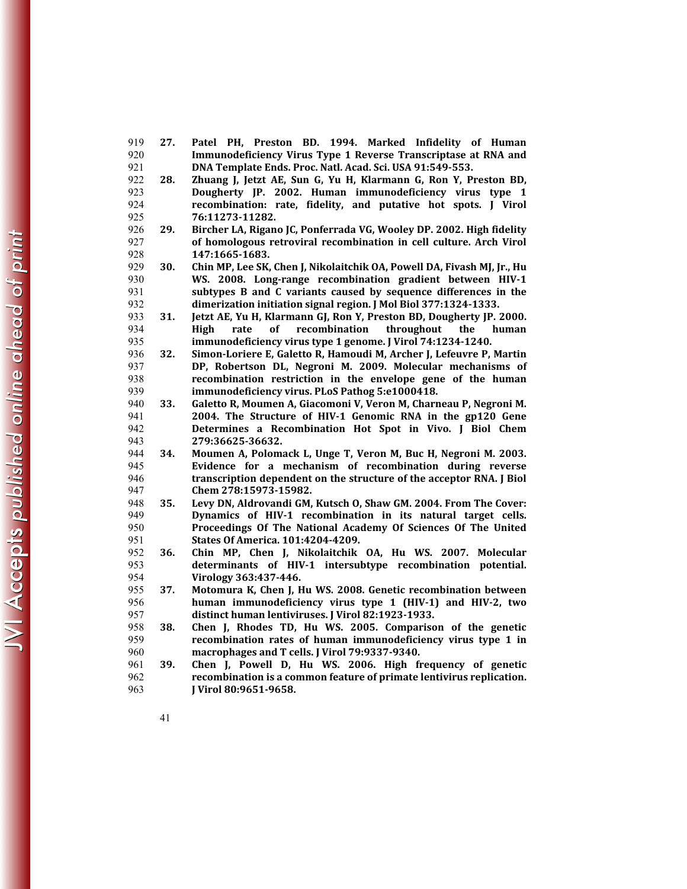27. Patel PH, Preston BD. 1994. Marked Infidelity of Human Immunodeficiency Virus Type 1 Reverse Transcriptase at RNA and DNA Template Ends. Proc. Natl. Acad. Sci. USA 91:549-553.
28. Zhuang J, Jetzt AE, Sun G, Yu H, Klarmann G, Ron Y, Preston BD, Dougherty JP. 2002. Human immunodeficiency virus type 1 recombination: rate, fidelity, and putative hot spots. J Virol 76:11273-11282.
29. Bircher LA, Rigano JC, Ponferrada VG, Wooley DP. 2002. High fidelity of homologous retroviral recombination in cell culture. Arch Virol 147:1665-1683.
30. Chin MP, Lee SK, Chen J, Nikolaitchik OA, Powell DA, Fivash MJ, Jr., Hu WS. 2008. Long-range recombination gradient between HIV-1 subtypes B and C variants caused by sequence differences in the dimerization initiation signal region. J Mol Biol 377:1324-1333.
31. Jetzt AE, Yu H, Klarmann GJ, Ron Y, Preston BD, Dougherty JP. 2000. High rate of recombination throughout the human immunodeficiency virus type 1 genome. J Virol 74:1234-1240.
32. Simon-Loriere E, Galetto R, Hamoudi M, Archer J, Lefeuvre P, Martin DP, Robertson DL, Negroni M. 2009. Molecular mechanisms of recombination restriction in the envelope gene of the human immunodeficiency virus. PLoS Pathog 5:e1000418.
33. Galetto R, Moumen A, Giacomoni V, Veron M, Charneau P, Negroni M. 2004. The Structure of HIV-1 Genomic RNA in the gp120 Gene Determines a Recombination Hot Spot in Vivo. J Biol Chem 279:36625-36632.
34. Moumen A, Polomack L, Unge T, Veron M, Buc H, Negroni M. 2003. Evidence for a mechanism of recombination during reverse transcription dependent on the structure of the acceptor RNA. J Biol Chem 278:15973-15982.
35. Levy DN, Aldrovandi GM, Kutsch O, Shaw GM. 2004. From The Cover: Dynamics of HIV-1 recombination in its natural target cells. Proceedings Of The National Academy Of Sciences Of The United States Of America. 101:4204-4209.
36. Chin MP, Chen J, Nikolaitchik OA, Hu WS. 2007. Molecular determinants of HIV-1 intersubtype recombination potential. Virology 363:437-446.
37. Motomura K, Chen J, Hu WS. 2008. Genetic recombination between human immunodeficiency virus type 1 (HIV-1) and HIV-2, two distinct human lentiviruses. J Virol 82:1923-1933.
38. Chen J, Rhodes TD, Hu WS. 2005. Comparison of the genetic recombination rates of human immunodeficiency virus type 1 in macrophages and T cells. J Virol 79:9337-9340.
39. Chen J, Powell D, Hu WS. 2006. High frequency of genetic recombination is a common feature of primate lentivirus replication. J Virol 80:9651-9658.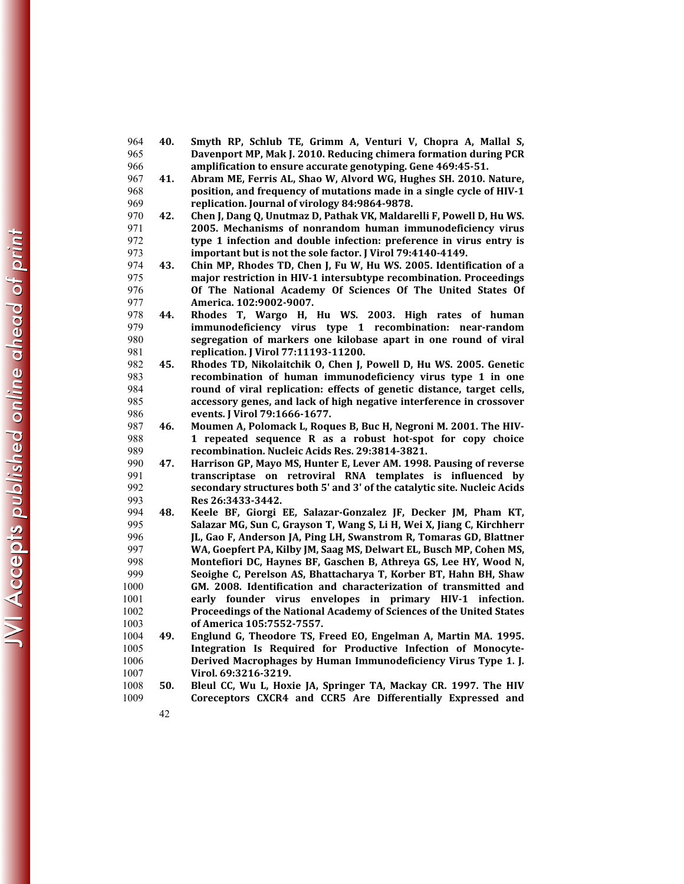40. Smyth RP, Schlub TE, Grimm A, Venturi V, Chopra A, Mallal S, Davenport MP, Mak J. 2010. Reducing chimera formation during PCR amplification to ensure accurate genotyping. Gene 469:45-51.

41. Abram ME, Ferris AL, Shao W, Alvord WG, Hughes SH. 2010. Nature, position, and frequency of mutations made in a single cycle of HIV-1 replication. Journal of virology 84:9864-9878.

42. Chen J, Dang Q, Unutmaz D, Pathak VK, Maldarelli F, Powell D, Hu WS. 2005. Mechanisms of nonrandom human immunodeficiency virus type 1 infection and double infection: preference in virus entry is important but is not the sole factor. J Virol 79:4140-4149.

43. Chin MP, Rhodes TD, Chen J, Fu W, Hu WS. 2005. Identification of a major restriction in HIV-1 intersubtype recombination. Proceedings Of The National Academy Of Sciences Of The United States Of America. 102:9002-9007.

44. Rhodes T, Wargo H, Hu WS. 2003. High rates of human immunodeficiency virus type 1 recombination: near-random segregation of markers one kilobase apart in one round of viral replication. J Virol 77:11193-11200.

45. Rhodes TD, Nikolaitchik O, Chen J, Powell D, Hu WS. 2005. Genetic recombination of human immunodeficiency virus type 1 in one round of viral replication: effects of genetic distance, target cells, accessory genes, and lack of high negative interference in crossover events. J Virol 79:1666-1677.

46. Moumen A, Polomack L, Roques B, Buc H, Negroni M. 2001. The HIV-1 repeated sequence R as a robust hot-spot for copy choice recombination. Nucleic Acids Res. 29:3814-3821.

47. Harrison GP, Mayo MS, Hunter E, Lever AM. 1998. Pausing of reverse transcriptase on retroviral RNA templates is influenced by secondary structures both 5' and 3' of the catalytic site. Nucleic Acids Res 26:3433-3442.

48. Keele BF, Giorgi EE, Salazar-Gonzalez JF, Decker JM, Pham KT, Salazar MG, Sun C, Grayson T, Wang S, Li H, Wei X, Jiang C, Kirchherr JL, Gao F, Anderson JA, Ping LH, Swanstrom R, Tomaras GD, Blattner WA, Goepfert PA, Kilby JM, Saag MS, Delwart EL, Busch MP, Cohen MS, Montefiori DC, Haynes BF, Gaschen B, Athreya GS, Lee HY, Wood N, Seoighe C, Perelson AS, Bhattacharya T, Korber BT, Hahn BH, Shaw GM. 2008. Identification and characterization of transmitted and early founder virus envelopes in primary HIV-1 infection. Proceedings of the National Academy of Sciences of the United States of America 105:7552-7557.

49. Englund G, Theodore TS, Freed EO, Engelman A, Martin MA. 1995. Integration Is Required for Productive Infection of Monocyte-Derived Macrophages by Human Immunodeficiency Virus Type 1. J. Virol. 69:3216-3219.

50. Bleul CC, Wu L, Hoxie JA, Springer TA, Mackay CR. 1997. The HIV Coreceptors CXCR4 and CCR5 Are Differentially Expressed and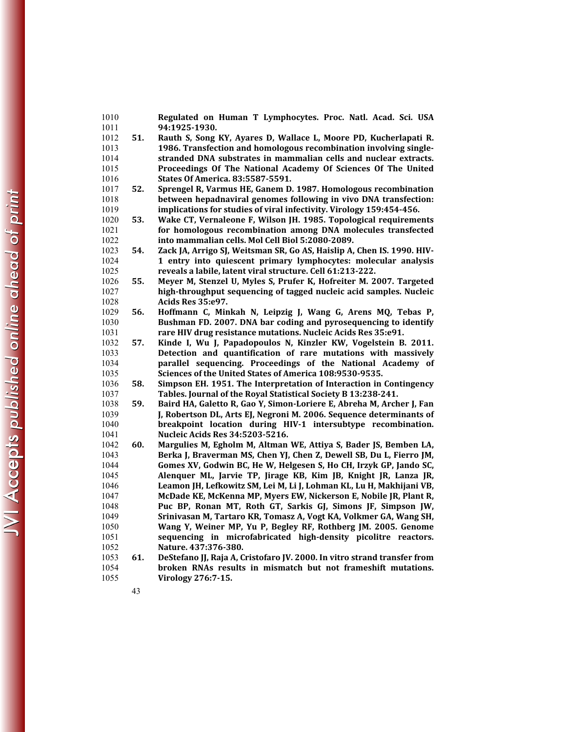Regulated on Human T Lymphocytes. Proc. Natl. Acad. Sci. USA 94:1925-1930.

51. Rauth S, Song KY, Ayares D, Wallace L, Moore PD, Kucherlapati R. 1986. Transfection and homologous recombination involving single-stranded DNA substrates in mammalian cells and nuclear extracts. Proceedings Of The National Academy Of Sciences Of The United States Of America. 83:5587-5591.

52. Sprengel R, Varmus HE, Ganem D. 1987. Homologous recombination between hepadnaviral genomes following in vivo DNA transfection: implications for studies of viral infectivity. Virology 159:454-456.

53. Wake CT, Vernaleone F, Wilson JH. 1985. Topological requirements for homologous recombination among DNA molecules transfected into mammalian cells. Mol Cell Biol 5:2080-2089.

54. Zack JA, Arrigo SJ, Weitsman SR, Go AS, Haislip A, Chen IS. 1990. HIV-1 entry into quiescent primary lymphocytes: molecular analysis reveals a labile, latent viral structure. Cell 61:213-222.

55. Meyer M, Stenzel U, Myles S, Prufer K, Hofreiter M. 2007. Targeted high-throughput sequencing of tagged nucleic acid samples. Nucleic Acids Res 35:e97.

56. Hoffmann C, Minkah N, Leipzig J, Wang G, Arens MQ, Tebas P, Bushman FD. 2007. DNA bar coding and pyrosequencing to identify rare HIV drug resistance mutations. Nucleic Acids Res 35:e91.

57. Kinde I, Wu J, Papadopoulos N, Kinzler KW, Vogelstein B. 2011. Detection and quantification of rare mutations with massively parallel sequencing. Proceedings of the National Academy of Sciences of the United States of America 108:9530-9535.

58. Simpson EH. 1951. The Interpretation of Interaction in Contingency Tables. Journal of the Royal Statistical Society B 13:238-241.

59. Baird HA, Galetto R, Gao Y, Simon-Loriere E, Abreha M, Archer J, Fan J, Robertson DL, Arts EJ, Negroni M. 2006. Sequence determinants of breakpoint location during HIV-1 intersubtype recombination. Nucleic Acids Res 34:5203-5216.

60. Margulies M, Egholm M, Altman WE, Attiya S, Bader JS, Bemben LA, Berka J, Braverman MS, Chen YJ, Chen Z, Dewell SB, Du L, Fierro JM, Gomes XV, Godwin BC, He W, Helgesen S, Ho CH, Irzyk GP, Jando SC, Alenquer ML, Jarvie TP, Jirage KB, Kim JB, Knight JR, Lanza JR, Leamon JH, Lefkowitz SM, Lei M, Li J, Lohman KL, Lu H, Makhijani VB, McDade KE, McKenna MP, Myers EW, Nickerson E, Nobile JR, Plant R, Puc BP, Ronan MT, Roth GT, Sarkis GJ, Simons JF, Simpson JW, Srinivasan M, Tartaro KR, Tomasz A, Vogt KA, Volkmer GA, Wang SH, Wang Y, Weiner MP, Yu P, Begley RF, Rothberg JM. 2005. Genome sequencing in microfabricated high-density picolitre reactors. Nature. 437:376-380.

61. DeStefano JJ, Raja A, Cristofaro JV. 2000. In vitro strand transfer from broken RNAs results in mismatch but not frameshift mutations. Virology 276:7-15.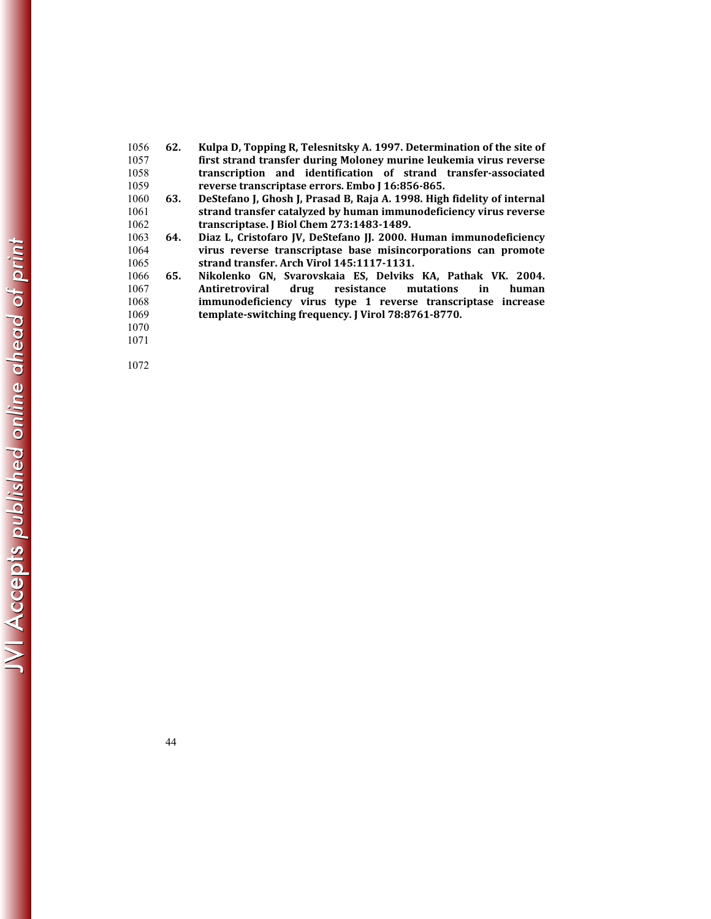**62. Kulpa D, Topping R, Telesnitsky A. 1997. Determination of the site of first strand transfer during Moloney murine leukemia virus reverse transcription and identification of strand transfer-associated reverse transcriptase errors. Embo J 16:856-865.**

**63. DeStefano J, Ghosh J, Prasad B, Raja A. 1998. High fidelity of internal strand transfer catalyzed by human immunodeficiency virus reverse transcriptase. J Biol Chem 273:1483-1489.**

**64. Diaz L, Cristofaro JV, DeStefano JJ. 2000. Human immunodeficiency virus reverse transcriptase base misincorporations can promote strand transfer. Arch Virol 145:1117-1131.**

**65. Nikolenko GN, Svarovskaia ES, Delviks KA, Pathak VK. 2004. Antiretroviral drug resistance mutations in human immunodeficiency virus type 1 reverse transcriptase increase template-switching frequency. J Virol 78:8761-8770.**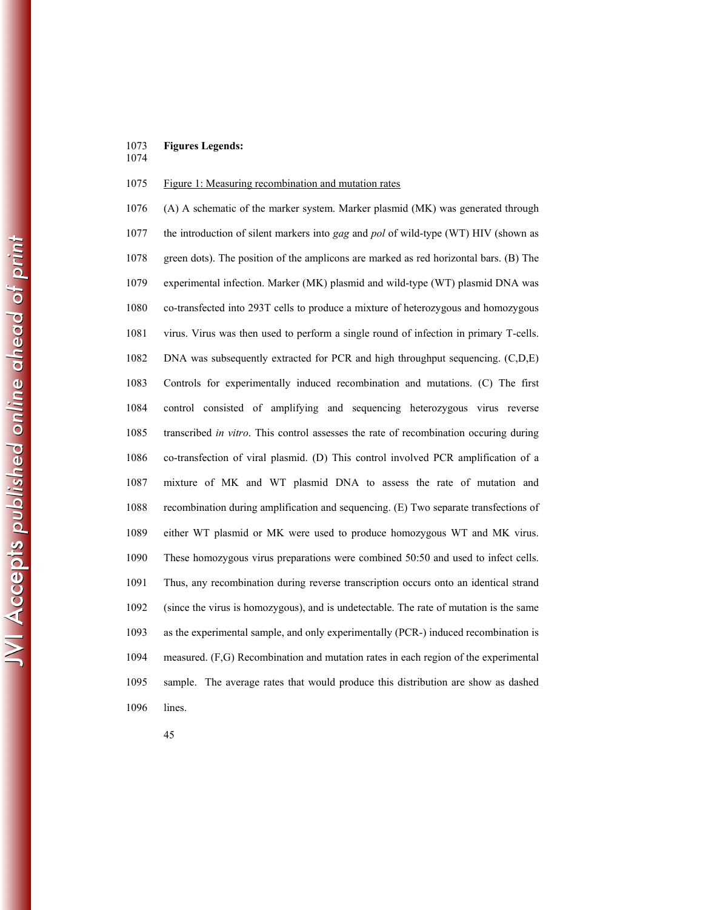**Figures Legends:**

Figure 1: Measuring recombination and mutation rates

(A) A schematic of the marker system. Marker plasmid (MK) was generated through the introduction of silent markers into *gag* and *pol* of wild-type (WT) HIV (shown as green dots). The position of the amplicons are marked as red horizontal bars. (B) The experimental infection. Marker (MK) plasmid and wild-type (WT) plasmid DNA was co-transfected into 293T cells to produce a mixture of heterozygous and homozygous virus. Virus was then used to perform a single round of infection in primary T-cells. DNA was subsequently extracted for PCR and high throughput sequencing. (C,D,E) Controls for experimentally induced recombination and mutations. (C) The first control consisted of amplifying and sequencing heterozygous virus reverse transcribed *in vitro*. This control assesses the rate of recombination occuring during co-transfection of viral plasmid. (D) This control involved PCR amplification of a mixture of MK and WT plasmid DNA to assess the rate of mutation and recombination during amplification and sequencing. (E) Two separate transfections of either WT plasmid or MK were used to produce homozygous WT and MK virus. These homozygous virus preparations were combined 50:50 and used to infect cells. Thus, any recombination during reverse transcription occurs onto an identical strand (since the virus is homozygous), and is undetectable. The rate of mutation is the same as the experimental sample, and only experimentally (PCR-) induced recombination is measured. (F,G) Recombination and mutation rates in each region of the experimental sample. The average rates that would produce this distribution are show as dashed lines.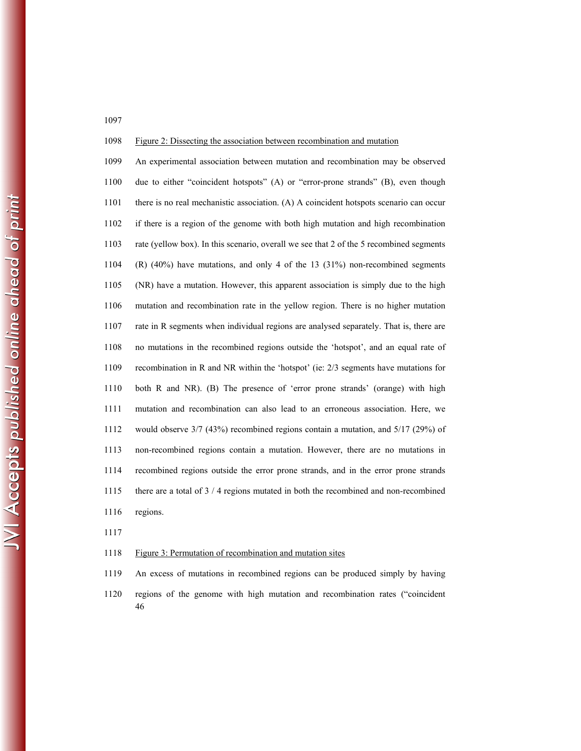Figure 2: Dissecting the association between recombination and mutation

An experimental association between mutation and recombination may be observed due to either "coincident hotspots" (A) or "error-prone strands" (B), even though there is no real mechanistic association. (A) A coincident hotspots scenario can occur if there is a region of the genome with both high mutation and high recombination rate (yellow box). In this scenario, overall we see that 2 of the 5 recombined segments (R) (40%) have mutations, and only 4 of the 13 (31%) non-recombined segments (NR) have a mutation. However, this apparent association is simply due to the high mutation and recombination rate in the yellow region. There is no higher mutation rate in R segments when individual regions are analysed separately. That is, there are no mutations in the recombined regions outside the 'hotspot', and an equal rate of recombination in R and NR within the 'hotspot' (ie: 2/3 segments have mutations for both R and NR). (B) The presence of 'error prone strands' (orange) with high mutation and recombination can also lead to an erroneous association. Here, we would observe 3/7 (43%) recombined regions contain a mutation, and 5/17 (29%) of non-recombined regions contain a mutation. However, there are no mutations in recombined regions outside the error prone strands, and in the error prone strands there are a total of 3 / 4 regions mutated in both the recombined and non-recombined regions.

Figure 3: Permutation of recombination and mutation sites

An excess of mutations in recombined regions can be produced simply by having regions of the genome with high mutation and recombination rates ("coincident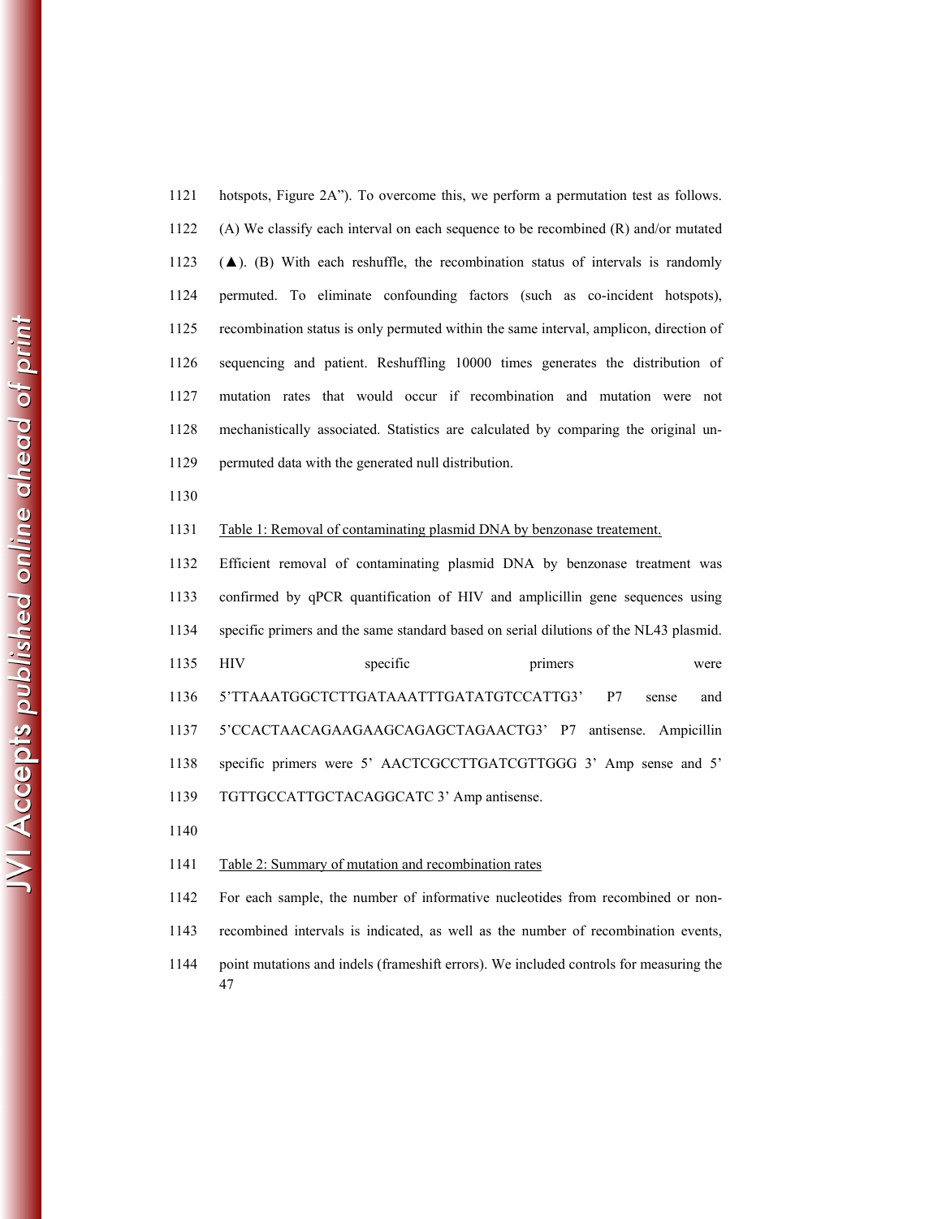hotspots, Figure 2A"). To overcome this, we perform a permutation test as follows. (A) We classify each interval on each sequence to be recombined (R) and/or mutated (▲). (B) With each reshuffle, the recombination status of intervals is randomly permuted. To eliminate confounding factors (such as co-incident hotspots), recombination status is only permuted within the same interval, amplicon, direction of sequencing and patient. Reshuffling 10000 times generates the distribution of mutation rates that would occur if recombination and mutation were not mechanistically associated. Statistics are calculated by comparing the original un-permuted data with the generated null distribution.

Table 1: Removal of contaminating plasmid DNA by benzonase treatement.

Efficient removal of contaminating plasmid DNA by benzonase treatment was confirmed by qPCR quantification of HIV and amplicillin gene sequences using specific primers and the same standard based on serial dilutions of the NL43 plasmid. HIV specific primers were 5'TTAAATGGCTCTTGATAAATTTGATATGTCCATTG3' P7 sense and 5'CCACTAACAGAAGAAGCAGAGCTAGAACTG3' P7 antisense. Ampicillin specific primers were 5' AACTCGCCTTGATCGTTGGG 3' Amp sense and 5' TGTTGCCATTGCTACAGGCATC 3' Amp antisense.

Table 2: Summary of mutation and recombination rates

For each sample, the number of informative nucleotides from recombined or non-recombined intervals is indicated, as well as the number of recombination events, point mutations and indels (frameshift errors). We included controls for measuring the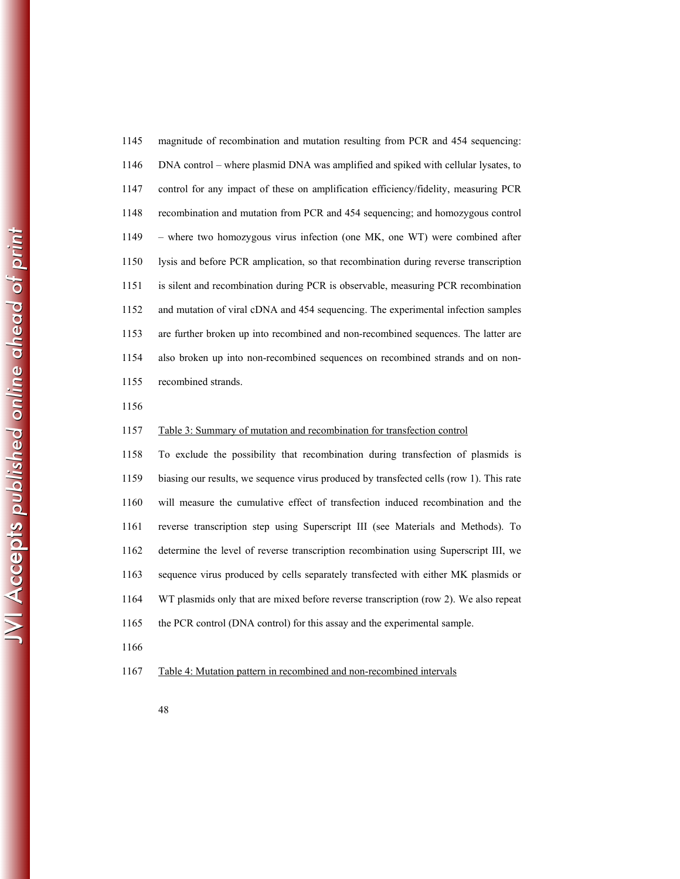magnitude of recombination and mutation resulting from PCR and 454 sequencing: DNA control – where plasmid DNA was amplified and spiked with cellular lysates, to control for any impact of these on amplification efficiency/fidelity, measuring PCR recombination and mutation from PCR and 454 sequencing; and homozygous control – where two homozygous virus infection (one MK, one WT) were combined after lysis and before PCR amplication, so that recombination during reverse transcription is silent and recombination during PCR is observable, measuring PCR recombination and mutation of viral cDNA and 454 sequencing. The experimental infection samples are further broken up into recombined and non-recombined sequences. The latter are also broken up into non-recombined sequences on recombined strands and on non-recombined strands.

Table 3: Summary of mutation and recombination for transfection control

To exclude the possibility that recombination during transfection of plasmids is biasing our results, we sequence virus produced by transfected cells (row 1). This rate will measure the cumulative effect of transfection induced recombination and the reverse transcription step using Superscript III (see Materials and Methods). To determine the level of reverse transcription recombination using Superscript III, we sequence virus produced by cells separately transfected with either MK plasmids or WT plasmids only that are mixed before reverse transcription (row 2). We also repeat the PCR control (DNA control) for this assay and the experimental sample.

Table 4: Mutation pattern in recombined and non-recombined intervals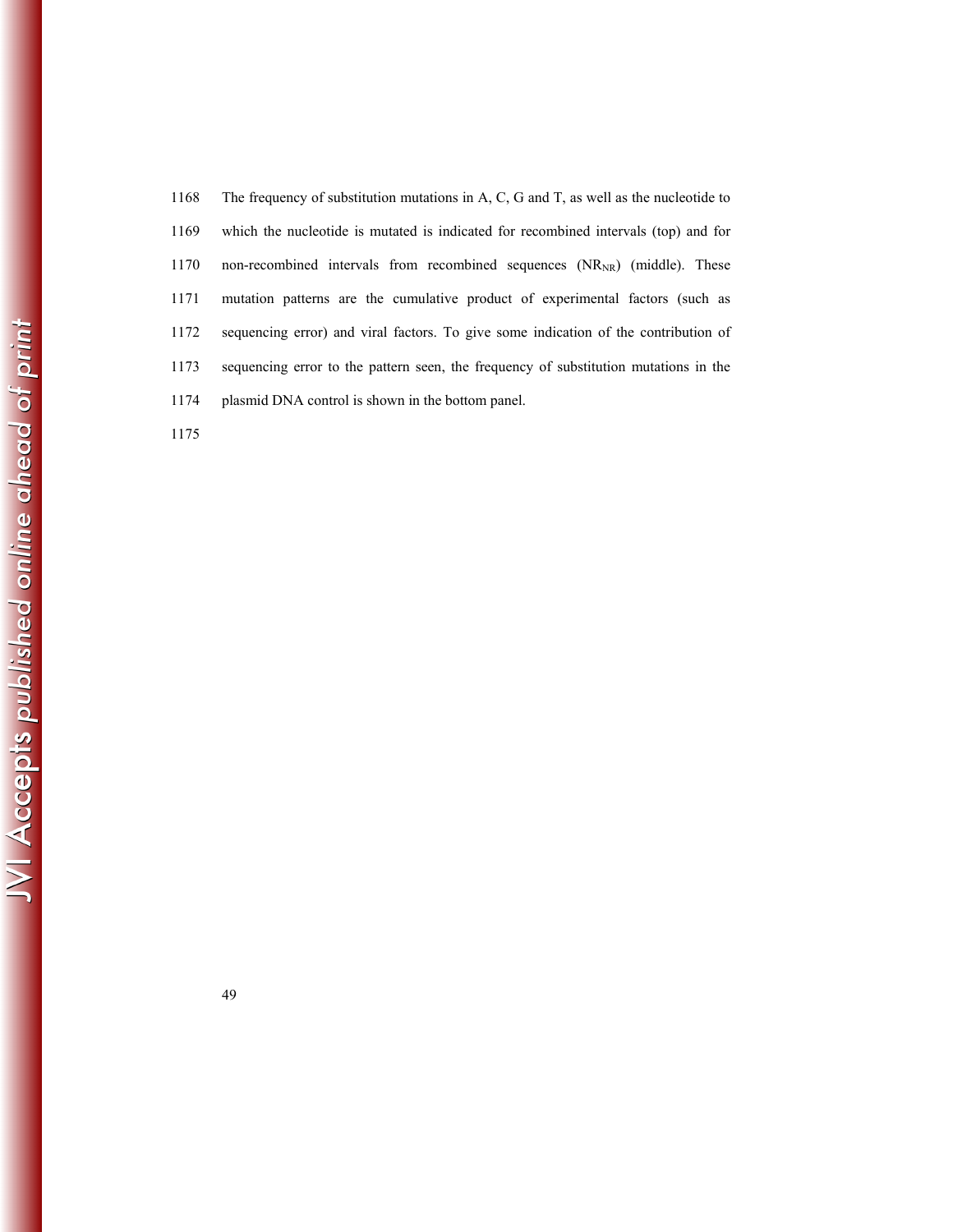The frequency of substitution mutations in A, C, G and T, as well as the nucleotide to which the nucleotide is mutated is indicated for recombined intervals (top) and for non-recombined intervals from recombined sequences ($NR_{NR}$) (middle). These mutation patterns are the cumulative product of experimental factors (such as sequencing error) and viral factors. To give some indication of the contribution of sequencing error to the pattern seen, the frequency of substitution mutations in the plasmid DNA control is shown in the bottom panel.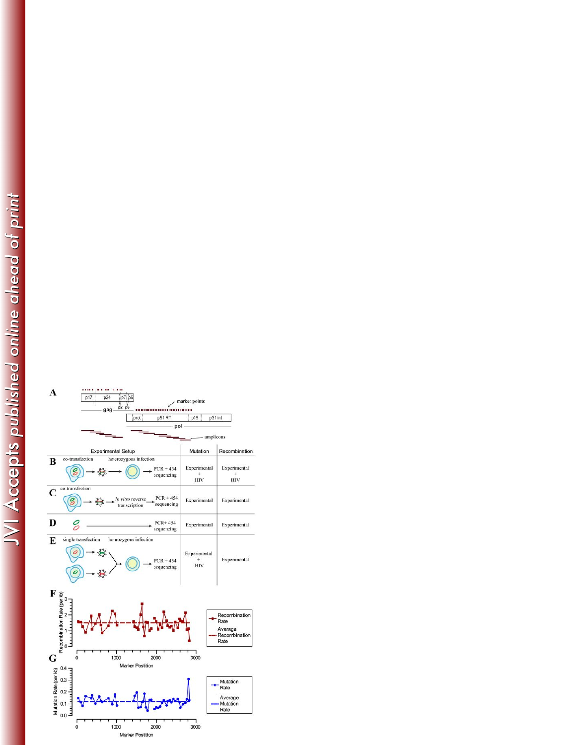A

p17 | p24 | p7 | p6

p2 p6

gag

marker points

prot | p51 RT | p15 | p31 int

pol

amplicons

| Experimental Setup | Mutation | Recombination |
|---|---|---|
| **B** co-transfection → heterozygous infection → PCR + 454 sequencing | Experimental + HIV | Experimental + HIV |
| **C** co-transfection → *In vitro* reverse transcription → PCR + 454 sequencing | Experimental | Experimental |
| **D** → PCR+ 454 sequencing | Experimental | Experimental |
| **E** single transfection → homozygous infection → PCR + 454 sequencing | Experimental + HIV | Experimental |

F

Recombination Rate (per kb)

Marker Position

Recombination Rate

Average Recombination Rate

G

Mutation Rate (per kb)

Marker Position

Mutation Rate

Average Mutation Rate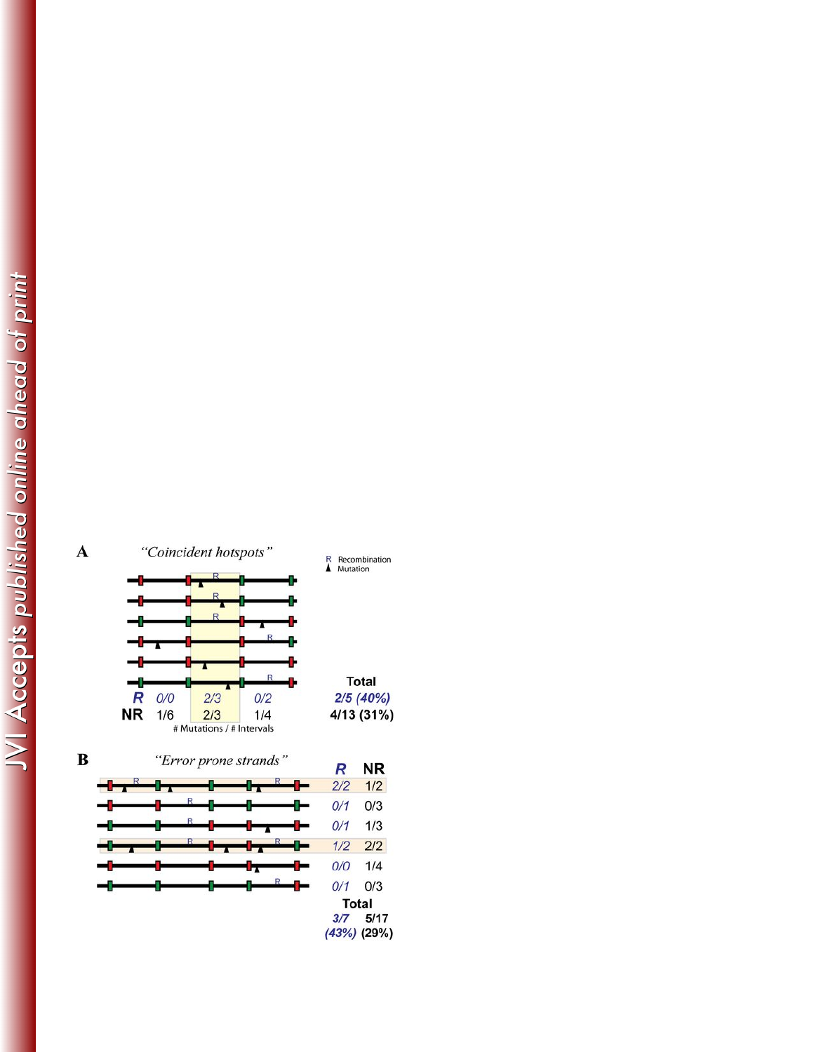**A** *"Coincident hotspots"*

R Recombination
▲ Mutation

| | | | | Total |
|---|---|---|---|---|
| R | 0/0 | 2/3 | 0/2 | 2/5 (40%) |
| NR | 1/6 | 2/3 | 1/4 | 4/13 (31%) |

\# Mutations / # Intervals

**B** *"Error prone strands"*

| R | NR |
|---|---|
| 2/2 | 1/2 |
| 0/1 | 0/3 |
| 0/1 | 1/3 |
| 1/2 | 2/2 |
| 0/0 | 1/4 |
| 0/1 | 0/3 |
| **Total** | |
| 3/7 (43%) | 5/17 (29%) |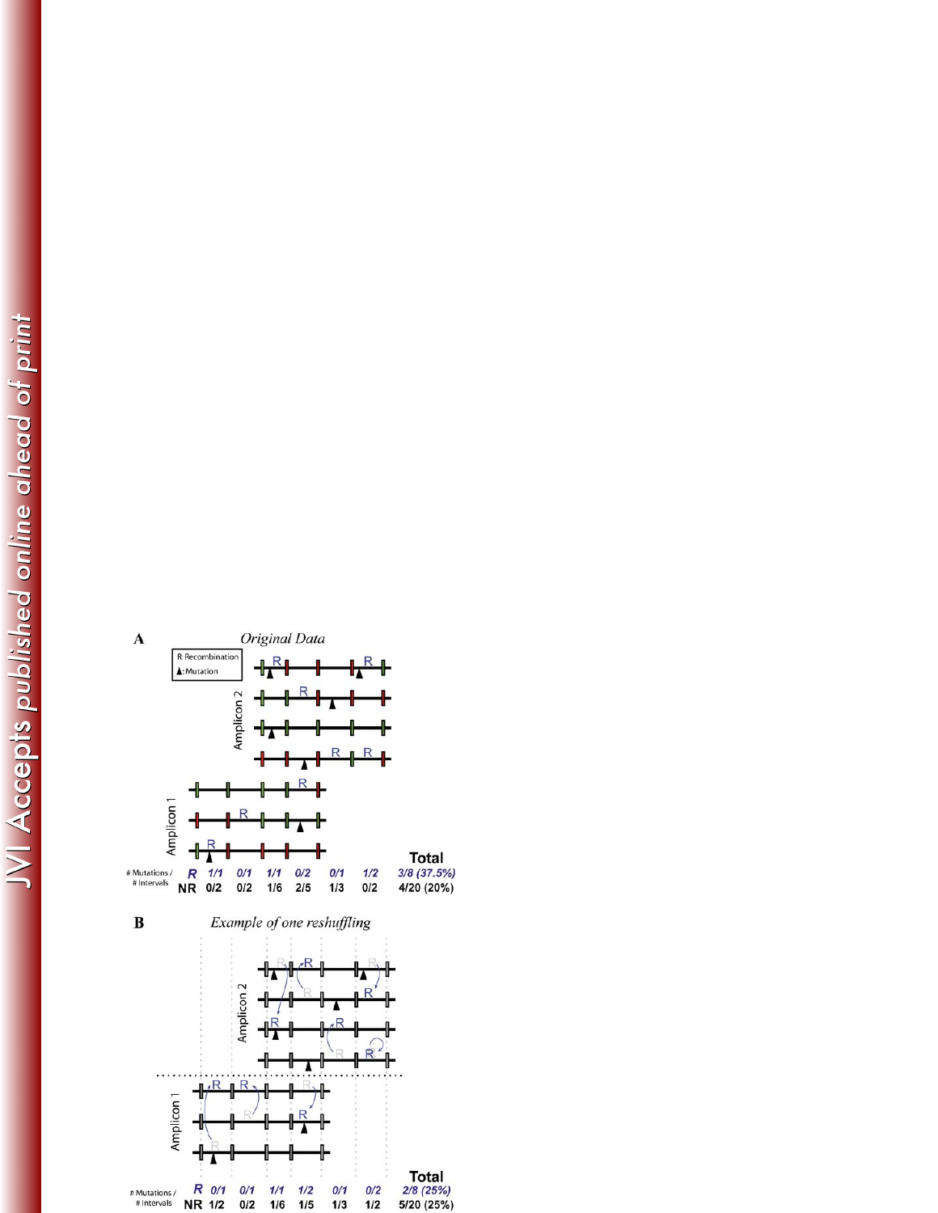**A** *Original Data*

R: Recombination
▲: Mutation

Amplicon 2

Amplicon 1

| # Mutations / # Intervals | | | | | | | Total |
|---|---|---|---|---|---|---|---|
| R | 1/1 | 0/1 | 1/1 | 0/2 | 0/1 | 1/2 | 3/8 (37.5%) |
| NR | 0/2 | 0/2 | 1/6 | 2/5 | 1/3 | 0/2 | 4/20 (20%) |

**B** *Example of one reshuffling*

Amplicon 2

Amplicon 1

| # Mutations / # Intervals | | | | | | | Total |
|---|---|---|---|---|---|---|---|
| R | 0/1 | 0/1 | 1/1 | 1/2 | 0/1 | 0/2 | 2/8 (25%) |
| NR | 1/2 | 0/2 | 1/6 | 1/5 | 1/3 | 1/2 | 5/20 (25%) |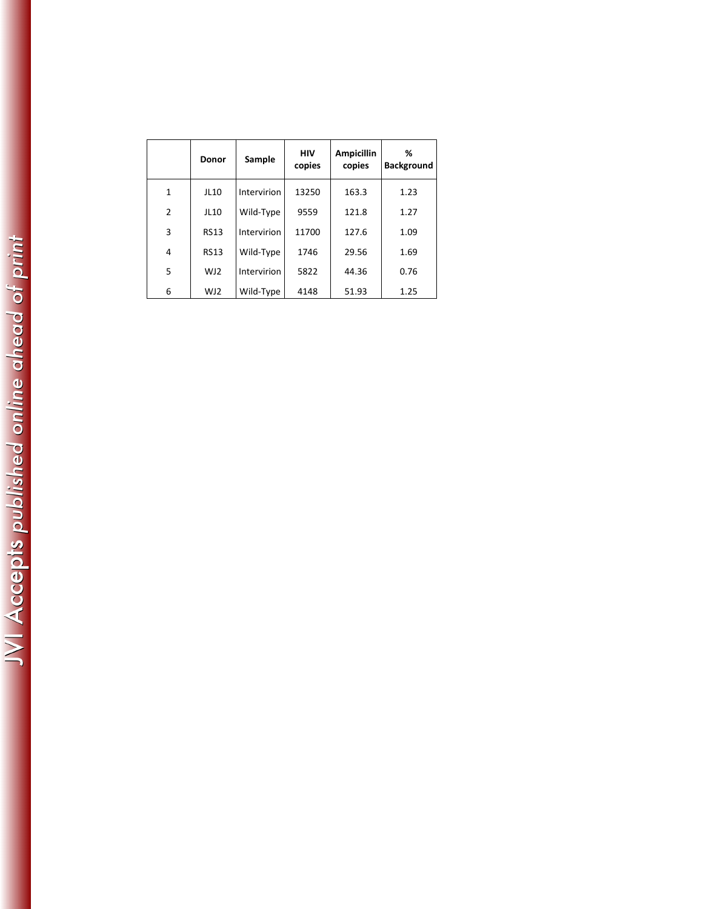| | Donor | Sample | HIV copies | Ampicillin copies | % Background |
|---|---|---|---|---|---|
| 1 | JL10 | Intervirion | 13250 | 163.3 | 1.23 |
| 2 | JL10 | Wild-Type | 9559 | 121.8 | 1.27 |
| 3 | RS13 | Intervirion | 11700 | 127.6 | 1.09 |
| 4 | RS13 | Wild-Type | 1746 | 29.56 | 1.69 |
| 5 | WJ2 | Intervirion | 5822 | 44.36 | 0.76 |
| 6 | WJ2 | Wild-Type | 4148 | 51.93 | 1.25 |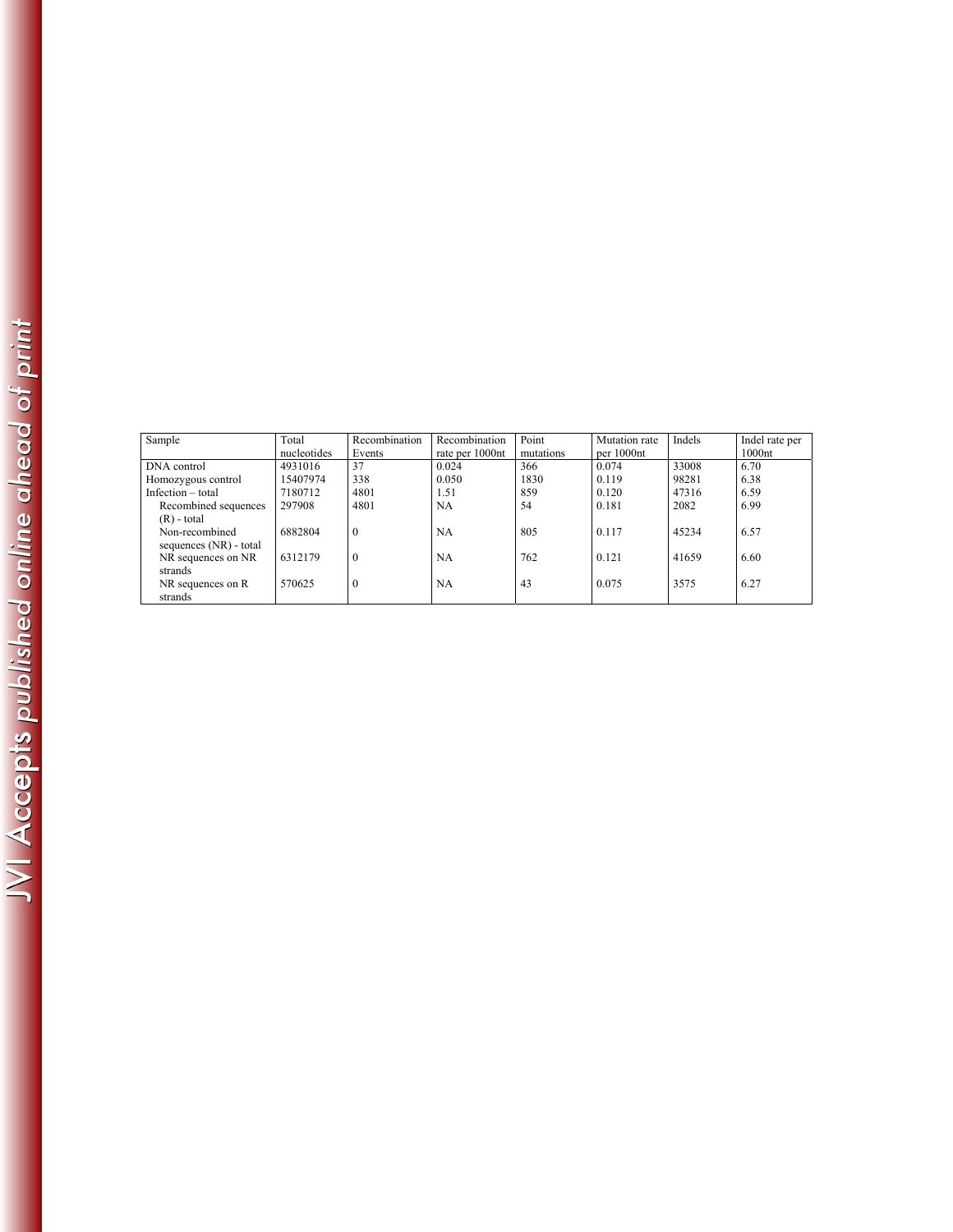| Sample | Total nucleotides | Recombination Events | Recombination rate per 1000nt | Point mutations | Mutation rate per 1000nt | Indels | Indel rate per 1000nt |
|---|---|---|---|---|---|---|---|
| DNA control | 4931016 | 37 | 0.024 | 366 | 0.074 | 33008 | 6.70 |
| Homozygous control | 15407974 | 338 | 0.050 | 1830 | 0.119 | 98281 | 6.38 |
| Infection – total | 7180712 | 4801 | 1.51 | 859 | 0.120 | 47316 | 6.59 |
| Recombined sequences (R) - total | 297908 | 4801 | NA | 54 | 0.181 | 2082 | 6.99 |
| Non-recombined sequences (NR) - total | 6882804 | 0 | NA | 805 | 0.117 | 45234 | 6.57 |
| NR sequences on NR strands | 6312179 | 0 | NA | 762 | 0.121 | 41659 | 6.60 |
| NR sequences on R strands | 570625 | 0 | NA | 43 | 0.075 | 3575 | 6.27 |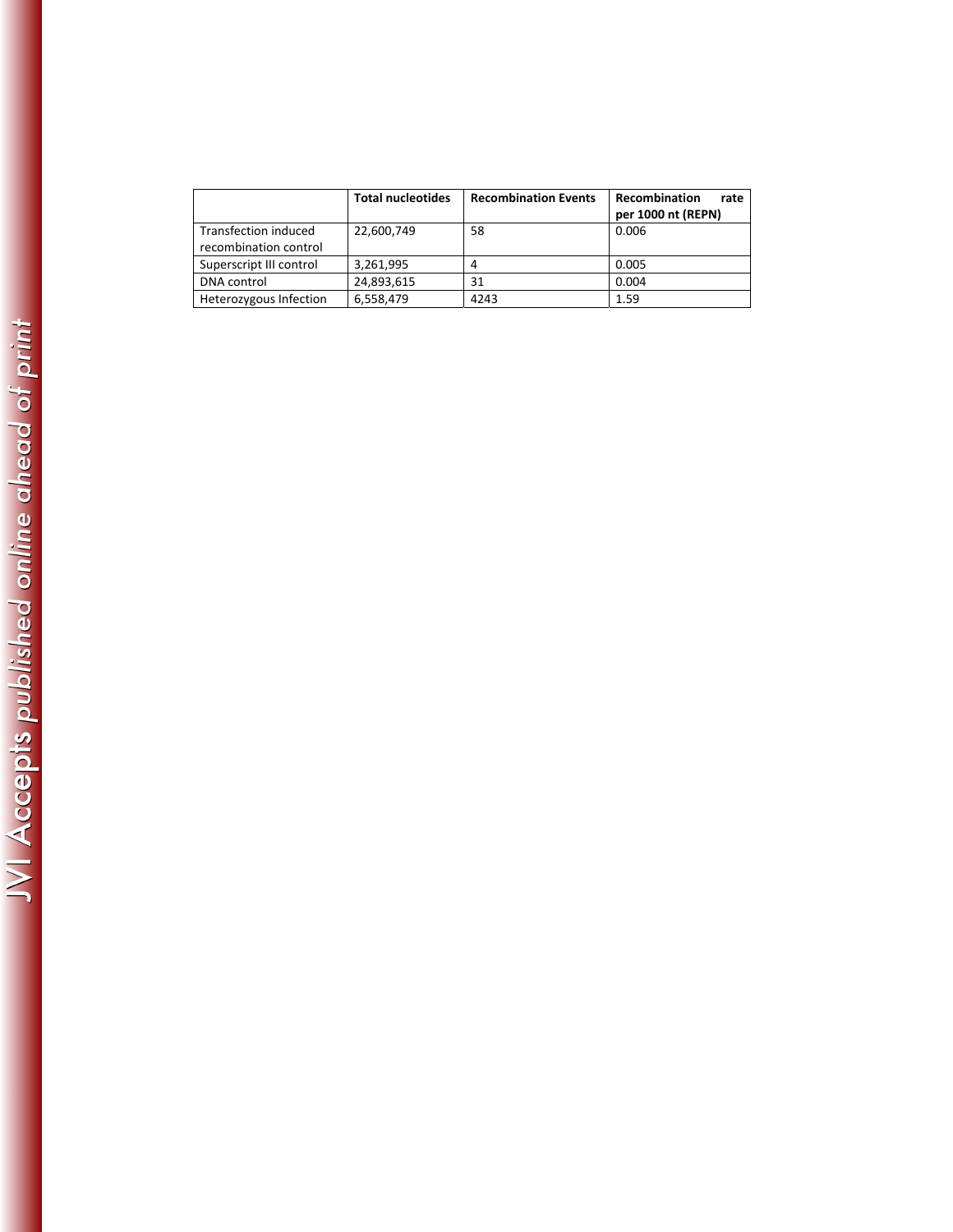|  | **Total nucleotides** | **Recombination Events** | **Recombination rate per 1000 nt (REPN)** |
| --- | --- | --- | --- |
| Transfection induced recombination control | 22,600,749 | 58 | 0.006 |
| Superscript III control | 3,261,995 | 4 | 0.005 |
| DNA control | 24,893,615 | 31 | 0.004 |
| Heterozygous Infection | 6,558,479 | 4243 | 1.59 |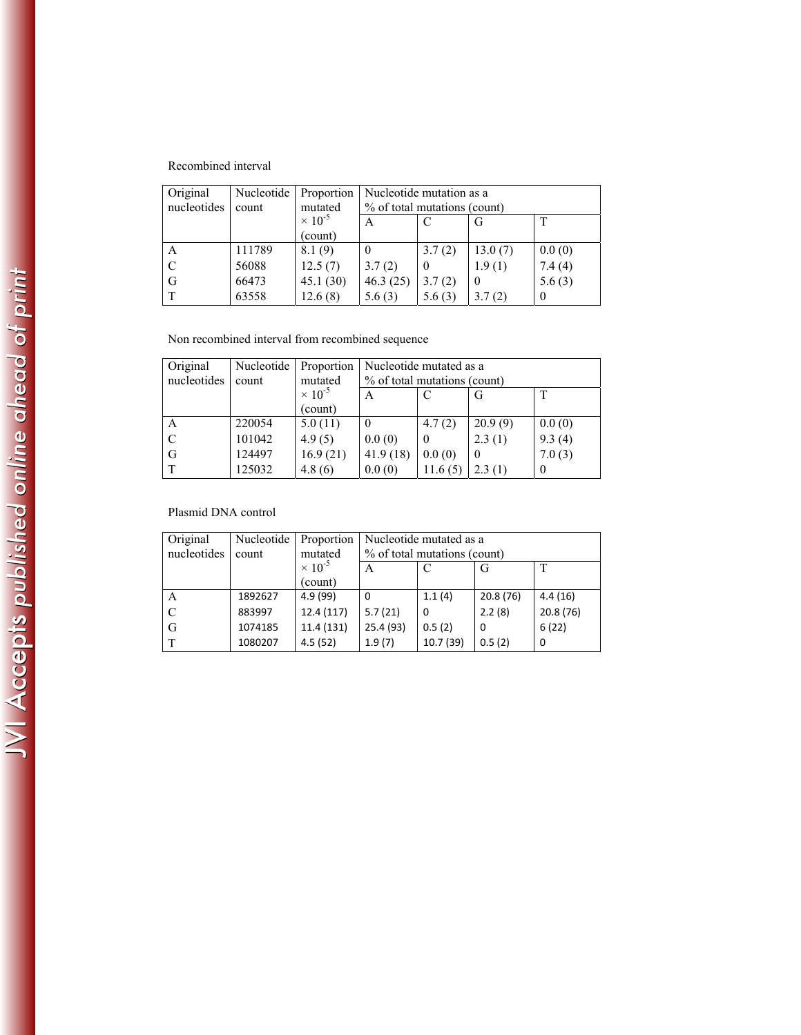Recombined interval

| Original nucleotides | Nucleotide count | Proportion mutated $\times 10^{-5}$ (count) | Nucleotide mutation as a % of total mutations (count) | | | |
|---|---|---|---|---|---|---|
| | | | A | C | G | T |
| A | 111789 | 8.1 (9) | 0 | 3.7 (2) | 13.0 (7) | 0.0 (0) |
| C | 56088 | 12.5 (7) | 3.7 (2) | 0 | 1.9 (1) | 7.4 (4) |
| G | 66473 | 45.1 (30) | 46.3 (25) | 3.7 (2) | 0 | 5.6 (3) |
| T | 63558 | 12.6 (8) | 5.6 (3) | 5.6 (3) | 3.7 (2) | 0 |

Non recombined interval from recombined sequence

| Original nucleotides | Nucleotide count | Proportion mutated $\times 10^{-5}$ (count) | Nucleotide mutated as a % of total mutations (count) | | | |
|---|---|---|---|---|---|---|
| | | | A | C | G | T |
| A | 220054 | 5.0 (11) | 0 | 4.7 (2) | 20.9 (9) | 0.0 (0) |
| C | 101042 | 4.9 (5) | 0.0 (0) | 0 | 2.3 (1) | 9.3 (4) |
| G | 124497 | 16.9 (21) | 41.9 (18) | 0.0 (0) | 0 | 7.0 (3) |
| T | 125032 | 4.8 (6) | 0.0 (0) | 11.6 (5) | 2.3 (1) | 0 |

Plasmid DNA control

| Original nucleotides | Nucleotide count | Proportion mutated $\times 10^{-5}$ (count) | Nucleotide mutated as a % of total mutations (count) | | | |
|---|---|---|---|---|---|---|
| | | | A | C | G | T |
| A | 1892627 | 4.9 (99) | 0 | 1.1 (4) | 20.8 (76) | 4.4 (16) |
| C | 883997 | 12.4 (117) | 5.7 (21) | 0 | 2.2 (8) | 20.8 (76) |
| G | 1074185 | 11.4 (131) | 25.4 (93) | 0.5 (2) | 0 | 6 (22) |
| T | 1080207 | 4.5 (52) | 1.9 (7) | 10.7 (39) | 0.5 (2) | 0 |